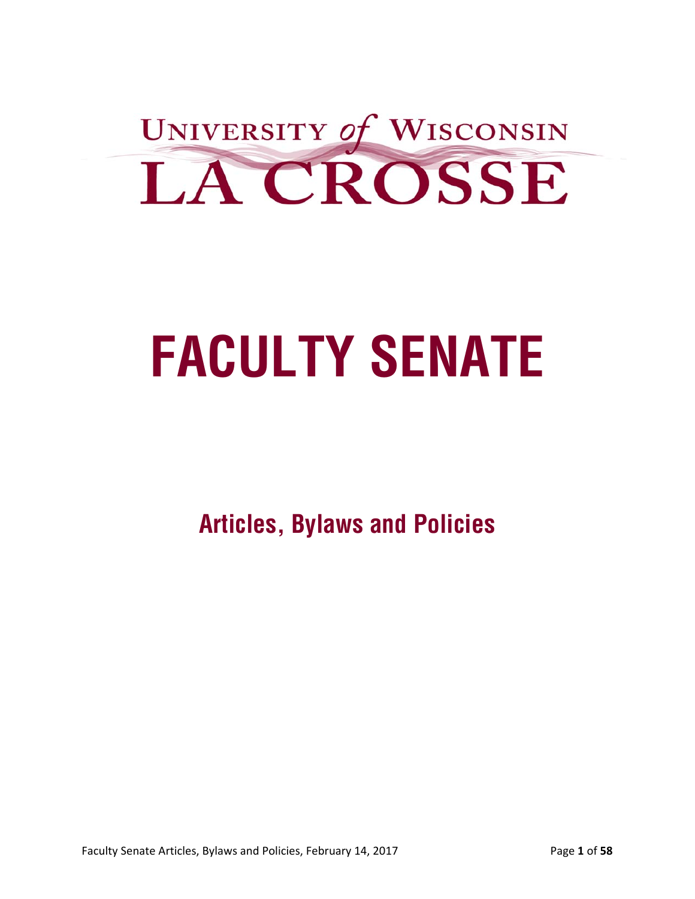UNIVERSITY of WISCONSIN

LA CROSSE

# FACULTY SENATE

## Articles, Bylaws and Policies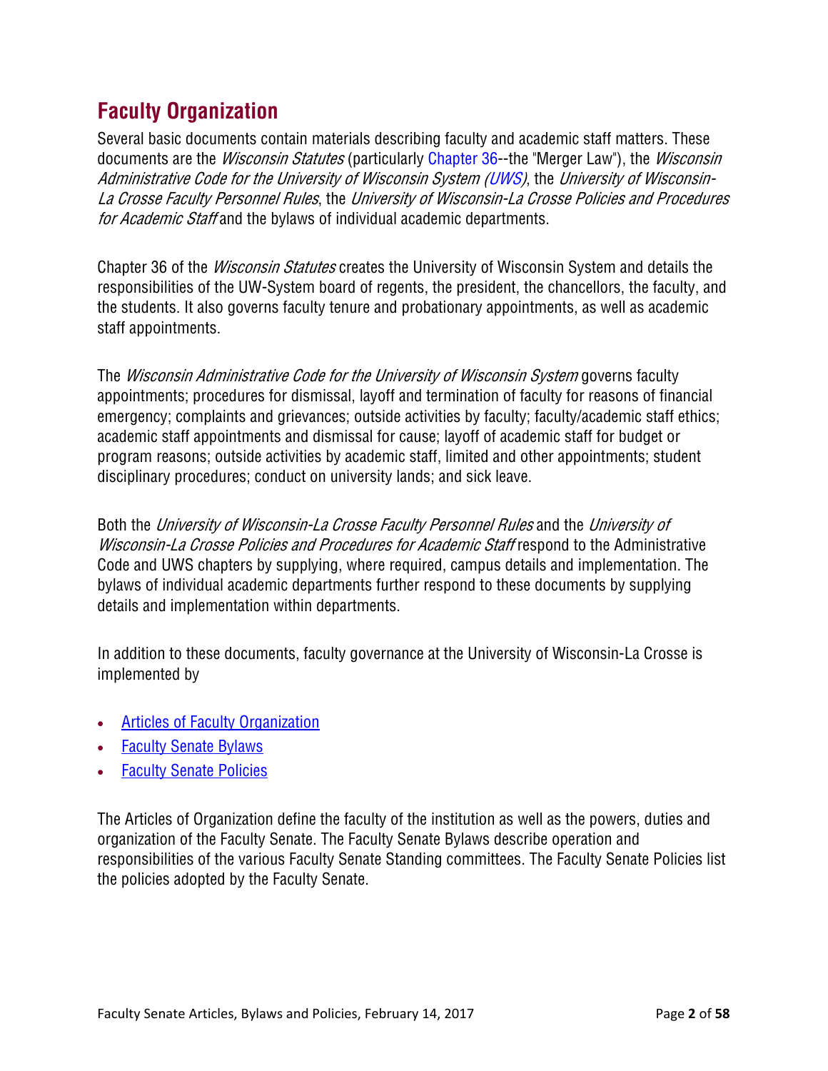## Faculty Organization

Several basic documents contain materials describing faculty and academic staff matters. These documents are the *Wisconsin Statutes* (particularly Chapter 36--the "Merger Law"), the *Wisconsin Administrative Code for the University of Wisconsin System (UWS)*, the *University of Wisconsin-La Crosse Faculty Personnel Rules*, the *University of Wisconsin-La Crosse Policies and Procedures for Academic Staff* and the bylaws of individual academic departments.

Chapter 36 of the *Wisconsin Statutes* creates the University of Wisconsin System and details the responsibilities of the UW-System board of regents, the president, the chancellors, the faculty, and the students. It also governs faculty tenure and probationary appointments, as well as academic staff appointments.

The *Wisconsin Administrative Code for the University of Wisconsin System* governs faculty appointments; procedures for dismissal, layoff and termination of faculty for reasons of financial emergency; complaints and grievances; outside activities by faculty; faculty/academic staff ethics; academic staff appointments and dismissal for cause; layoff of academic staff for budget or program reasons; outside activities by academic staff, limited and other appointments; student disciplinary procedures; conduct on university lands; and sick leave.

Both the *University of Wisconsin-La Crosse Faculty Personnel Rules* and the *University of Wisconsin-La Crosse Policies and Procedures for Academic Staff* respond to the Administrative Code and UWS chapters by supplying, where required, campus details and implementation. The bylaws of individual academic departments further respond to these documents by supplying details and implementation within departments.

In addition to these documents, faculty governance at the University of Wisconsin-La Crosse is implemented by

- Articles of Faculty Organization
- Faculty Senate Bylaws
- Faculty Senate Policies

The Articles of Organization define the faculty of the institution as well as the powers, duties and organization of the Faculty Senate. The Faculty Senate Bylaws describe operation and responsibilities of the various Faculty Senate Standing committees. The Faculty Senate Policies list the policies adopted by the Faculty Senate.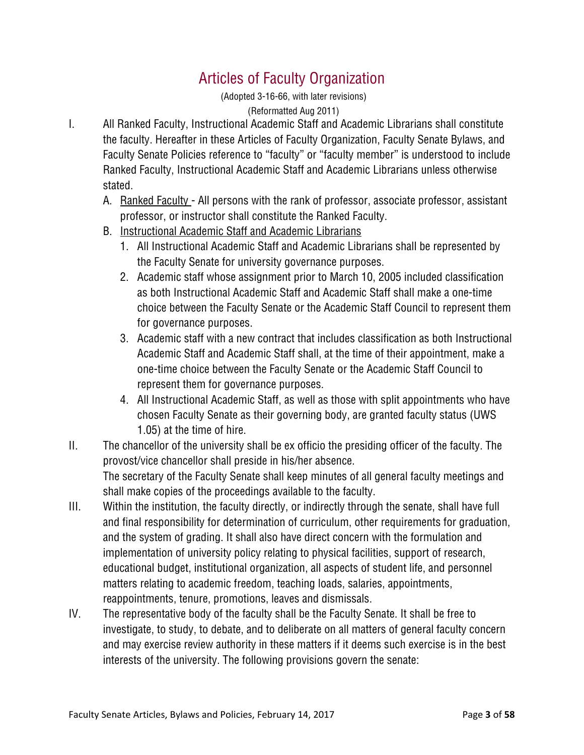# Articles of Faculty Organization

(Adopted 3-16-66, with later revisions)
(Reformatted Aug 2011)

I. All Ranked Faculty, Instructional Academic Staff and Academic Librarians shall constitute the faculty. Hereafter in these Articles of Faculty Organization, Faculty Senate Bylaws, and Faculty Senate Policies reference to "faculty" or "faculty member" is understood to include Ranked Faculty, Instructional Academic Staff and Academic Librarians unless otherwise stated.

   A. Ranked Faculty - All persons with the rank of professor, associate professor, assistant professor, or instructor shall constitute the Ranked Faculty.

   B. Instructional Academic Staff and Academic Librarians

      1. All Instructional Academic Staff and Academic Librarians shall be represented by the Faculty Senate for university governance purposes.
      2. Academic staff whose assignment prior to March 10, 2005 included classification as both Instructional Academic Staff and Academic Staff shall make a one-time choice between the Faculty Senate or the Academic Staff Council to represent them for governance purposes.
      3. Academic staff with a new contract that includes classification as both Instructional Academic Staff and Academic Staff shall, at the time of their appointment, make a one-time choice between the Faculty Senate or the Academic Staff Council to represent them for governance purposes.
      4. All Instructional Academic Staff, as well as those with split appointments who have chosen Faculty Senate as their governing body, are granted faculty status (UWS 1.05) at the time of hire.

II. The chancellor of the university shall be ex officio the presiding officer of the faculty. The provost/vice chancellor shall preside in his/her absence.
The secretary of the Faculty Senate shall keep minutes of all general faculty meetings and shall make copies of the proceedings available to the faculty.

III. Within the institution, the faculty directly, or indirectly through the senate, shall have full and final responsibility for determination of curriculum, other requirements for graduation, and the system of grading. It shall also have direct concern with the formulation and implementation of university policy relating to physical facilities, support of research, educational budget, institutional organization, all aspects of student life, and personnel matters relating to academic freedom, teaching loads, salaries, appointments, reappointments, tenure, promotions, leaves and dismissals.

IV. The representative body of the faculty shall be the Faculty Senate. It shall be free to investigate, to study, to debate, and to deliberate on all matters of general faculty concern and may exercise review authority in these matters if it deems such exercise is in the best interests of the university. The following provisions govern the senate: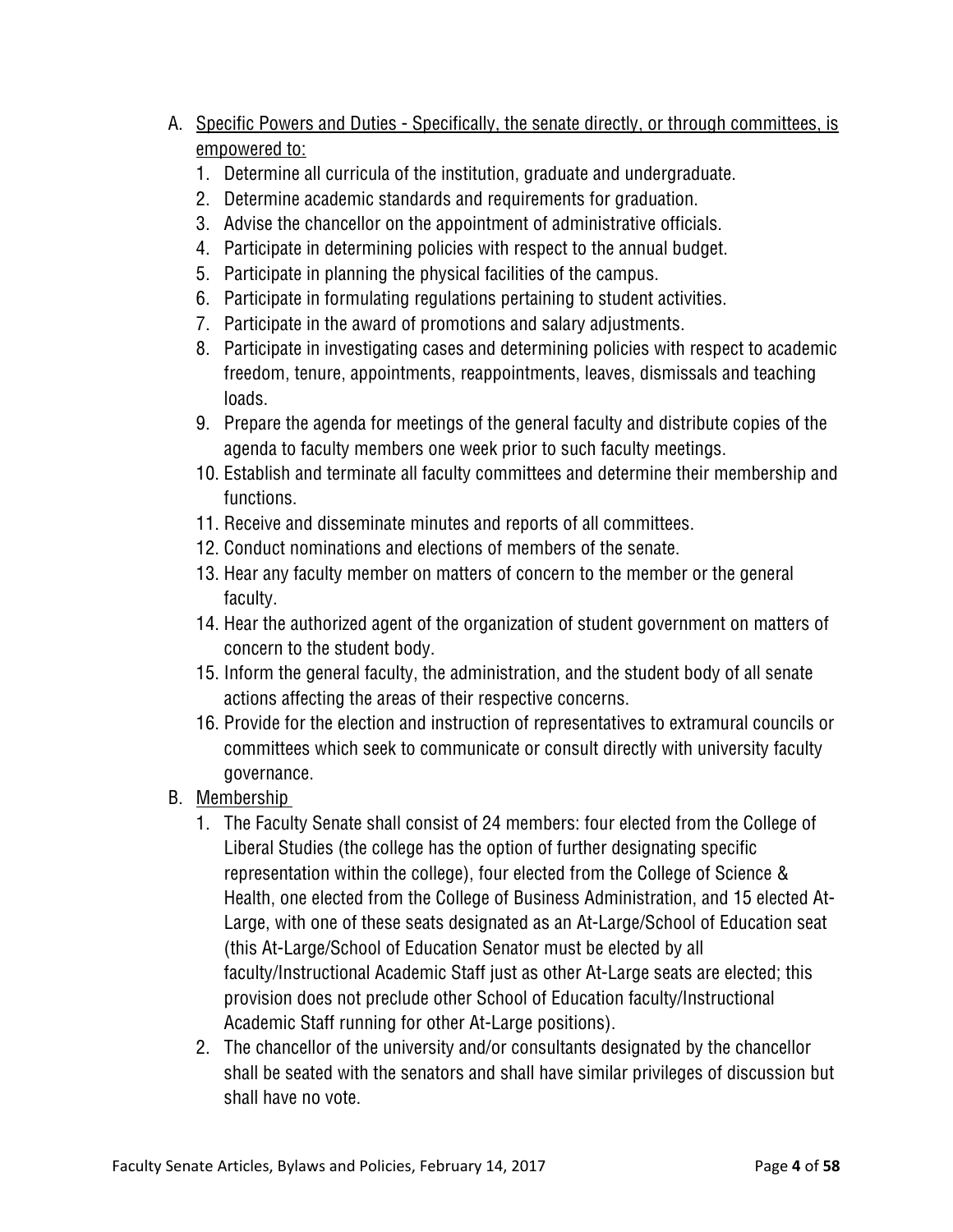A. <u>Specific Powers and Duties - Specifically, the senate directly, or through committees, is empowered to:</u>
   1. Determine all curricula of the institution, graduate and undergraduate.
   2. Determine academic standards and requirements for graduation.
   3. Advise the chancellor on the appointment of administrative officials.
   4. Participate in determining policies with respect to the annual budget.
   5. Participate in planning the physical facilities of the campus.
   6. Participate in formulating regulations pertaining to student activities.
   7. Participate in the award of promotions and salary adjustments.
   8. Participate in investigating cases and determining policies with respect to academic freedom, tenure, appointments, reappointments, leaves, dismissals and teaching loads.
   9. Prepare the agenda for meetings of the general faculty and distribute copies of the agenda to faculty members one week prior to such faculty meetings.
   10. Establish and terminate all faculty committees and determine their membership and functions.
   11. Receive and disseminate minutes and reports of all committees.
   12. Conduct nominations and elections of members of the senate.
   13. Hear any faculty member on matters of concern to the member or the general faculty.
   14. Hear the authorized agent of the organization of student government on matters of concern to the student body.
   15. Inform the general faculty, the administration, and the student body of all senate actions affecting the areas of their respective concerns.
   16. Provide for the election and instruction of representatives to extramural councils or committees which seek to communicate or consult directly with university faculty governance.

B. <u>Membership</u>
   1. The Faculty Senate shall consist of 24 members: four elected from the College of Liberal Studies (the college has the option of further designating specific representation within the college), four elected from the College of Science & Health, one elected from the College of Business Administration, and 15 elected At-Large, with one of these seats designated as an At-Large/School of Education seat (this At-Large/School of Education Senator must be elected by all faculty/Instructional Academic Staff just as other At-Large seats are elected; this provision does not preclude other School of Education faculty/Instructional Academic Staff running for other At-Large positions).
   2. The chancellor of the university and/or consultants designated by the chancellor shall be seated with the senators and shall have similar privileges of discussion but shall have no vote.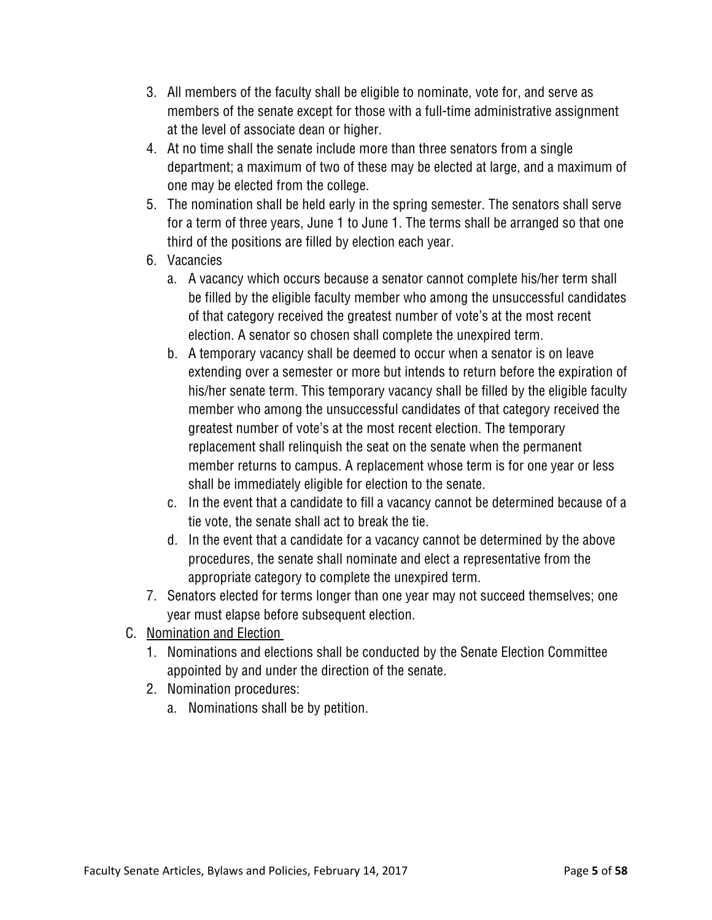3. All members of the faculty shall be eligible to nominate, vote for, and serve as members of the senate except for those with a full-time administrative assignment at the level of associate dean or higher.
4. At no time shall the senate include more than three senators from a single department; a maximum of two of these may be elected at large, and a maximum of one may be elected from the college.
5. The nomination shall be held early in the spring semester. The senators shall serve for a term of three years, June 1 to June 1. The terms shall be arranged so that one third of the positions are filled by election each year.
6. Vacancies
   a. A vacancy which occurs because a senator cannot complete his/her term shall be filled by the eligible faculty member who among the unsuccessful candidates of that category received the greatest number of vote's at the most recent election. A senator so chosen shall complete the unexpired term.
   b. A temporary vacancy shall be deemed to occur when a senator is on leave extending over a semester or more but intends to return before the expiration of his/her senate term. This temporary vacancy shall be filled by the eligible faculty member who among the unsuccessful candidates of that category received the greatest number of vote's at the most recent election. The temporary replacement shall relinquish the seat on the senate when the permanent member returns to campus. A replacement whose term is for one year or less shall be immediately eligible for election to the senate.
   c. In the event that a candidate to fill a vacancy cannot be determined because of a tie vote, the senate shall act to break the tie.
   d. In the event that a candidate for a vacancy cannot be determined by the above procedures, the senate shall nominate and elect a representative from the appropriate category to complete the unexpired term.
7. Senators elected for terms longer than one year may not succeed themselves; one year must elapse before subsequent election.

C. <u>Nomination and Election</u>

1. Nominations and elections shall be conducted by the Senate Election Committee appointed by and under the direction of the senate.
2. Nomination procedures:
   a. Nominations shall be by petition.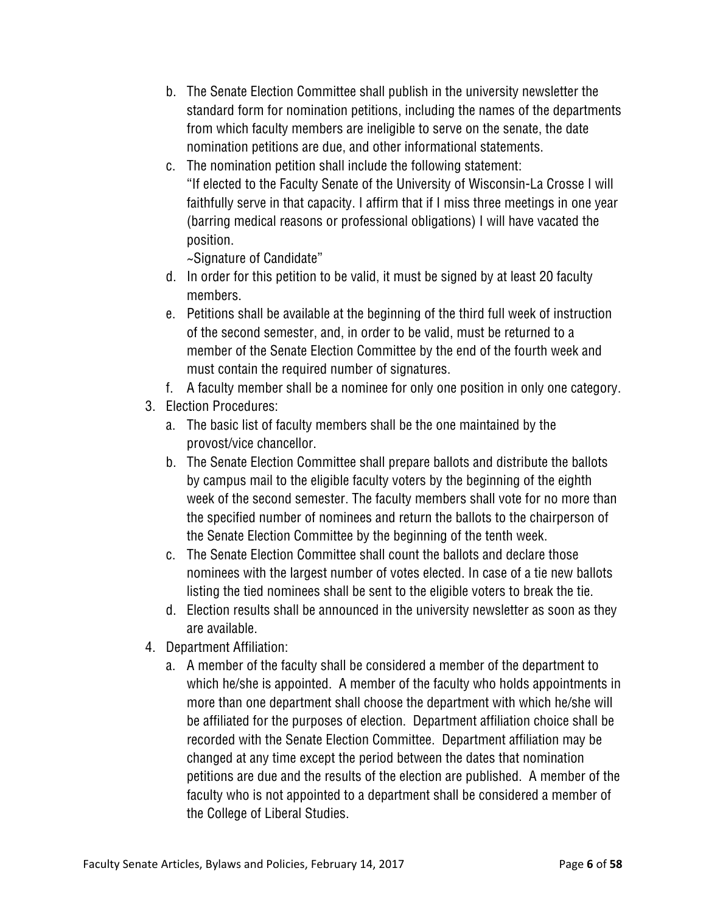b. The Senate Election Committee shall publish in the university newsletter the standard form for nomination petitions, including the names of the departments from which faculty members are ineligible to serve on the senate, the date nomination petitions are due, and other informational statements.
   c. The nomination petition shall include the following statement:
      "If elected to the Faculty Senate of the University of Wisconsin-La Crosse I will faithfully serve in that capacity. I affirm that if I miss three meetings in one year (barring medical reasons or professional obligations) I will have vacated the position.
      ~Signature of Candidate"
   d. In order for this petition to be valid, it must be signed by at least 20 faculty members.
   e. Petitions shall be available at the beginning of the third full week of instruction of the second semester, and, in order to be valid, must be returned to a member of the Senate Election Committee by the end of the fourth week and must contain the required number of signatures.
   f. A faculty member shall be a nominee for only one position in only one category.
3. Election Procedures:
   a. The basic list of faculty members shall be the one maintained by the provost/vice chancellor.
   b. The Senate Election Committee shall prepare ballots and distribute the ballots by campus mail to the eligible faculty voters by the beginning of the eighth week of the second semester. The faculty members shall vote for no more than the specified number of nominees and return the ballots to the chairperson of the Senate Election Committee by the beginning of the tenth week.
   c. The Senate Election Committee shall count the ballots and declare those nominees with the largest number of votes elected. In case of a tie new ballots listing the tied nominees shall be sent to the eligible voters to break the tie.
   d. Election results shall be announced in the university newsletter as soon as they are available.
4. Department Affiliation:
   a. A member of the faculty shall be considered a member of the department to which he/she is appointed. A member of the faculty who holds appointments in more than one department shall choose the department with which he/she will be affiliated for the purposes of election. Department affiliation choice shall be recorded with the Senate Election Committee. Department affiliation may be changed at any time except the period between the dates that nomination petitions are due and the results of the election are published. A member of the faculty who is not appointed to a department shall be considered a member of the College of Liberal Studies.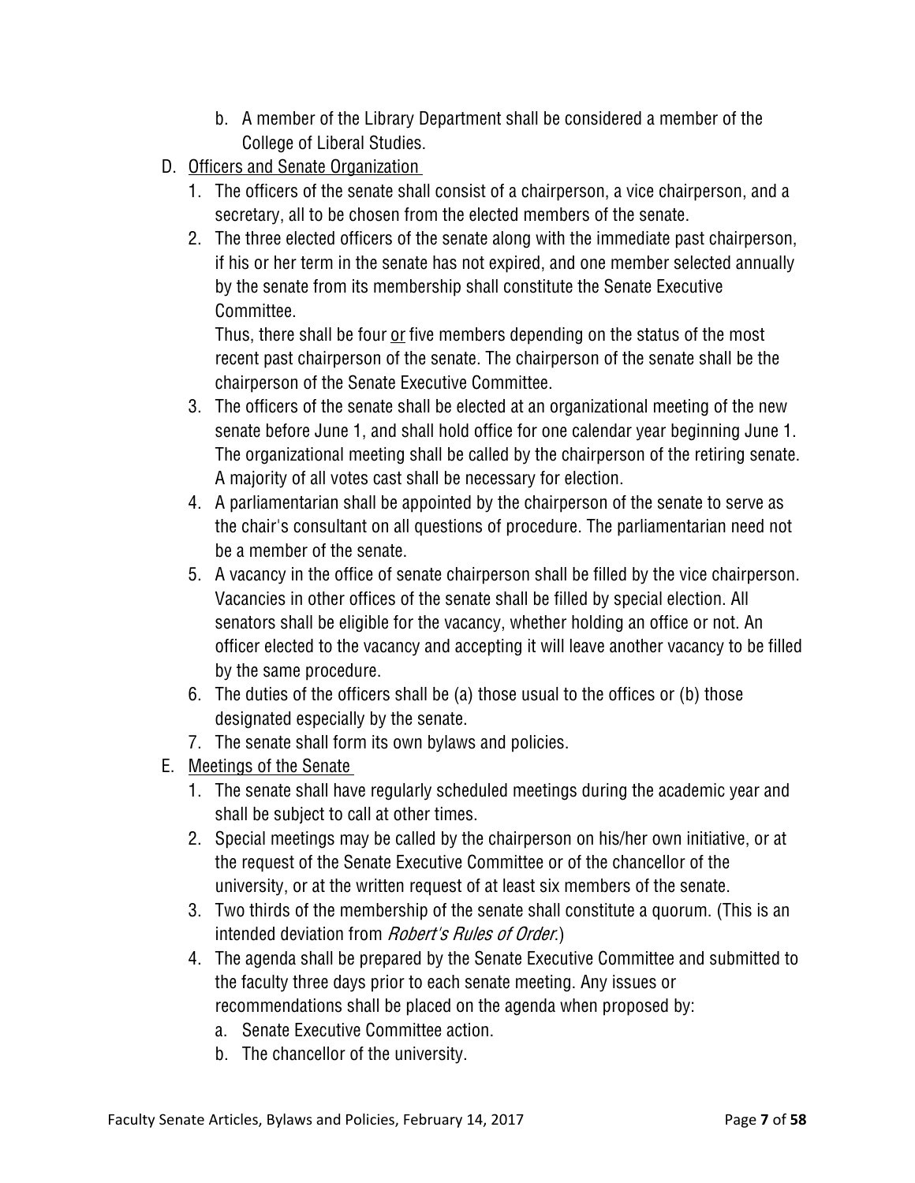b. A member of the Library Department shall be considered a member of the College of Liberal Studies.

D. <u>Officers and Senate Organization</u>
   1. The officers of the senate shall consist of a chairperson, a vice chairperson, and a secretary, all to be chosen from the elected members of the senate.
   2. The three elected officers of the senate along with the immediate past chairperson, if his or her term in the senate has not expired, and one member selected annually by the senate from its membership shall constitute the Senate Executive Committee.
      Thus, there shall be four <u>or</u> five members depending on the status of the most recent past chairperson of the senate. The chairperson of the senate shall be the chairperson of the Senate Executive Committee.
   3. The officers of the senate shall be elected at an organizational meeting of the new senate before June 1, and shall hold office for one calendar year beginning June 1. The organizational meeting shall be called by the chairperson of the retiring senate. A majority of all votes cast shall be necessary for election.
   4. A parliamentarian shall be appointed by the chairperson of the senate to serve as the chair's consultant on all questions of procedure. The parliamentarian need not be a member of the senate.
   5. A vacancy in the office of senate chairperson shall be filled by the vice chairperson. Vacancies in other offices of the senate shall be filled by special election. All senators shall be eligible for the vacancy, whether holding an office or not. An officer elected to the vacancy and accepting it will leave another vacancy to be filled by the same procedure.
   6. The duties of the officers shall be (a) those usual to the offices or (b) those designated especially by the senate.
   7. The senate shall form its own bylaws and policies.

E. <u>Meetings of the Senate</u>
   1. The senate shall have regularly scheduled meetings during the academic year and shall be subject to call at other times.
   2. Special meetings may be called by the chairperson on his/her own initiative, or at the request of the Senate Executive Committee or of the chancellor of the university, or at the written request of at least six members of the senate.
   3. Two thirds of the membership of the senate shall constitute a quorum. (This is an intended deviation from *Robert's Rules of Order*.)
   4. The agenda shall be prepared by the Senate Executive Committee and submitted to the faculty three days prior to each senate meeting. Any issues or recommendations shall be placed on the agenda when proposed by:
      a. Senate Executive Committee action.
      b. The chancellor of the university.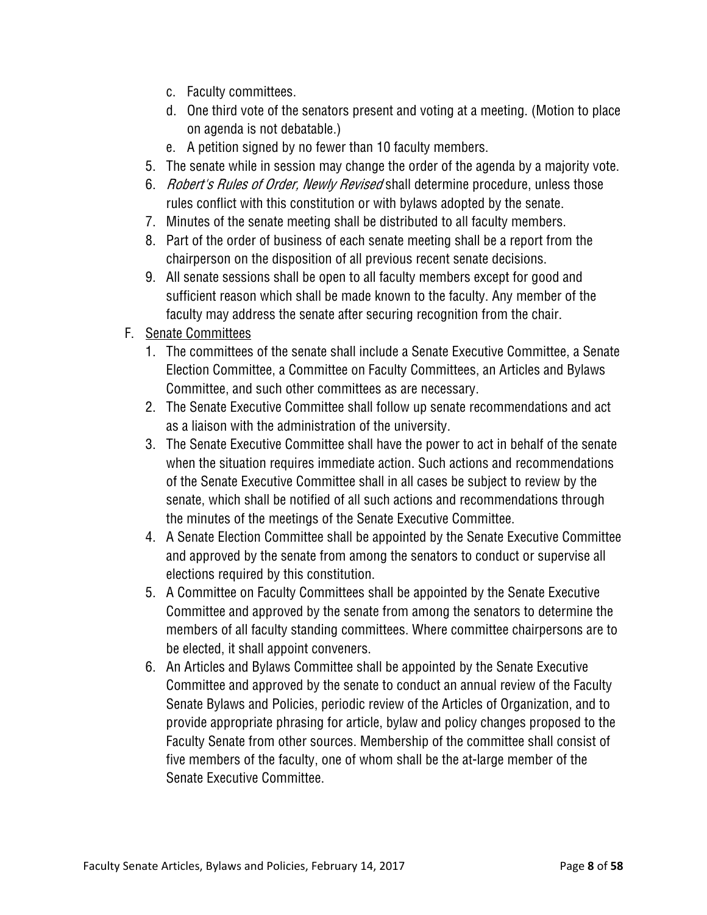c. Faculty committees.
   d. One third vote of the senators present and voting at a meeting. (Motion to place on agenda is not debatable.)
   e. A petition signed by no fewer than 10 faculty members.
5. The senate while in session may change the order of the agenda by a majority vote.
6. *Robert's Rules of Order, Newly Revised* shall determine procedure, unless those rules conflict with this constitution or with bylaws adopted by the senate.
7. Minutes of the senate meeting shall be distributed to all faculty members.
8. Part of the order of business of each senate meeting shall be a report from the chairperson on the disposition of all previous recent senate decisions.
9. All senate sessions shall be open to all faculty members except for good and sufficient reason which shall be made known to the faculty. Any member of the faculty may address the senate after securing recognition from the chair.

F. <u>Senate Committees</u>

1. The committees of the senate shall include a Senate Executive Committee, a Senate Election Committee, a Committee on Faculty Committees, an Articles and Bylaws Committee, and such other committees as are necessary.
2. The Senate Executive Committee shall follow up senate recommendations and act as a liaison with the administration of the university.
3. The Senate Executive Committee shall have the power to act in behalf of the senate when the situation requires immediate action. Such actions and recommendations of the Senate Executive Committee shall in all cases be subject to review by the senate, which shall be notified of all such actions and recommendations through the minutes of the meetings of the Senate Executive Committee.
4. A Senate Election Committee shall be appointed by the Senate Executive Committee and approved by the senate from among the senators to conduct or supervise all elections required by this constitution.
5. A Committee on Faculty Committees shall be appointed by the Senate Executive Committee and approved by the senate from among the senators to determine the members of all faculty standing committees. Where committee chairpersons are to be elected, it shall appoint conveners.
6. An Articles and Bylaws Committee shall be appointed by the Senate Executive Committee and approved by the senate to conduct an annual review of the Faculty Senate Bylaws and Policies, periodic review of the Articles of Organization, and to provide appropriate phrasing for article, bylaw and policy changes proposed to the Faculty Senate from other sources. Membership of the committee shall consist of five members of the faculty, one of whom shall be the at-large member of the Senate Executive Committee.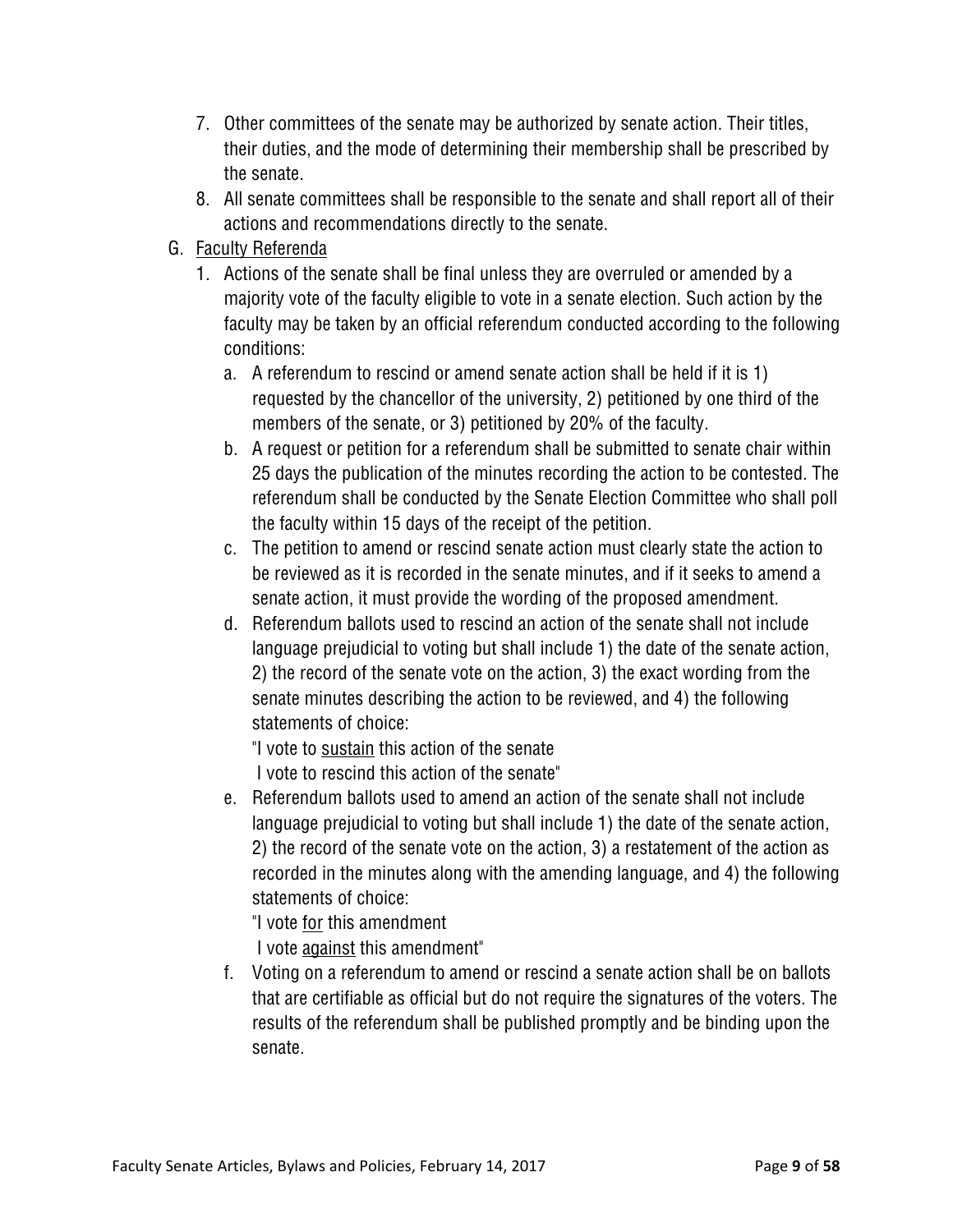7. Other committees of the senate may be authorized by senate action. Their titles, their duties, and the mode of determining their membership shall be prescribed by the senate.
8. All senate committees shall be responsible to the senate and shall report all of their actions and recommendations directly to the senate.

G. <u>Faculty Referenda</u>

1. Actions of the senate shall be final unless they are overruled or amended by a majority vote of the faculty eligible to vote in a senate election. Such action by the faculty may be taken by an official referendum conducted according to the following conditions:
   a. A referendum to rescind or amend senate action shall be held if it is 1) requested by the chancellor of the university, 2) petitioned by one third of the members of the senate, or 3) petitioned by 20% of the faculty.
   b. A request or petition for a referendum shall be submitted to senate chair within 25 days the publication of the minutes recording the action to be contested. The referendum shall be conducted by the Senate Election Committee who shall poll the faculty within 15 days of the receipt of the petition.
   c. The petition to amend or rescind senate action must clearly state the action to be reviewed as it is recorded in the senate minutes, and if it seeks to amend a senate action, it must provide the wording of the proposed amendment.
   d. Referendum ballots used to rescind an action of the senate shall not include language prejudicial to voting but shall include 1) the date of the senate action, 2) the record of the senate vote on the action, 3) the exact wording from the senate minutes describing the action to be reviewed, and 4) the following statements of choice:

      "I vote to <u>sustain</u> this action of the senate
      I vote to rescind this action of the senate"
   e. Referendum ballots used to amend an action of the senate shall not include language prejudicial to voting but shall include 1) the date of the senate action, 2) the record of the senate vote on the action, 3) a restatement of the action as recorded in the minutes along with the amending language, and 4) the following statements of choice:

      "I vote <u>for</u> this amendment
      I vote <u>against</u> this amendment"
   f. Voting on a referendum to amend or rescind a senate action shall be on ballots that are certifiable as official but do not require the signatures of the voters. The results of the referendum shall be published promptly and be binding upon the senate.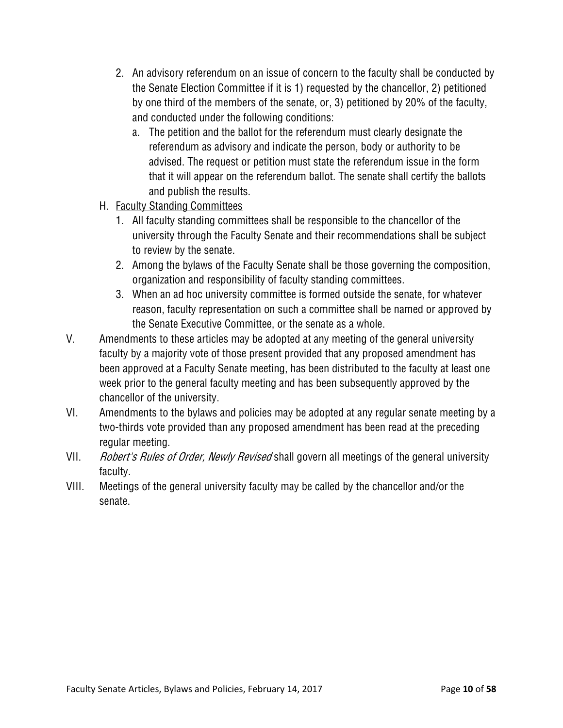2. An advisory referendum on an issue of concern to the faculty shall be conducted by the Senate Election Committee if it is 1) requested by the chancellor, 2) petitioned by one third of the members of the senate, or, 3) petitioned by 20% of the faculty, and conducted under the following conditions:
   a. The petition and the ballot for the referendum must clearly designate the referendum as advisory and indicate the person, body or authority to be advised. The request or petition must state the referendum issue in the form that it will appear on the referendum ballot. The senate shall certify the ballots and publish the results.

H. <u>Faculty Standing Committees</u>

1. All faculty standing committees shall be responsible to the chancellor of the university through the Faculty Senate and their recommendations shall be subject to review by the senate.
2. Among the bylaws of the Faculty Senate shall be those governing the composition, organization and responsibility of faculty standing committees.
3. When an ad hoc university committee is formed outside the senate, for whatever reason, faculty representation on such a committee shall be named or approved by the Senate Executive Committee, or the senate as a whole.

V. Amendments to these articles may be adopted at any meeting of the general university faculty by a majority vote of those present provided that any proposed amendment has been approved at a Faculty Senate meeting, has been distributed to the faculty at least one week prior to the general faculty meeting and has been subsequently approved by the chancellor of the university.

VI. Amendments to the bylaws and policies may be adopted at any regular senate meeting by a two-thirds vote provided than any proposed amendment has been read at the preceding regular meeting.

VII. *Robert's Rules of Order, Newly Revised* shall govern all meetings of the general university faculty.

VIII. Meetings of the general university faculty may be called by the chancellor and/or the senate.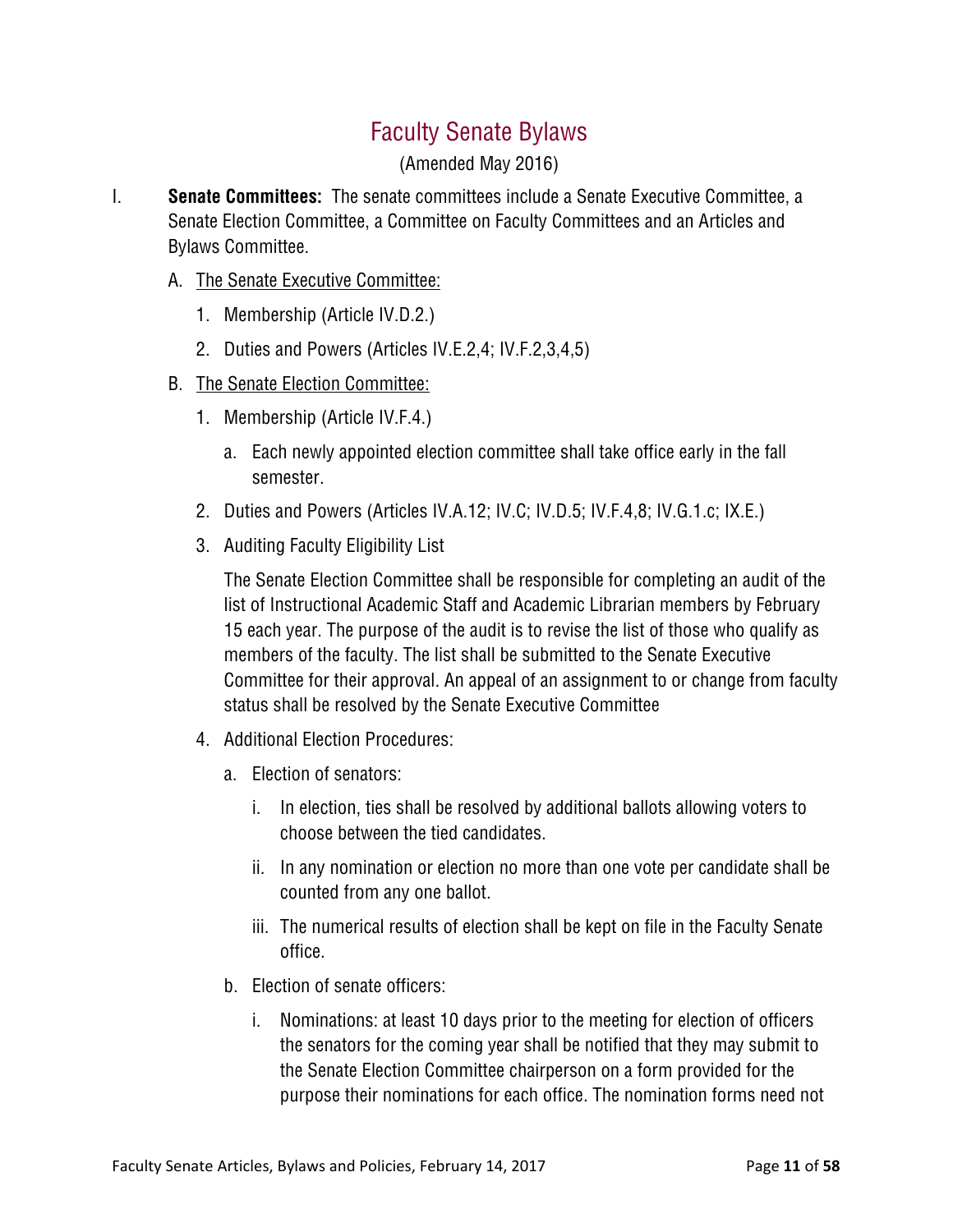# Faculty Senate Bylaws

(Amended May 2016)

I. **Senate Committees:** The senate committees include a Senate Executive Committee, a Senate Election Committee, a Committee on Faculty Committees and an Articles and Bylaws Committee.

   A. The Senate Executive Committee:

      1. Membership (Article IV.D.2.)
      2. Duties and Powers (Articles IV.E.2,4; IV.F.2,3,4,5)

   B. The Senate Election Committee:

      1. Membership (Article IV.F.4.)

         a. Each newly appointed election committee shall take office early in the fall semester.

      2. Duties and Powers (Articles IV.A.12; IV.C; IV.D.5; IV.F.4,8; IV.G.1.c; IX.E.)
      3. Auditing Faculty Eligibility List

         The Senate Election Committee shall be responsible for completing an audit of the list of Instructional Academic Staff and Academic Librarian members by February 15 each year. The purpose of the audit is to revise the list of those who qualify as members of the faculty. The list shall be submitted to the Senate Executive Committee for their approval. An appeal of an assignment to or change from faculty status shall be resolved by the Senate Executive Committee

      4. Additional Election Procedures:

         a. Election of senators:

            i. In election, ties shall be resolved by additional ballots allowing voters to choose between the tied candidates.
            ii. In any nomination or election no more than one vote per candidate shall be counted from any one ballot.
            iii. The numerical results of election shall be kept on file in the Faculty Senate office.

         b. Election of senate officers:

            i. Nominations: at least 10 days prior to the meeting for election of officers the senators for the coming year shall be notified that they may submit to the Senate Election Committee chairperson on a form provided for the purpose their nominations for each office. The nomination forms need not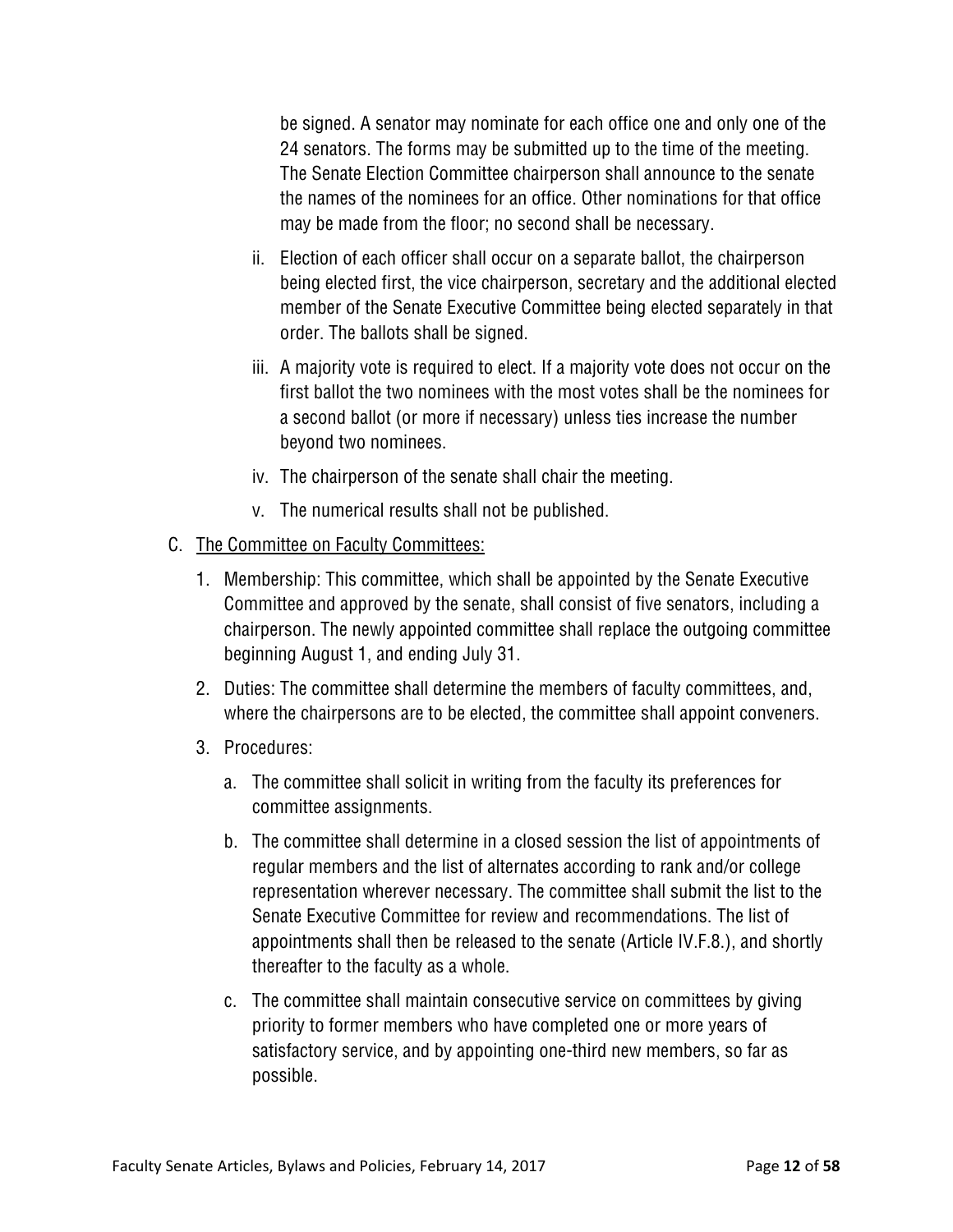be signed. A senator may nominate for each office one and only one of the 24 senators. The forms may be submitted up to the time of the meeting. The Senate Election Committee chairperson shall announce to the senate the names of the nominees for an office. Other nominations for that office may be made from the floor; no second shall be necessary.

ii. Election of each officer shall occur on a separate ballot, the chairperson being elected first, the vice chairperson, secretary and the additional elected member of the Senate Executive Committee being elected separately in that order. The ballots shall be signed.

iii. A majority vote is required to elect. If a majority vote does not occur on the first ballot the two nominees with the most votes shall be the nominees for a second ballot (or more if necessary) unless ties increase the number beyond two nominees.

iv. The chairperson of the senate shall chair the meeting.

v. The numerical results shall not be published.

C. <u>The Committee on Faculty Committees:</u>

1. Membership: This committee, which shall be appointed by the Senate Executive Committee and approved by the senate, shall consist of five senators, including a chairperson. The newly appointed committee shall replace the outgoing committee beginning August 1, and ending July 31.

2. Duties: The committee shall determine the members of faculty committees, and, where the chairpersons are to be elected, the committee shall appoint conveners.

3. Procedures:

   a. The committee shall solicit in writing from the faculty its preferences for committee assignments.

   b. The committee shall determine in a closed session the list of appointments of regular members and the list of alternates according to rank and/or college representation wherever necessary. The committee shall submit the list to the Senate Executive Committee for review and recommendations. The list of appointments shall then be released to the senate (Article IV.F.8.), and shortly thereafter to the faculty as a whole.

   c. The committee shall maintain consecutive service on committees by giving priority to former members who have completed one or more years of satisfactory service, and by appointing one-third new members, so far as possible.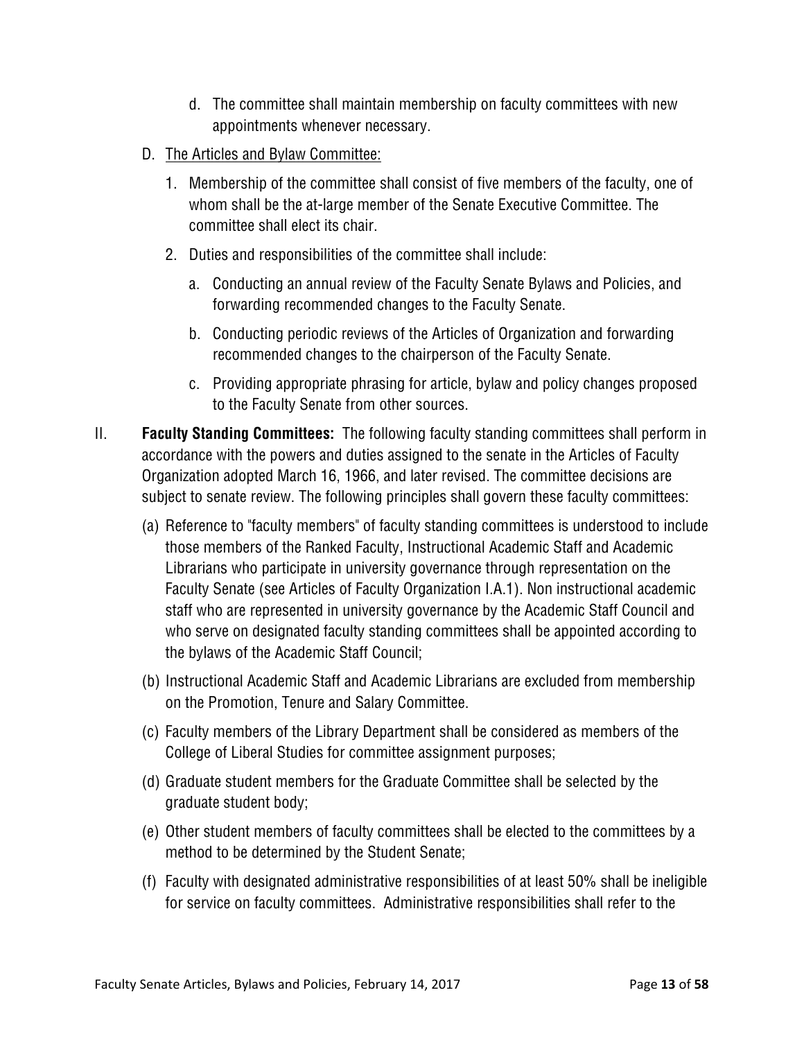d. The committee shall maintain membership on faculty committees with new appointments whenever necessary.

D. <u>The Articles and Bylaw Committee:</u>

1. Membership of the committee shall consist of five members of the faculty, one of whom shall be the at-large member of the Senate Executive Committee. The committee shall elect its chair.

2. Duties and responsibilities of the committee shall include:

   a. Conducting an annual review of the Faculty Senate Bylaws and Policies, and forwarding recommended changes to the Faculty Senate.

   b. Conducting periodic reviews of the Articles of Organization and forwarding recommended changes to the chairperson of the Faculty Senate.

   c. Providing appropriate phrasing for article, bylaw and policy changes proposed to the Faculty Senate from other sources.

II. **Faculty Standing Committees:** The following faculty standing committees shall perform in accordance with the powers and duties assigned to the senate in the Articles of Faculty Organization adopted March 16, 1966, and later revised. The committee decisions are subject to senate review. The following principles shall govern these faculty committees:

(a) Reference to "faculty members" of faculty standing committees is understood to include those members of the Ranked Faculty, Instructional Academic Staff and Academic Librarians who participate in university governance through representation on the Faculty Senate (see Articles of Faculty Organization I.A.1). Non instructional academic staff who are represented in university governance by the Academic Staff Council and who serve on designated faculty standing committees shall be appointed according to the bylaws of the Academic Staff Council;

(b) Instructional Academic Staff and Academic Librarians are excluded from membership on the Promotion, Tenure and Salary Committee.

(c) Faculty members of the Library Department shall be considered as members of the College of Liberal Studies for committee assignment purposes;

(d) Graduate student members for the Graduate Committee shall be selected by the graduate student body;

(e) Other student members of faculty committees shall be elected to the committees by a method to be determined by the Student Senate;

(f) Faculty with designated administrative responsibilities of at least 50% shall be ineligible for service on faculty committees. Administrative responsibilities shall refer to the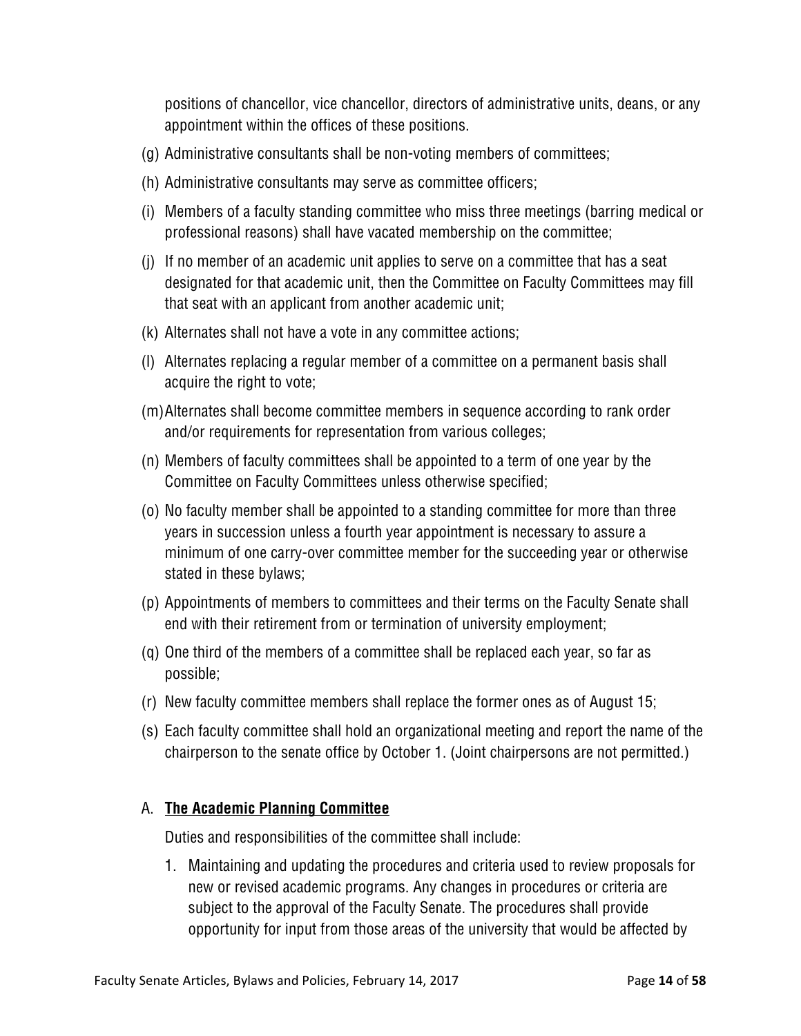positions of chancellor, vice chancellor, directors of administrative units, deans, or any appointment within the offices of these positions.

(g) Administrative consultants shall be non-voting members of committees;

(h) Administrative consultants may serve as committee officers;

(i) Members of a faculty standing committee who miss three meetings (barring medical or professional reasons) shall have vacated membership on the committee;

(j) If no member of an academic unit applies to serve on a committee that has a seat designated for that academic unit, then the Committee on Faculty Committees may fill that seat with an applicant from another academic unit;

(k) Alternates shall not have a vote in any committee actions;

(l) Alternates replacing a regular member of a committee on a permanent basis shall acquire the right to vote;

(m) Alternates shall become committee members in sequence according to rank order and/or requirements for representation from various colleges;

(n) Members of faculty committees shall be appointed to a term of one year by the Committee on Faculty Committees unless otherwise specified;

(o) No faculty member shall be appointed to a standing committee for more than three years in succession unless a fourth year appointment is necessary to assure a minimum of one carry-over committee member for the succeeding year or otherwise stated in these bylaws;

(p) Appointments of members to committees and their terms on the Faculty Senate shall end with their retirement from or termination of university employment;

(q) One third of the members of a committee shall be replaced each year, so far as possible;

(r) New faculty committee members shall replace the former ones as of August 15;

(s) Each faculty committee shall hold an organizational meeting and report the name of the chairperson to the senate office by October 1. (Joint chairpersons are not permitted.)

### A. **The Academic Planning Committee**

Duties and responsibilities of the committee shall include:

1. Maintaining and updating the procedures and criteria used to review proposals for new or revised academic programs. Any changes in procedures or criteria are subject to the approval of the Faculty Senate. The procedures shall provide opportunity for input from those areas of the university that would be affected by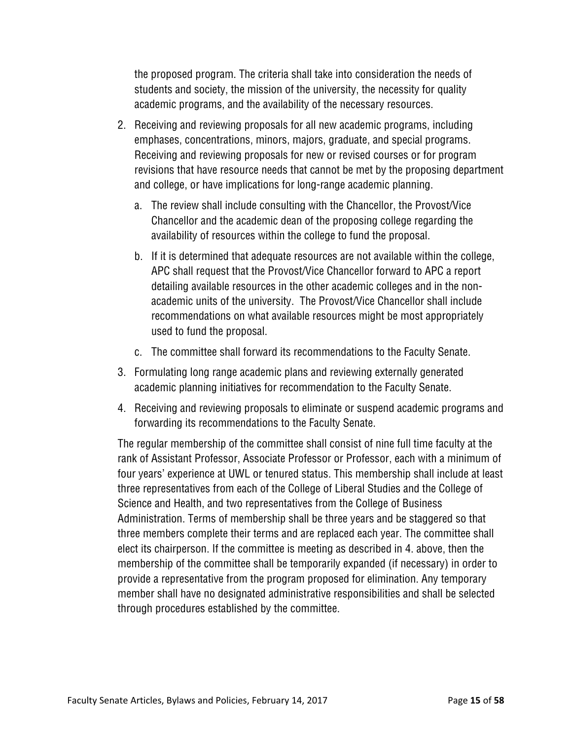the proposed program. The criteria shall take into consideration the needs of students and society, the mission of the university, the necessity for quality academic programs, and the availability of the necessary resources.

2. Receiving and reviewing proposals for all new academic programs, including emphases, concentrations, minors, majors, graduate, and special programs. Receiving and reviewing proposals for new or revised courses or for program revisions that have resource needs that cannot be met by the proposing department and college, or have implications for long-range academic planning.
   a. The review shall include consulting with the Chancellor, the Provost/Vice Chancellor and the academic dean of the proposing college regarding the availability of resources within the college to fund the proposal.
   b. If it is determined that adequate resources are not available within the college, APC shall request that the Provost/Vice Chancellor forward to APC a report detailing available resources in the other academic colleges and in the non-academic units of the university. The Provost/Vice Chancellor shall include recommendations on what available resources might be most appropriately used to fund the proposal.
   c. The committee shall forward its recommendations to the Faculty Senate.
3. Formulating long range academic plans and reviewing externally generated academic planning initiatives for recommendation to the Faculty Senate.
4. Receiving and reviewing proposals to eliminate or suspend academic programs and forwarding its recommendations to the Faculty Senate.

The regular membership of the committee shall consist of nine full time faculty at the rank of Assistant Professor, Associate Professor or Professor, each with a minimum of four years' experience at UWL or tenured status. This membership shall include at least three representatives from each of the College of Liberal Studies and the College of Science and Health, and two representatives from the College of Business Administration. Terms of membership shall be three years and be staggered so that three members complete their terms and are replaced each year. The committee shall elect its chairperson. If the committee is meeting as described in 4. above, then the membership of the committee shall be temporarily expanded (if necessary) in order to provide a representative from the program proposed for elimination. Any temporary member shall have no designated administrative responsibilities and shall be selected through procedures established by the committee.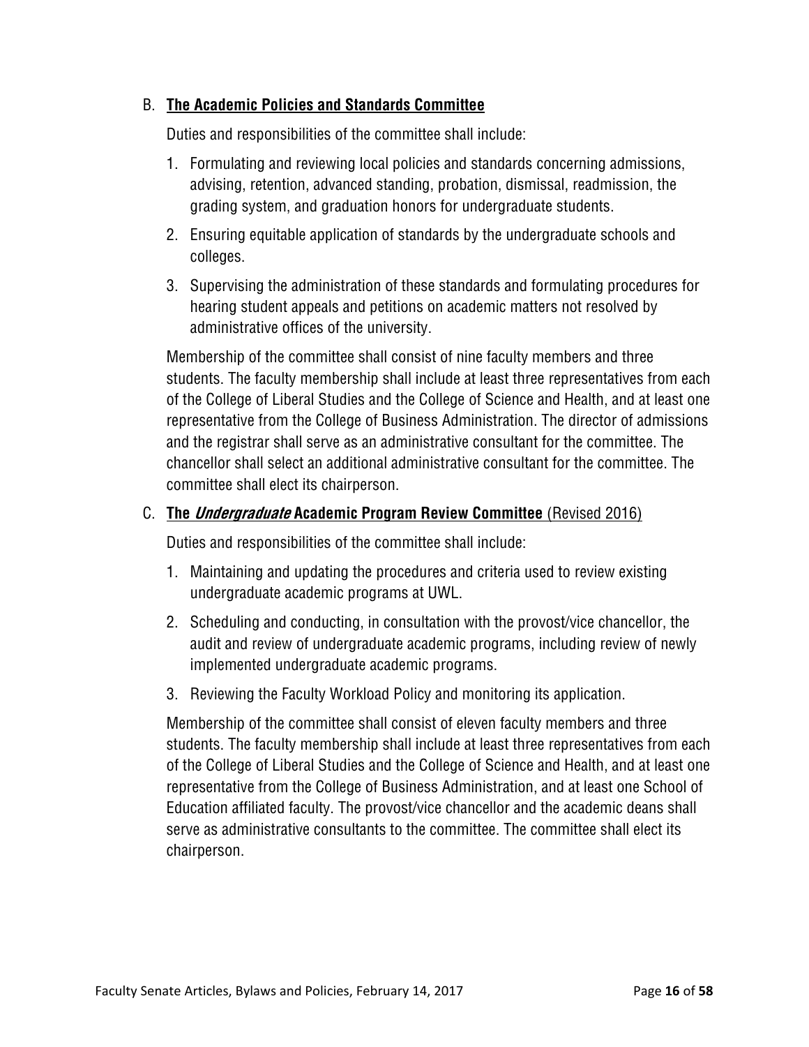### B. **The Academic Policies and Standards Committee**

Duties and responsibilities of the committee shall include:

1. Formulating and reviewing local policies and standards concerning admissions, advising, retention, advanced standing, probation, dismissal, readmission, the grading system, and graduation honors for undergraduate students.
2. Ensuring equitable application of standards by the undergraduate schools and colleges.
3. Supervising the administration of these standards and formulating procedures for hearing student appeals and petitions on academic matters not resolved by administrative offices of the university.

Membership of the committee shall consist of nine faculty members and three students. The faculty membership shall include at least three representatives from each of the College of Liberal Studies and the College of Science and Health, and at least one representative from the College of Business Administration. The director of admissions and the registrar shall serve as an administrative consultant for the committee. The chancellor shall select an additional administrative consultant for the committee. The committee shall elect its chairperson.

### C. **The *Undergraduate* Academic Program Review Committee** (Revised 2016)

Duties and responsibilities of the committee shall include:

1. Maintaining and updating the procedures and criteria used to review existing undergraduate academic programs at UWL.
2. Scheduling and conducting, in consultation with the provost/vice chancellor, the audit and review of undergraduate academic programs, including review of newly implemented undergraduate academic programs.
3. Reviewing the Faculty Workload Policy and monitoring its application.

Membership of the committee shall consist of eleven faculty members and three students. The faculty membership shall include at least three representatives from each of the College of Liberal Studies and the College of Science and Health, and at least one representative from the College of Business Administration, and at least one School of Education affiliated faculty. The provost/vice chancellor and the academic deans shall serve as administrative consultants to the committee. The committee shall elect its chairperson.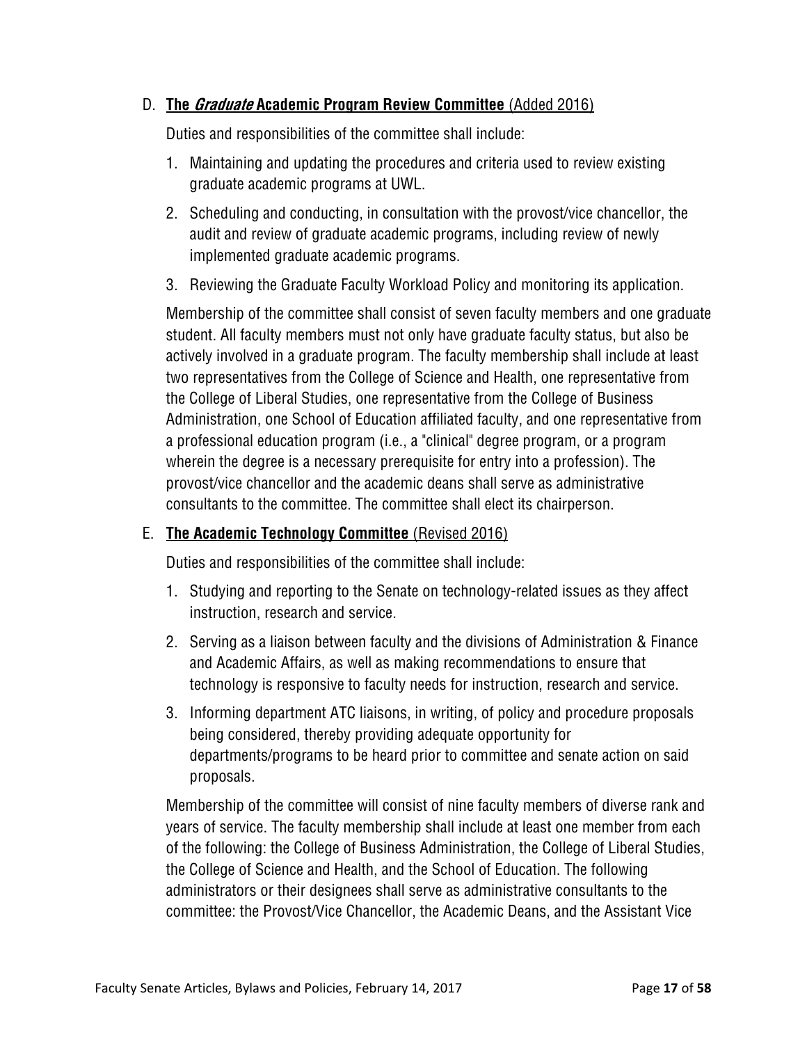D. **The *Graduate* Academic Program Review Committee** (Added 2016)

Duties and responsibilities of the committee shall include:

1. Maintaining and updating the procedures and criteria used to review existing graduate academic programs at UWL.
2. Scheduling and conducting, in consultation with the provost/vice chancellor, the audit and review of graduate academic programs, including review of newly implemented graduate academic programs.
3. Reviewing the Graduate Faculty Workload Policy and monitoring its application.

Membership of the committee shall consist of seven faculty members and one graduate student. All faculty members must not only have graduate faculty status, but also be actively involved in a graduate program. The faculty membership shall include at least two representatives from the College of Science and Health, one representative from the College of Liberal Studies, one representative from the College of Business Administration, one School of Education affiliated faculty, and one representative from a professional education program (i.e., a "clinical" degree program, or a program wherein the degree is a necessary prerequisite for entry into a profession). The provost/vice chancellor and the academic deans shall serve as administrative consultants to the committee. The committee shall elect its chairperson.

E. **The Academic Technology Committee** (Revised 2016)

Duties and responsibilities of the committee shall include:

1. Studying and reporting to the Senate on technology-related issues as they affect instruction, research and service.
2. Serving as a liaison between faculty and the divisions of Administration & Finance and Academic Affairs, as well as making recommendations to ensure that technology is responsive to faculty needs for instruction, research and service.
3. Informing department ATC liaisons, in writing, of policy and procedure proposals being considered, thereby providing adequate opportunity for departments/programs to be heard prior to committee and senate action on said proposals.

Membership of the committee will consist of nine faculty members of diverse rank and years of service. The faculty membership shall include at least one member from each of the following: the College of Business Administration, the College of Liberal Studies, the College of Science and Health, and the School of Education. The following administrators or their designees shall serve as administrative consultants to the committee: the Provost/Vice Chancellor, the Academic Deans, and the Assistant Vice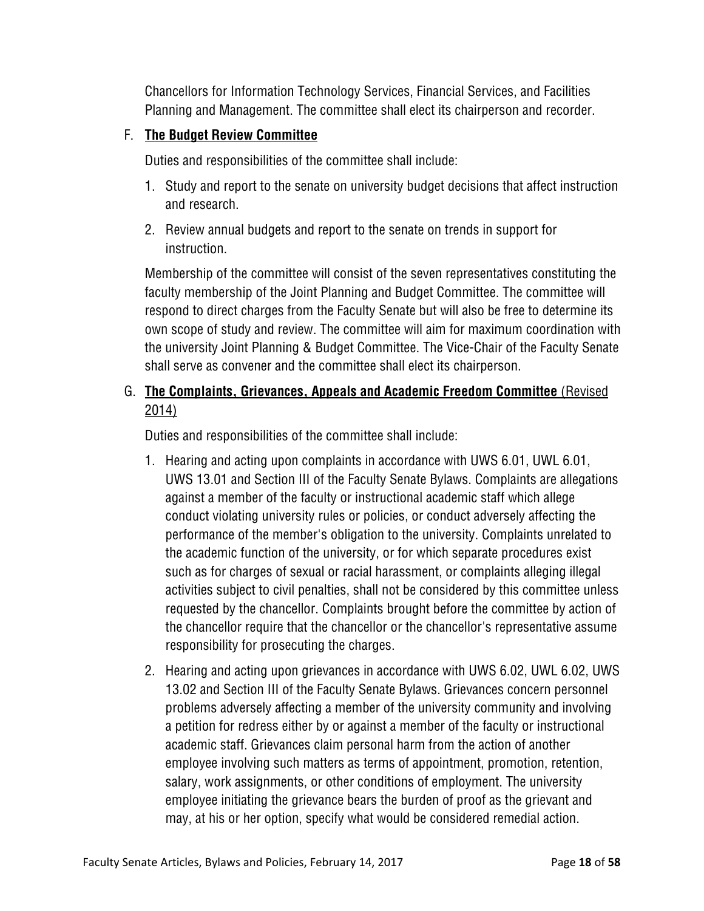Chancellors for Information Technology Services, Financial Services, and Facilities Planning and Management. The committee shall elect its chairperson and recorder.

F. **The Budget Review Committee**

Duties and responsibilities of the committee shall include:

1. Study and report to the senate on university budget decisions that affect instruction and research.
2. Review annual budgets and report to the senate on trends in support for instruction.

Membership of the committee will consist of the seven representatives constituting the faculty membership of the Joint Planning and Budget Committee. The committee will respond to direct charges from the Faculty Senate but will also be free to determine its own scope of study and review. The committee will aim for maximum coordination with the university Joint Planning & Budget Committee. The Vice-Chair of the Faculty Senate shall serve as convener and the committee shall elect its chairperson.

G. **The Complaints, Grievances, Appeals and Academic Freedom Committee** (Revised 2014)

Duties and responsibilities of the committee shall include:

1. Hearing and acting upon complaints in accordance with UWS 6.01, UWL 6.01, UWS 13.01 and Section III of the Faculty Senate Bylaws. Complaints are allegations against a member of the faculty or instructional academic staff which allege conduct violating university rules or policies, or conduct adversely affecting the performance of the member's obligation to the university. Complaints unrelated to the academic function of the university, or for which separate procedures exist such as for charges of sexual or racial harassment, or complaints alleging illegal activities subject to civil penalties, shall not be considered by this committee unless requested by the chancellor. Complaints brought before the committee by action of the chancellor require that the chancellor or the chancellor's representative assume responsibility for prosecuting the charges.
2. Hearing and acting upon grievances in accordance with UWS 6.02, UWL 6.02, UWS 13.02 and Section III of the Faculty Senate Bylaws. Grievances concern personnel problems adversely affecting a member of the university community and involving a petition for redress either by or against a member of the faculty or instructional academic staff. Grievances claim personal harm from the action of another employee involving such matters as terms of appointment, promotion, retention, salary, work assignments, or other conditions of employment. The university employee initiating the grievance bears the burden of proof as the grievant and may, at his or her option, specify what would be considered remedial action.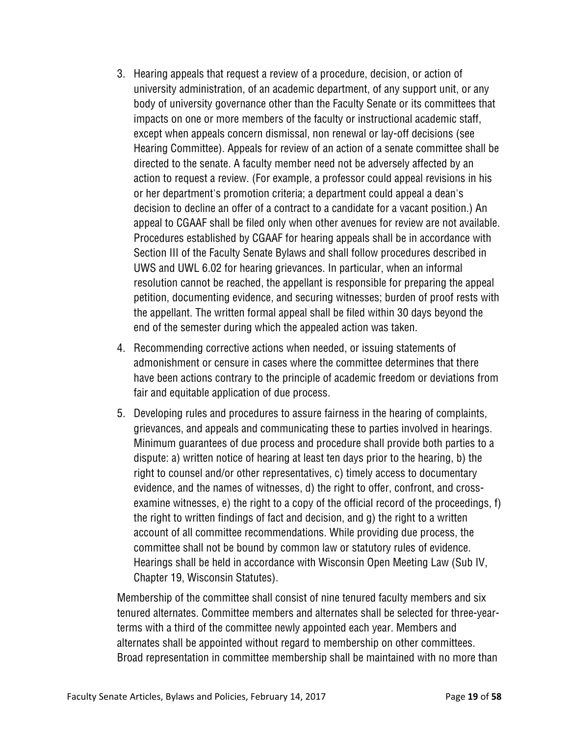3. Hearing appeals that request a review of a procedure, decision, or action of university administration, of an academic department, of any support unit, or any body of university governance other than the Faculty Senate or its committees that impacts on one or more members of the faculty or instructional academic staff, except when appeals concern dismissal, non renewal or lay-off decisions (see Hearing Committee). Appeals for review of an action of a senate committee shall be directed to the senate. A faculty member need not be adversely affected by an action to request a review. (For example, a professor could appeal revisions in his or her department's promotion criteria; a department could appeal a dean's decision to decline an offer of a contract to a candidate for a vacant position.) An appeal to CGAAF shall be filed only when other avenues for review are not available. Procedures established by CGAAF for hearing appeals shall be in accordance with Section III of the Faculty Senate Bylaws and shall follow procedures described in UWS and UWL 6.02 for hearing grievances. In particular, when an informal resolution cannot be reached, the appellant is responsible for preparing the appeal petition, documenting evidence, and securing witnesses; burden of proof rests with the appellant. The written formal appeal shall be filed within 30 days beyond the end of the semester during which the appealed action was taken.
4. Recommending corrective actions when needed, or issuing statements of admonishment or censure in cases where the committee determines that there have been actions contrary to the principle of academic freedom or deviations from fair and equitable application of due process.
5. Developing rules and procedures to assure fairness in the hearing of complaints, grievances, and appeals and communicating these to parties involved in hearings. Minimum guarantees of due process and procedure shall provide both parties to a dispute: a) written notice of hearing at least ten days prior to the hearing, b) the right to counsel and/or other representatives, c) timely access to documentary evidence, and the names of witnesses, d) the right to offer, confront, and cross-examine witnesses, e) the right to a copy of the official record of the proceedings, f) the right to written findings of fact and decision, and g) the right to a written account of all committee recommendations. While providing due process, the committee shall not be bound by common law or statutory rules of evidence. Hearings shall be held in accordance with Wisconsin Open Meeting Law (Sub IV, Chapter 19, Wisconsin Statutes).

Membership of the committee shall consist of nine tenured faculty members and six tenured alternates. Committee members and alternates shall be selected for three-year-terms with a third of the committee newly appointed each year. Members and alternates shall be appointed without regard to membership on other committees. Broad representation in committee membership shall be maintained with no more than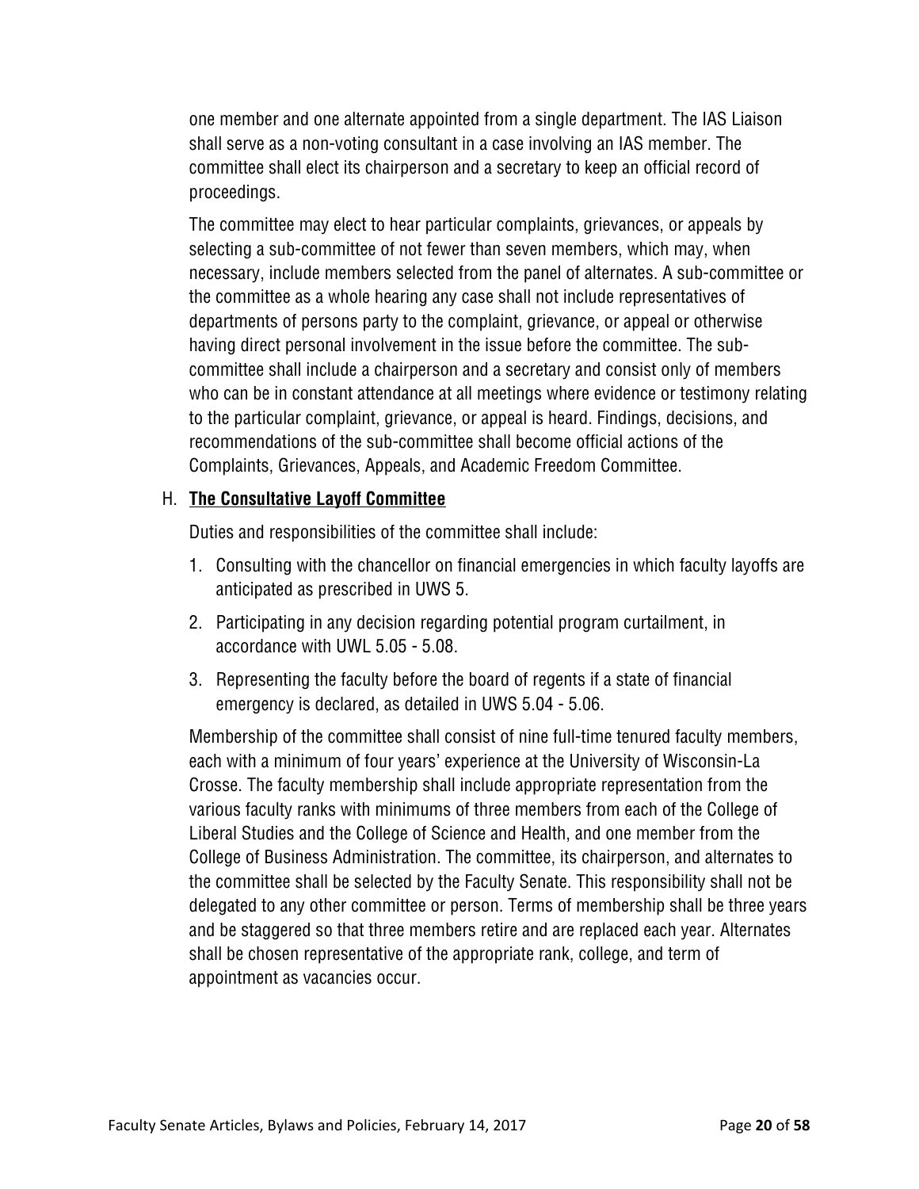one member and one alternate appointed from a single department. The IAS Liaison shall serve as a non-voting consultant in a case involving an IAS member. The committee shall elect its chairperson and a secretary to keep an official record of proceedings.

The committee may elect to hear particular complaints, grievances, or appeals by selecting a sub-committee of not fewer than seven members, which may, when necessary, include members selected from the panel of alternates. A sub-committee or the committee as a whole hearing any case shall not include representatives of departments of persons party to the complaint, grievance, or appeal or otherwise having direct personal involvement in the issue before the committee. The sub-committee shall include a chairperson and a secretary and consist only of members who can be in constant attendance at all meetings where evidence or testimony relating to the particular complaint, grievance, or appeal is heard. Findings, decisions, and recommendations of the sub-committee shall become official actions of the Complaints, Grievances, Appeals, and Academic Freedom Committee.

H. **The Consultative Layoff Committee**

Duties and responsibilities of the committee shall include:

1. Consulting with the chancellor on financial emergencies in which faculty layoffs are anticipated as prescribed in UWS 5.
2. Participating in any decision regarding potential program curtailment, in accordance with UWL 5.05 - 5.08.
3. Representing the faculty before the board of regents if a state of financial emergency is declared, as detailed in UWS 5.04 - 5.06.

Membership of the committee shall consist of nine full-time tenured faculty members, each with a minimum of four years' experience at the University of Wisconsin-La Crosse. The faculty membership shall include appropriate representation from the various faculty ranks with minimums of three members from each of the College of Liberal Studies and the College of Science and Health, and one member from the College of Business Administration. The committee, its chairperson, and alternates to the committee shall be selected by the Faculty Senate. This responsibility shall not be delegated to any other committee or person. Terms of membership shall be three years and be staggered so that three members retire and are replaced each year. Alternates shall be chosen representative of the appropriate rank, college, and term of appointment as vacancies occur.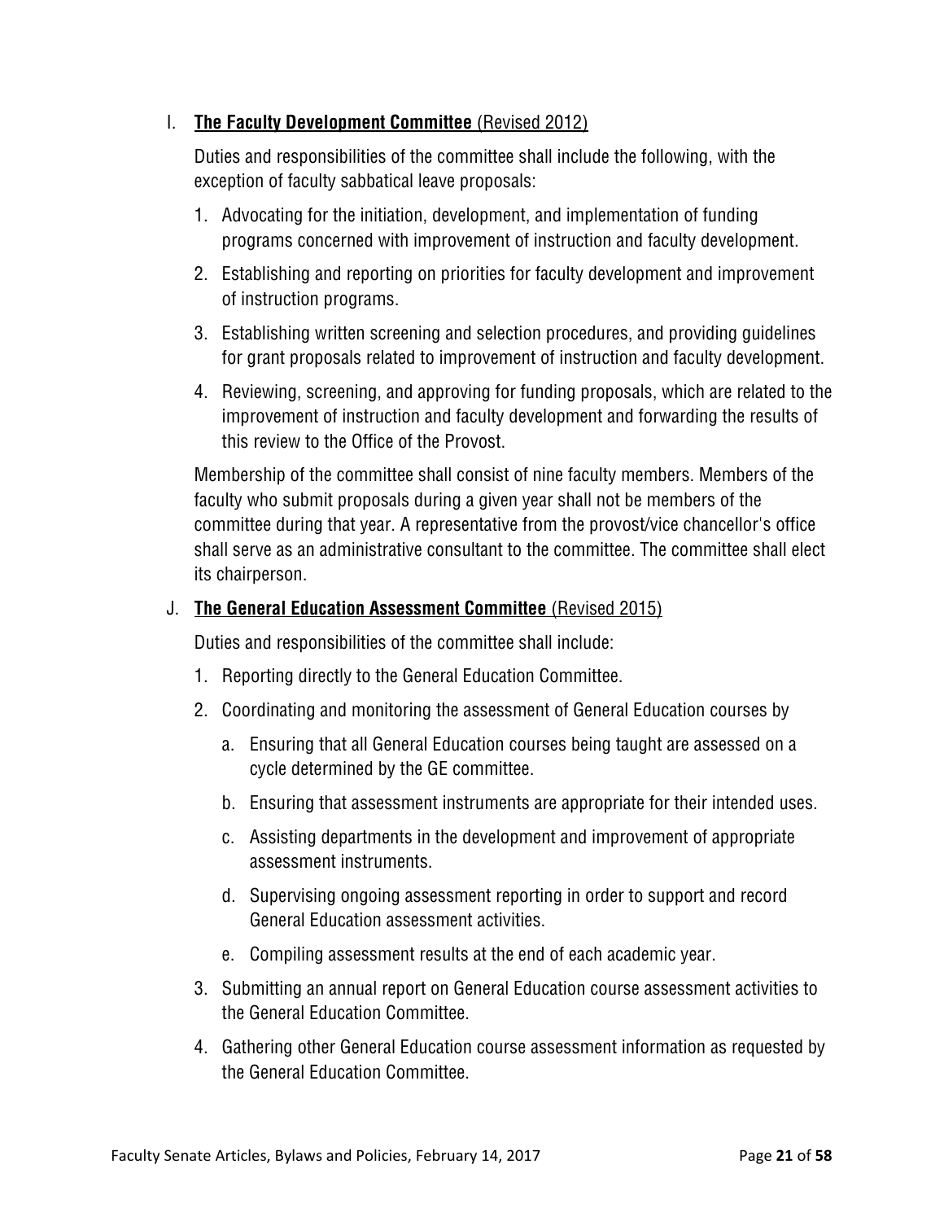I. **The Faculty Development Committee** (Revised 2012)

Duties and responsibilities of the committee shall include the following, with the exception of faculty sabbatical leave proposals:

1. Advocating for the initiation, development, and implementation of funding programs concerned with improvement of instruction and faculty development.
2. Establishing and reporting on priorities for faculty development and improvement of instruction programs.
3. Establishing written screening and selection procedures, and providing guidelines for grant proposals related to improvement of instruction and faculty development.
4. Reviewing, screening, and approving for funding proposals, which are related to the improvement of instruction and faculty development and forwarding the results of this review to the Office of the Provost.

Membership of the committee shall consist of nine faculty members. Members of the faculty who submit proposals during a given year shall not be members of the committee during that year. A representative from the provost/vice chancellor's office shall serve as an administrative consultant to the committee. The committee shall elect its chairperson.

J. **The General Education Assessment Committee** (Revised 2015)

Duties and responsibilities of the committee shall include:

1. Reporting directly to the General Education Committee.
2. Coordinating and monitoring the assessment of General Education courses by
   a. Ensuring that all General Education courses being taught are assessed on a cycle determined by the GE committee.
   b. Ensuring that assessment instruments are appropriate for their intended uses.
   c. Assisting departments in the development and improvement of appropriate assessment instruments.
   d. Supervising ongoing assessment reporting in order to support and record General Education assessment activities.
   e. Compiling assessment results at the end of each academic year.
3. Submitting an annual report on General Education course assessment activities to the General Education Committee.
4. Gathering other General Education course assessment information as requested by the General Education Committee.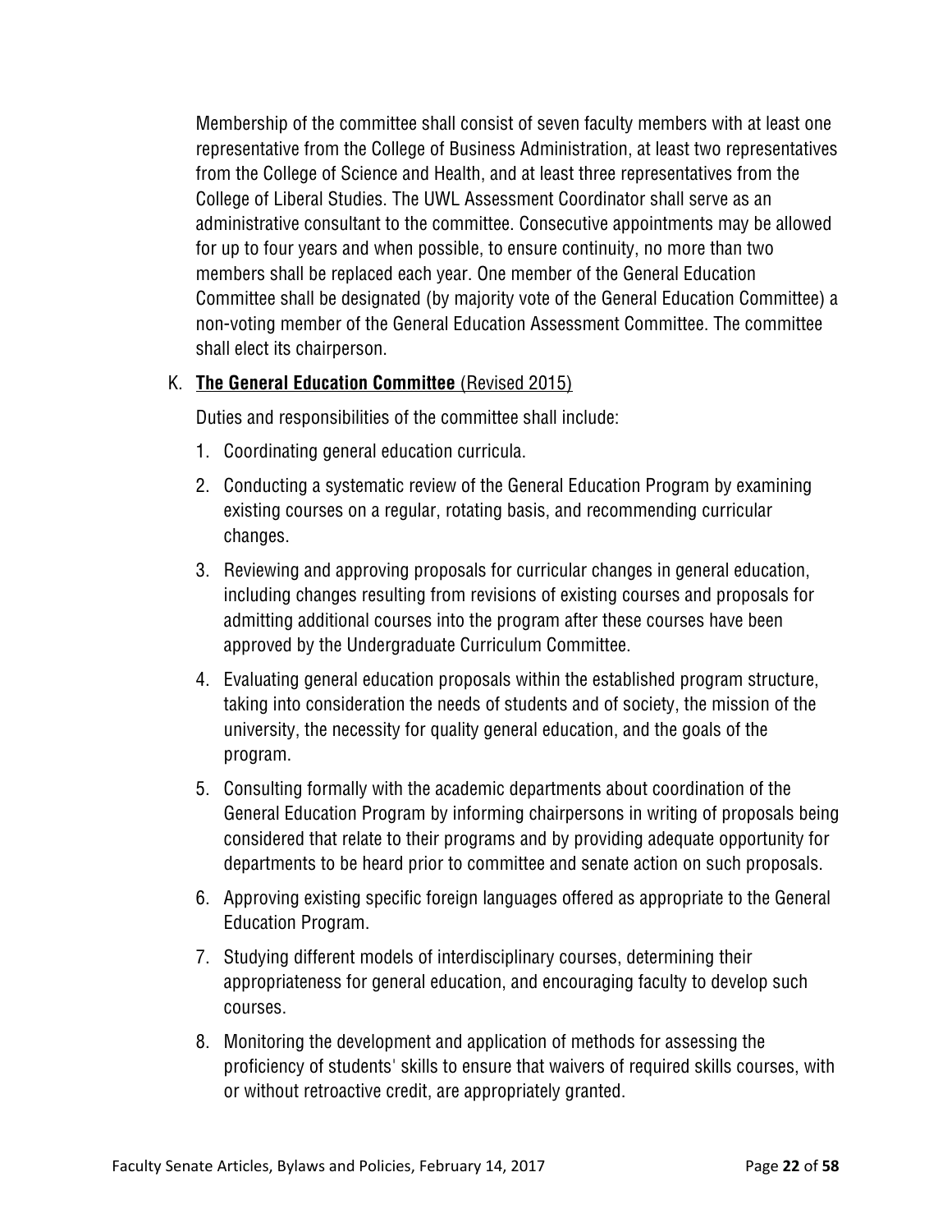Membership of the committee shall consist of seven faculty members with at least one representative from the College of Business Administration, at least two representatives from the College of Science and Health, and at least three representatives from the College of Liberal Studies. The UWL Assessment Coordinator shall serve as an administrative consultant to the committee. Consecutive appointments may be allowed for up to four years and when possible, to ensure continuity, no more than two members shall be replaced each year. One member of the General Education Committee shall be designated (by majority vote of the General Education Committee) a non-voting member of the General Education Assessment Committee. The committee shall elect its chairperson.

K. **The General Education Committee** (Revised 2015)

Duties and responsibilities of the committee shall include:

1. Coordinating general education curricula.
2. Conducting a systematic review of the General Education Program by examining existing courses on a regular, rotating basis, and recommending curricular changes.
3. Reviewing and approving proposals for curricular changes in general education, including changes resulting from revisions of existing courses and proposals for admitting additional courses into the program after these courses have been approved by the Undergraduate Curriculum Committee.
4. Evaluating general education proposals within the established program structure, taking into consideration the needs of students and of society, the mission of the university, the necessity for quality general education, and the goals of the program.
5. Consulting formally with the academic departments about coordination of the General Education Program by informing chairpersons in writing of proposals being considered that relate to their programs and by providing adequate opportunity for departments to be heard prior to committee and senate action on such proposals.
6. Approving existing specific foreign languages offered as appropriate to the General Education Program.
7. Studying different models of interdisciplinary courses, determining their appropriateness for general education, and encouraging faculty to develop such courses.
8. Monitoring the development and application of methods for assessing the proficiency of students' skills to ensure that waivers of required skills courses, with or without retroactive credit, are appropriately granted.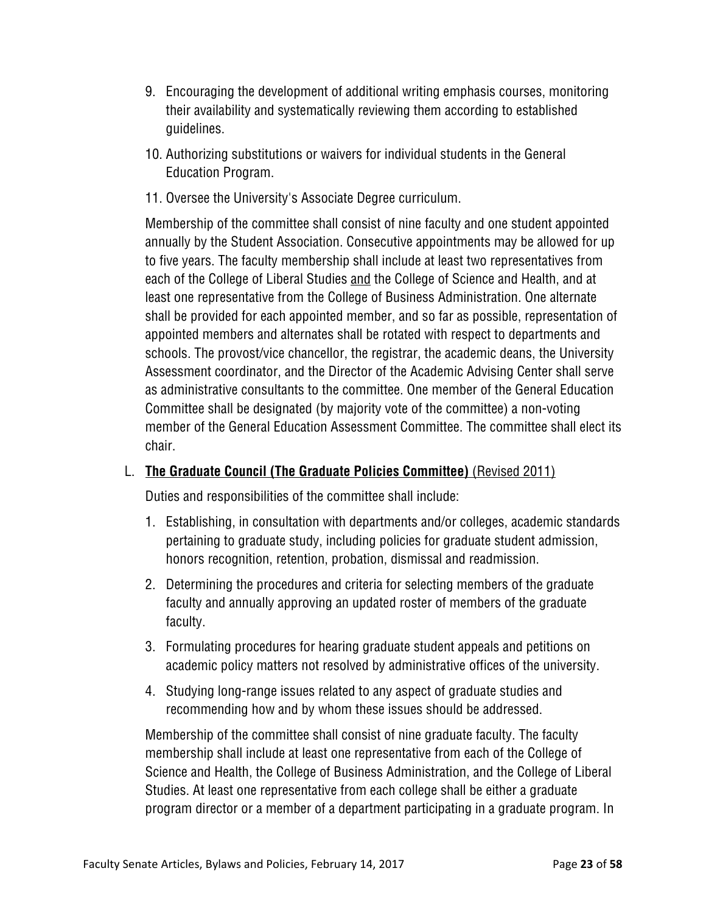9. Encouraging the development of additional writing emphasis courses, monitoring their availability and systematically reviewing them according to established guidelines.
10. Authorizing substitutions or waivers for individual students in the General Education Program.
11. Oversee the University's Associate Degree curriculum.

Membership of the committee shall consist of nine faculty and one student appointed annually by the Student Association. Consecutive appointments may be allowed for up to five years. The faculty membership shall include at least two representatives from each of the College of Liberal Studies <u>and</u> the College of Science and Health, and at least one representative from the College of Business Administration. One alternate shall be provided for each appointed member, and so far as possible, representation of appointed members and alternates shall be rotated with respect to departments and schools. The provost/vice chancellor, the registrar, the academic deans, the University Assessment coordinator, and the Director of the Academic Advising Center shall serve as administrative consultants to the committee. One member of the General Education Committee shall be designated (by majority vote of the committee) a non-voting member of the General Education Assessment Committee. The committee shall elect its chair.

### L. **The Graduate Council (The Graduate Policies Committee)** (Revised 2011)

Duties and responsibilities of the committee shall include:

1. Establishing, in consultation with departments and/or colleges, academic standards pertaining to graduate study, including policies for graduate student admission, honors recognition, retention, probation, dismissal and readmission.
2. Determining the procedures and criteria for selecting members of the graduate faculty and annually approving an updated roster of members of the graduate faculty.
3. Formulating procedures for hearing graduate student appeals and petitions on academic policy matters not resolved by administrative offices of the university.
4. Studying long-range issues related to any aspect of graduate studies and recommending how and by whom these issues should be addressed.

Membership of the committee shall consist of nine graduate faculty. The faculty membership shall include at least one representative from each of the College of Science and Health, the College of Business Administration, and the College of Liberal Studies. At least one representative from each college shall be either a graduate program director or a member of a department participating in a graduate program. In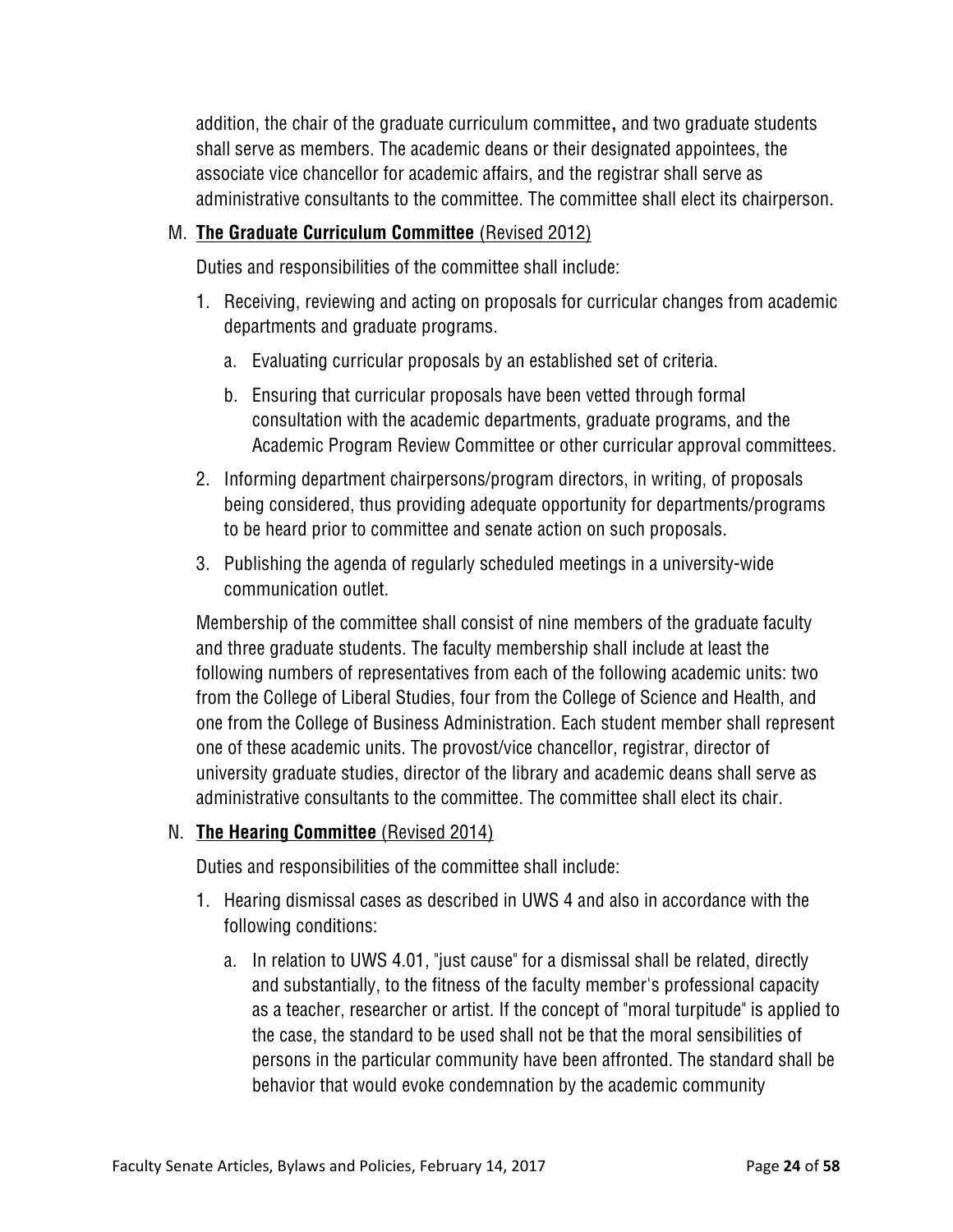addition, the chair of the graduate curriculum committee**,** and two graduate students shall serve as members. The academic deans or their designated appointees, the associate vice chancellor for academic affairs, and the registrar shall serve as administrative consultants to the committee. The committee shall elect its chairperson.

M. **The Graduate Curriculum Committee** (Revised 2012)

Duties and responsibilities of the committee shall include:

1. Receiving, reviewing and acting on proposals for curricular changes from academic departments and graduate programs.
   a. Evaluating curricular proposals by an established set of criteria.
   b. Ensuring that curricular proposals have been vetted through formal consultation with the academic departments, graduate programs, and the Academic Program Review Committee or other curricular approval committees.
2. Informing department chairpersons/program directors, in writing, of proposals being considered, thus providing adequate opportunity for departments/programs to be heard prior to committee and senate action on such proposals.
3. Publishing the agenda of regularly scheduled meetings in a university-wide communication outlet.

Membership of the committee shall consist of nine members of the graduate faculty and three graduate students. The faculty membership shall include at least the following numbers of representatives from each of the following academic units: two from the College of Liberal Studies, four from the College of Science and Health, and one from the College of Business Administration. Each student member shall represent one of these academic units. The provost/vice chancellor, registrar, director of university graduate studies, director of the library and academic deans shall serve as administrative consultants to the committee. The committee shall elect its chair.

N. **The Hearing Committee** (Revised 2014)

Duties and responsibilities of the committee shall include:

1. Hearing dismissal cases as described in UWS 4 and also in accordance with the following conditions:
   a. In relation to UWS 4.01, "just cause" for a dismissal shall be related, directly and substantially, to the fitness of the faculty member's professional capacity as a teacher, researcher or artist. If the concept of "moral turpitude" is applied to the case, the standard to be used shall not be that the moral sensibilities of persons in the particular community have been affronted. The standard shall be behavior that would evoke condemnation by the academic community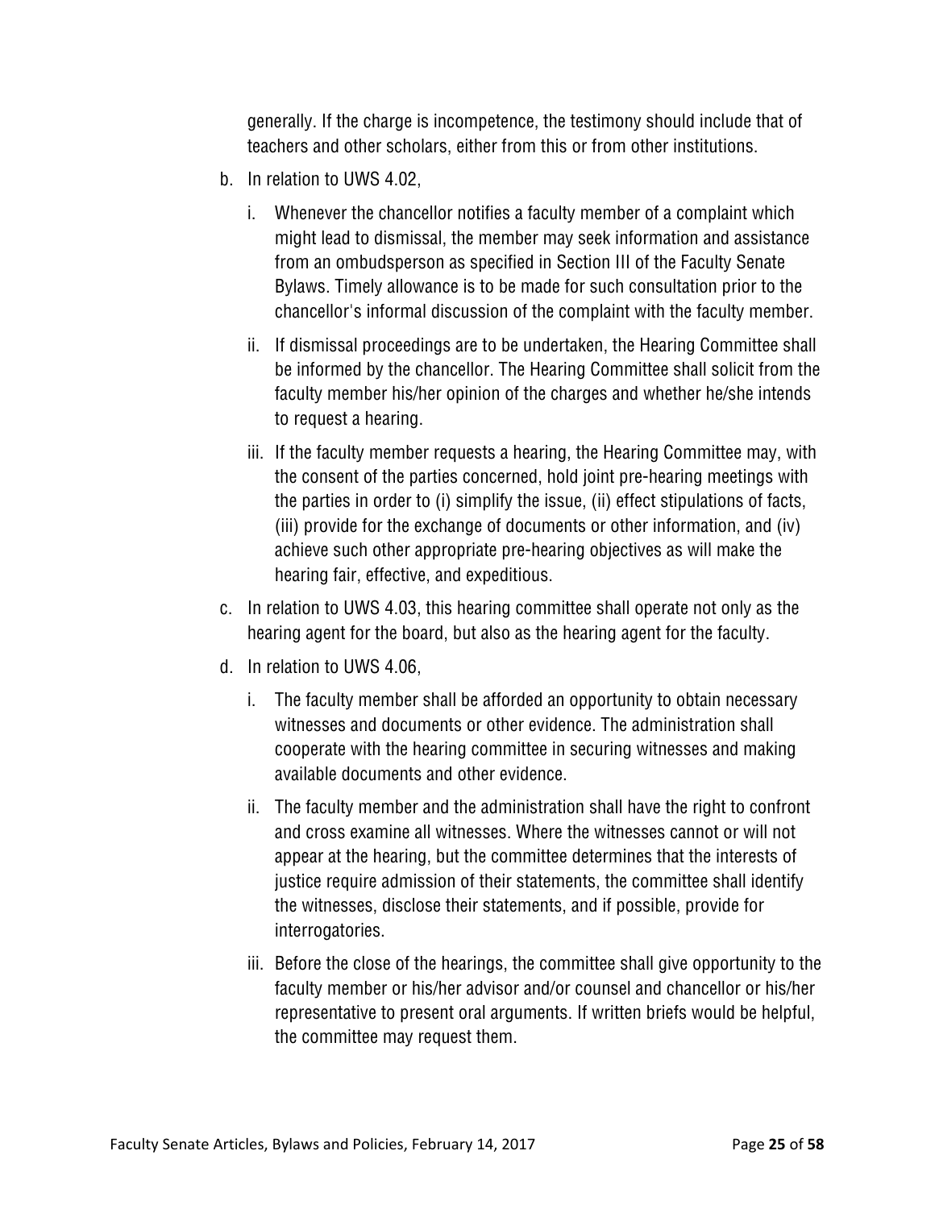generally. If the charge is incompetence, the testimony should include that of teachers and other scholars, either from this or from other institutions.

b. In relation to UWS 4.02,

   i. Whenever the chancellor notifies a faculty member of a complaint which might lead to dismissal, the member may seek information and assistance from an ombudsperson as specified in Section III of the Faculty Senate Bylaws. Timely allowance is to be made for such consultation prior to the chancellor's informal discussion of the complaint with the faculty member.

   ii. If dismissal proceedings are to be undertaken, the Hearing Committee shall be informed by the chancellor. The Hearing Committee shall solicit from the faculty member his/her opinion of the charges and whether he/she intends to request a hearing.

   iii. If the faculty member requests a hearing, the Hearing Committee may, with the consent of the parties concerned, hold joint pre-hearing meetings with the parties in order to (i) simplify the issue, (ii) effect stipulations of facts, (iii) provide for the exchange of documents or other information, and (iv) achieve such other appropriate pre-hearing objectives as will make the hearing fair, effective, and expeditious.

c. In relation to UWS 4.03, this hearing committee shall operate not only as the hearing agent for the board, but also as the hearing agent for the faculty.

d. In relation to UWS 4.06,

   i. The faculty member shall be afforded an opportunity to obtain necessary witnesses and documents or other evidence. The administration shall cooperate with the hearing committee in securing witnesses and making available documents and other evidence.

   ii. The faculty member and the administration shall have the right to confront and cross examine all witnesses. Where the witnesses cannot or will not appear at the hearing, but the committee determines that the interests of justice require admission of their statements, the committee shall identify the witnesses, disclose their statements, and if possible, provide for interrogatories.

   iii. Before the close of the hearings, the committee shall give opportunity to the faculty member or his/her advisor and/or counsel and chancellor or his/her representative to present oral arguments. If written briefs would be helpful, the committee may request them.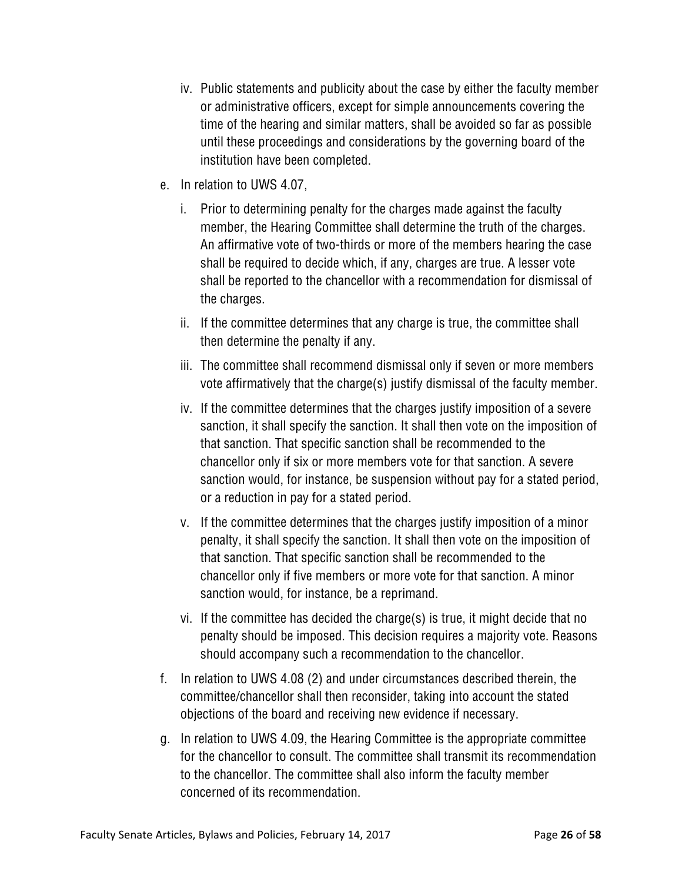iv. Public statements and publicity about the case by either the faculty member or administrative officers, except for simple announcements covering the time of the hearing and similar matters, shall be avoided so far as possible until these proceedings and considerations by the governing board of the institution have been completed.

e. In relation to UWS 4.07,

   i. Prior to determining penalty for the charges made against the faculty member, the Hearing Committee shall determine the truth of the charges. An affirmative vote of two-thirds or more of the members hearing the case shall be required to decide which, if any, charges are true. A lesser vote shall be reported to the chancellor with a recommendation for dismissal of the charges.

   ii. If the committee determines that any charge is true, the committee shall then determine the penalty if any.

   iii. The committee shall recommend dismissal only if seven or more members vote affirmatively that the charge(s) justify dismissal of the faculty member.

   iv. If the committee determines that the charges justify imposition of a severe sanction, it shall specify the sanction. It shall then vote on the imposition of that sanction. That specific sanction shall be recommended to the chancellor only if six or more members vote for that sanction. A severe sanction would, for instance, be suspension without pay for a stated period, or a reduction in pay for a stated period.

   v. If the committee determines that the charges justify imposition of a minor penalty, it shall specify the sanction. It shall then vote on the imposition of that sanction. That specific sanction shall be recommended to the chancellor only if five members or more vote for that sanction. A minor sanction would, for instance, be a reprimand.

   vi. If the committee has decided the charge(s) is true, it might decide that no penalty should be imposed. This decision requires a majority vote. Reasons should accompany such a recommendation to the chancellor.

f. In relation to UWS 4.08 (2) and under circumstances described therein, the committee/chancellor shall then reconsider, taking into account the stated objections of the board and receiving new evidence if necessary.

g. In relation to UWS 4.09, the Hearing Committee is the appropriate committee for the chancellor to consult. The committee shall transmit its recommendation to the chancellor. The committee shall also inform the faculty member concerned of its recommendation.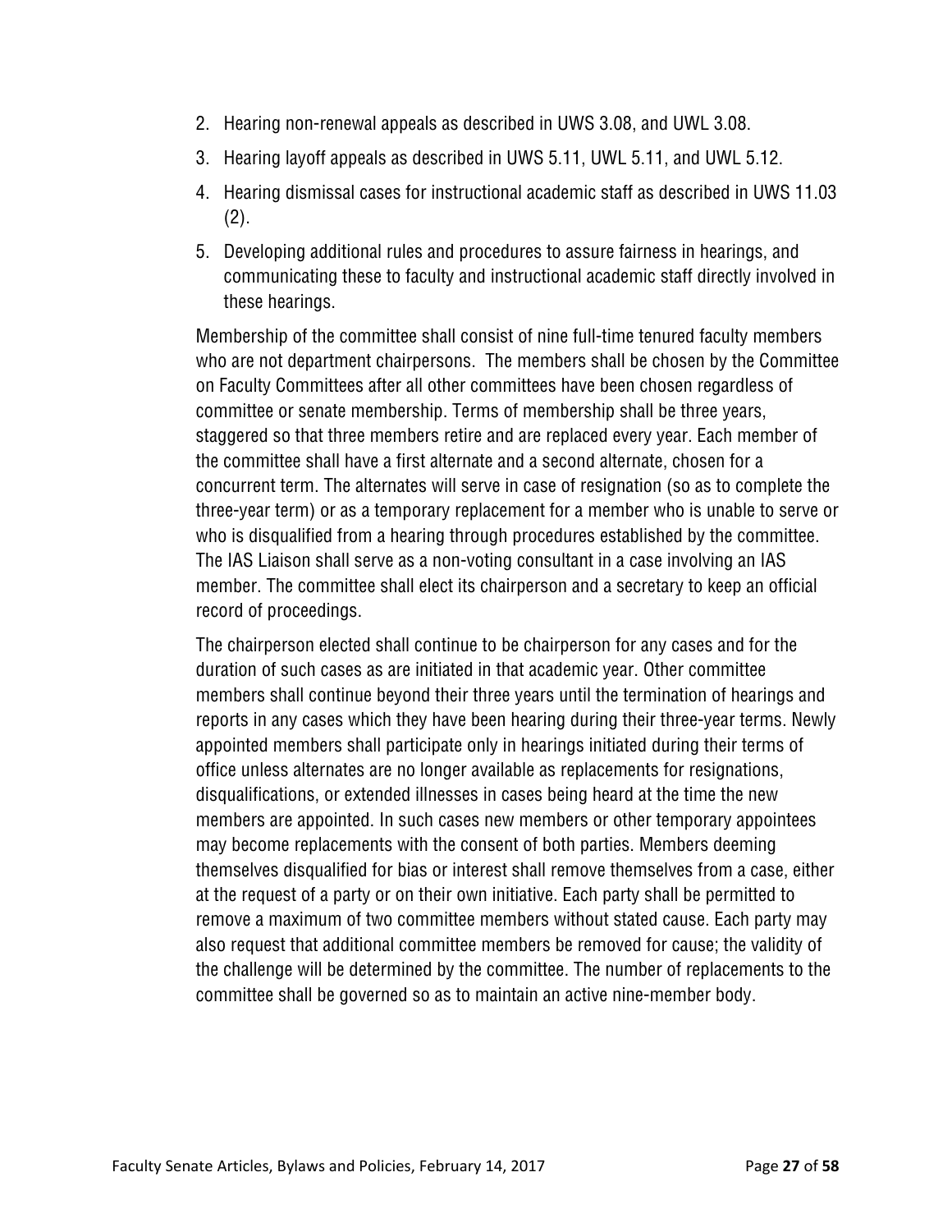2. Hearing non-renewal appeals as described in UWS 3.08, and UWL 3.08.
3. Hearing layoff appeals as described in UWS 5.11, UWL 5.11, and UWL 5.12.
4. Hearing dismissal cases for instructional academic staff as described in UWS 11.03 (2).
5. Developing additional rules and procedures to assure fairness in hearings, and communicating these to faculty and instructional academic staff directly involved in these hearings.

Membership of the committee shall consist of nine full-time tenured faculty members who are not department chairpersons. The members shall be chosen by the Committee on Faculty Committees after all other committees have been chosen regardless of committee or senate membership. Terms of membership shall be three years, staggered so that three members retire and are replaced every year. Each member of the committee shall have a first alternate and a second alternate, chosen for a concurrent term. The alternates will serve in case of resignation (so as to complete the three-year term) or as a temporary replacement for a member who is unable to serve or who is disqualified from a hearing through procedures established by the committee. The IAS Liaison shall serve as a non-voting consultant in a case involving an IAS member. The committee shall elect its chairperson and a secretary to keep an official record of proceedings.

The chairperson elected shall continue to be chairperson for any cases and for the duration of such cases as are initiated in that academic year. Other committee members shall continue beyond their three years until the termination of hearings and reports in any cases which they have been hearing during their three-year terms. Newly appointed members shall participate only in hearings initiated during their terms of office unless alternates are no longer available as replacements for resignations, disqualifications, or extended illnesses in cases being heard at the time the new members are appointed. In such cases new members or other temporary appointees may become replacements with the consent of both parties. Members deeming themselves disqualified for bias or interest shall remove themselves from a case, either at the request of a party or on their own initiative. Each party shall be permitted to remove a maximum of two committee members without stated cause. Each party may also request that additional committee members be removed for cause; the validity of the challenge will be determined by the committee. The number of replacements to the committee shall be governed so as to maintain an active nine-member body.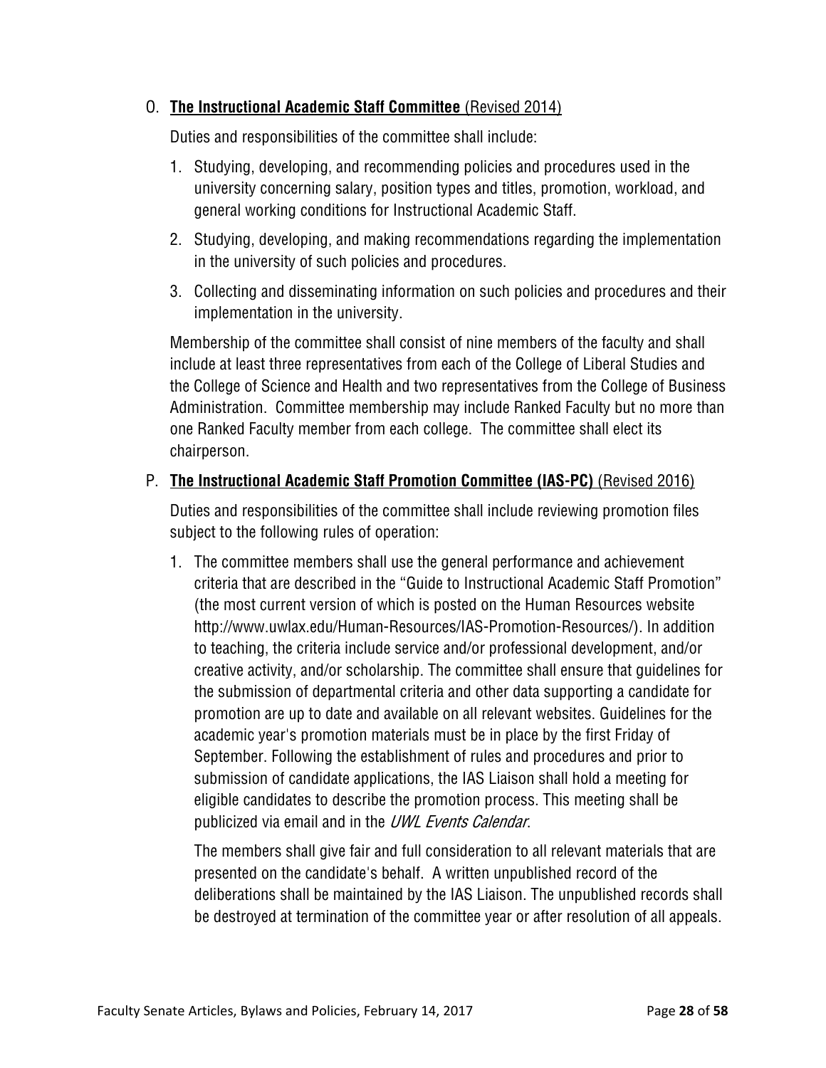O. **The Instructional Academic Staff Committee** (Revised 2014)

Duties and responsibilities of the committee shall include:

1. Studying, developing, and recommending policies and procedures used in the university concerning salary, position types and titles, promotion, workload, and general working conditions for Instructional Academic Staff.
2. Studying, developing, and making recommendations regarding the implementation in the university of such policies and procedures.
3. Collecting and disseminating information on such policies and procedures and their implementation in the university.

Membership of the committee shall consist of nine members of the faculty and shall include at least three representatives from each of the College of Liberal Studies and the College of Science and Health and two representatives from the College of Business Administration. Committee membership may include Ranked Faculty but no more than one Ranked Faculty member from each college. The committee shall elect its chairperson.

P. **The Instructional Academic Staff Promotion Committee (IAS-PC)** (Revised 2016)

Duties and responsibilities of the committee shall include reviewing promotion files subject to the following rules of operation:

1. The committee members shall use the general performance and achievement criteria that are described in the "Guide to Instructional Academic Staff Promotion" (the most current version of which is posted on the Human Resources website http://www.uwlax.edu/Human-Resources/IAS-Promotion-Resources/). In addition to teaching, the criteria include service and/or professional development, and/or creative activity, and/or scholarship. The committee shall ensure that guidelines for the submission of departmental criteria and other data supporting a candidate for promotion are up to date and available on all relevant websites. Guidelines for the academic year's promotion materials must be in place by the first Friday of September. Following the establishment of rules and procedures and prior to submission of candidate applications, the IAS Liaison shall hold a meeting for eligible candidates to describe the promotion process. This meeting shall be publicized via email and in the *UWL Events Calendar*.

   The members shall give fair and full consideration to all relevant materials that are presented on the candidate's behalf. A written unpublished record of the deliberations shall be maintained by the IAS Liaison. The unpublished records shall be destroyed at termination of the committee year or after resolution of all appeals.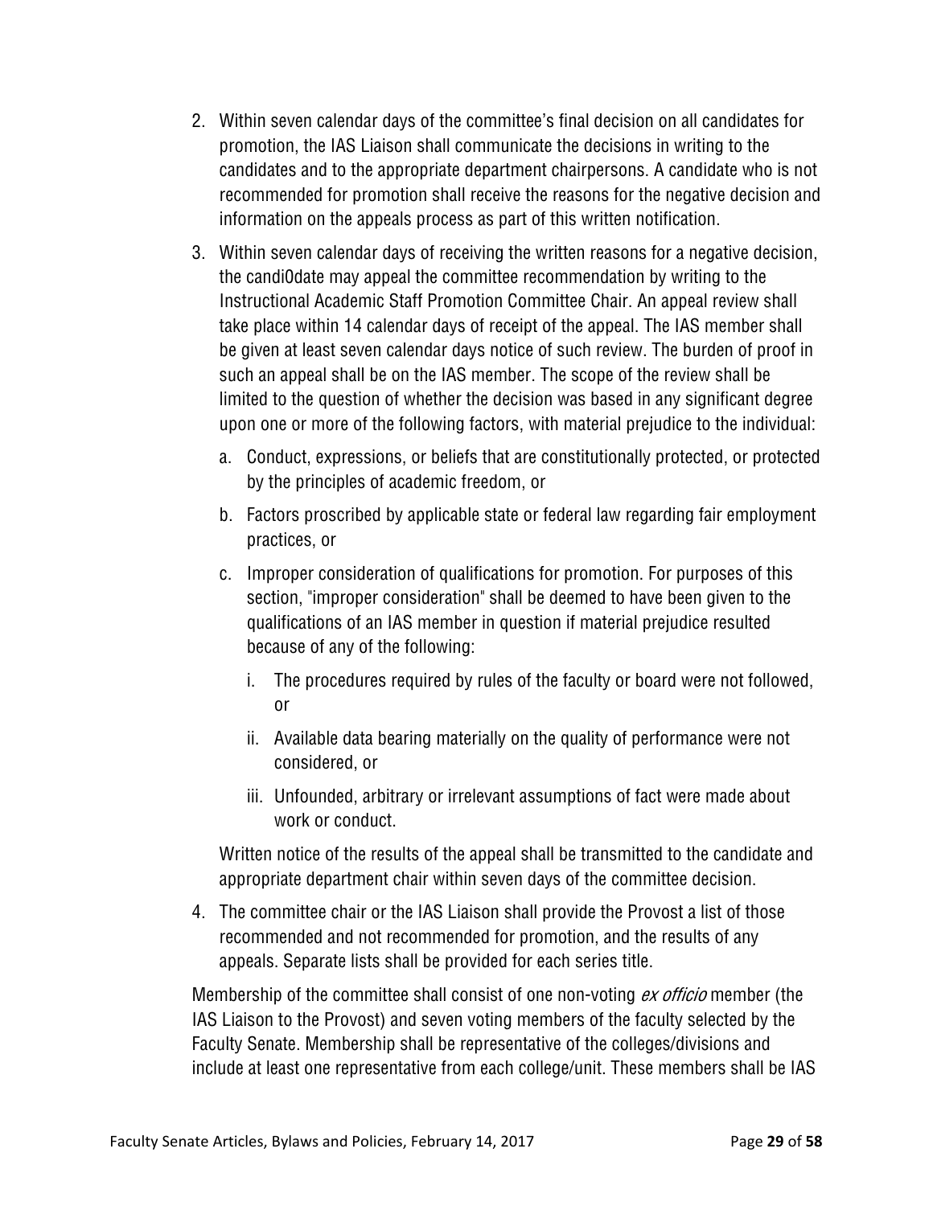2. Within seven calendar days of the committee's final decision on all candidates for promotion, the IAS Liaison shall communicate the decisions in writing to the candidates and to the appropriate department chairpersons. A candidate who is not recommended for promotion shall receive the reasons for the negative decision and information on the appeals process as part of this written notification.
3. Within seven calendar days of receiving the written reasons for a negative decision, the candi0date may appeal the committee recommendation by writing to the Instructional Academic Staff Promotion Committee Chair. An appeal review shall take place within 14 calendar days of receipt of the appeal. The IAS member shall be given at least seven calendar days notice of such review. The burden of proof in such an appeal shall be on the IAS member. The scope of the review shall be limited to the question of whether the decision was based in any significant degree upon one or more of the following factors, with material prejudice to the individual:
   a. Conduct, expressions, or beliefs that are constitutionally protected, or protected by the principles of academic freedom, or
   b. Factors proscribed by applicable state or federal law regarding fair employment practices, or
   c. Improper consideration of qualifications for promotion. For purposes of this section, "improper consideration" shall be deemed to have been given to the qualifications of an IAS member in question if material prejudice resulted because of any of the following:
      i. The procedures required by rules of the faculty or board were not followed, or
      ii. Available data bearing materially on the quality of performance were not considered, or
      iii. Unfounded, arbitrary or irrelevant assumptions of fact were made about work or conduct.

   Written notice of the results of the appeal shall be transmitted to the candidate and appropriate department chair within seven days of the committee decision.
4. The committee chair or the IAS Liaison shall provide the Provost a list of those recommended and not recommended for promotion, and the results of any appeals. Separate lists shall be provided for each series title.

Membership of the committee shall consist of one non-voting *ex officio* member (the IAS Liaison to the Provost) and seven voting members of the faculty selected by the Faculty Senate. Membership shall be representative of the colleges/divisions and include at least one representative from each college/unit. These members shall be IAS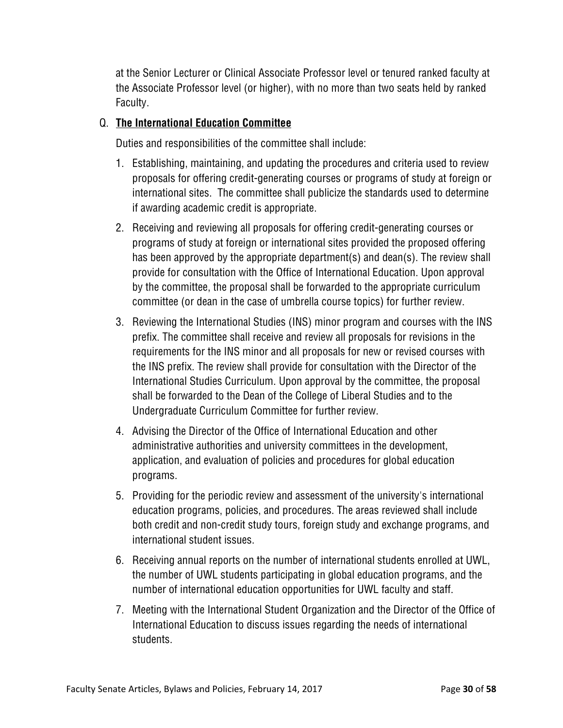at the Senior Lecturer or Clinical Associate Professor level or tenured ranked faculty at the Associate Professor level (or higher), with no more than two seats held by ranked Faculty.

Q. **The International Education Committee**

Duties and responsibilities of the committee shall include:

1. Establishing, maintaining, and updating the procedures and criteria used to review proposals for offering credit-generating courses or programs of study at foreign or international sites. The committee shall publicize the standards used to determine if awarding academic credit is appropriate.
2. Receiving and reviewing all proposals for offering credit-generating courses or programs of study at foreign or international sites provided the proposed offering has been approved by the appropriate department(s) and dean(s). The review shall provide for consultation with the Office of International Education. Upon approval by the committee, the proposal shall be forwarded to the appropriate curriculum committee (or dean in the case of umbrella course topics) for further review.
3. Reviewing the International Studies (INS) minor program and courses with the INS prefix. The committee shall receive and review all proposals for revisions in the requirements for the INS minor and all proposals for new or revised courses with the INS prefix. The review shall provide for consultation with the Director of the International Studies Curriculum. Upon approval by the committee, the proposal shall be forwarded to the Dean of the College of Liberal Studies and to the Undergraduate Curriculum Committee for further review.
4. Advising the Director of the Office of International Education and other administrative authorities and university committees in the development, application, and evaluation of policies and procedures for global education programs.
5. Providing for the periodic review and assessment of the university's international education programs, policies, and procedures. The areas reviewed shall include both credit and non-credit study tours, foreign study and exchange programs, and international student issues.
6. Receiving annual reports on the number of international students enrolled at UWL, the number of UWL students participating in global education programs, and the number of international education opportunities for UWL faculty and staff.
7. Meeting with the International Student Organization and the Director of the Office of International Education to discuss issues regarding the needs of international students.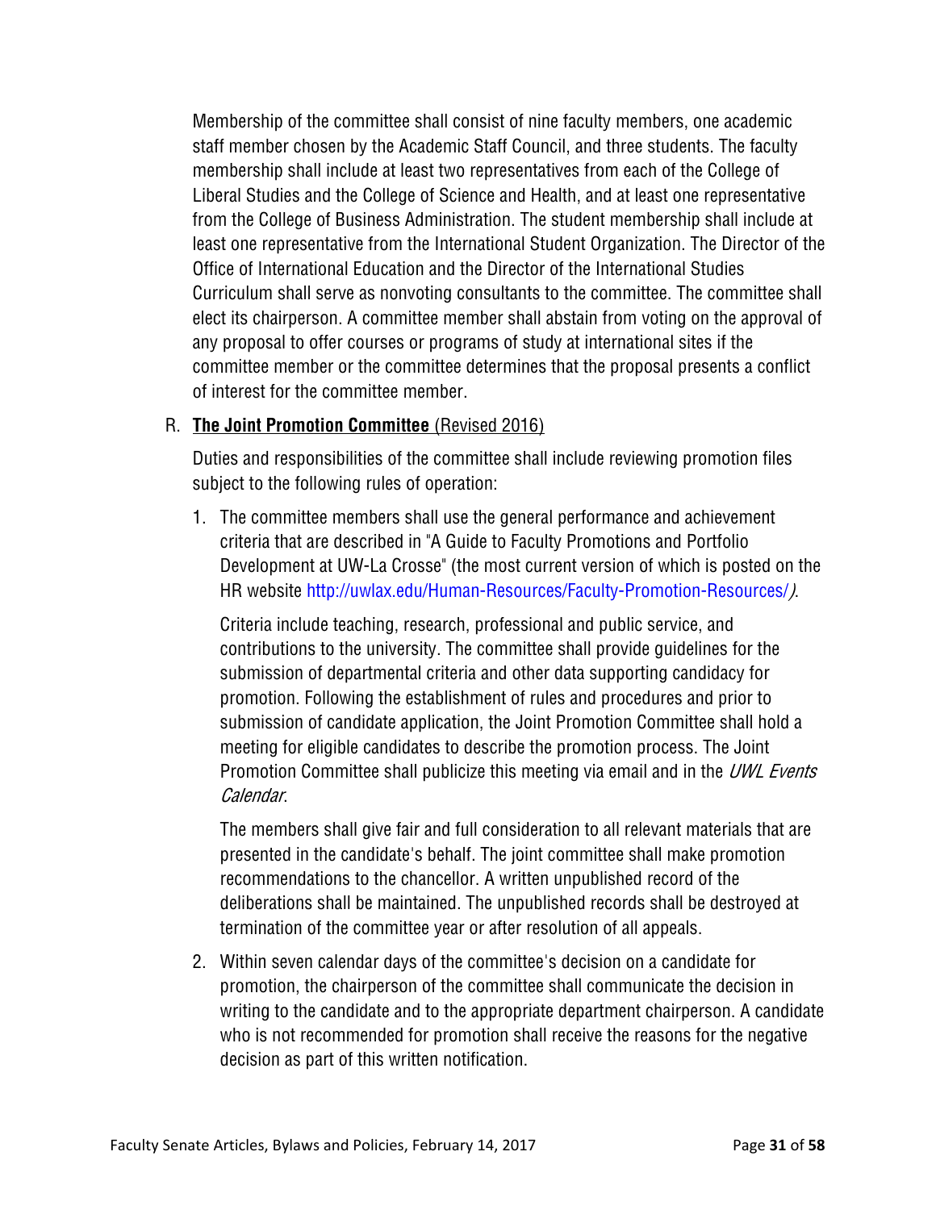Membership of the committee shall consist of nine faculty members, one academic staff member chosen by the Academic Staff Council, and three students. The faculty membership shall include at least two representatives from each of the College of Liberal Studies and the College of Science and Health, and at least one representative from the College of Business Administration. The student membership shall include at least one representative from the International Student Organization. The Director of the Office of International Education and the Director of the International Studies Curriculum shall serve as nonvoting consultants to the committee. The committee shall elect its chairperson. A committee member shall abstain from voting on the approval of any proposal to offer courses or programs of study at international sites if the committee member or the committee determines that the proposal presents a conflict of interest for the committee member.

R. **The Joint Promotion Committee** (Revised 2016)

Duties and responsibilities of the committee shall include reviewing promotion files subject to the following rules of operation:

1. The committee members shall use the general performance and achievement criteria that are described in "A Guide to Faculty Promotions and Portfolio Development at UW-La Crosse" (the most current version of which is posted on the HR website http://uwlax.edu/Human-Resources/Faculty-Promotion-Resources/).

   Criteria include teaching, research, professional and public service, and contributions to the university. The committee shall provide guidelines for the submission of departmental criteria and other data supporting candidacy for promotion. Following the establishment of rules and procedures and prior to submission of candidate application, the Joint Promotion Committee shall hold a meeting for eligible candidates to describe the promotion process. The Joint Promotion Committee shall publicize this meeting via email and in the *UWL Events Calendar*.

   The members shall give fair and full consideration to all relevant materials that are presented in the candidate's behalf. The joint committee shall make promotion recommendations to the chancellor. A written unpublished record of the deliberations shall be maintained. The unpublished records shall be destroyed at termination of the committee year or after resolution of all appeals.

2. Within seven calendar days of the committee's decision on a candidate for promotion, the chairperson of the committee shall communicate the decision in writing to the candidate and to the appropriate department chairperson. A candidate who is not recommended for promotion shall receive the reasons for the negative decision as part of this written notification.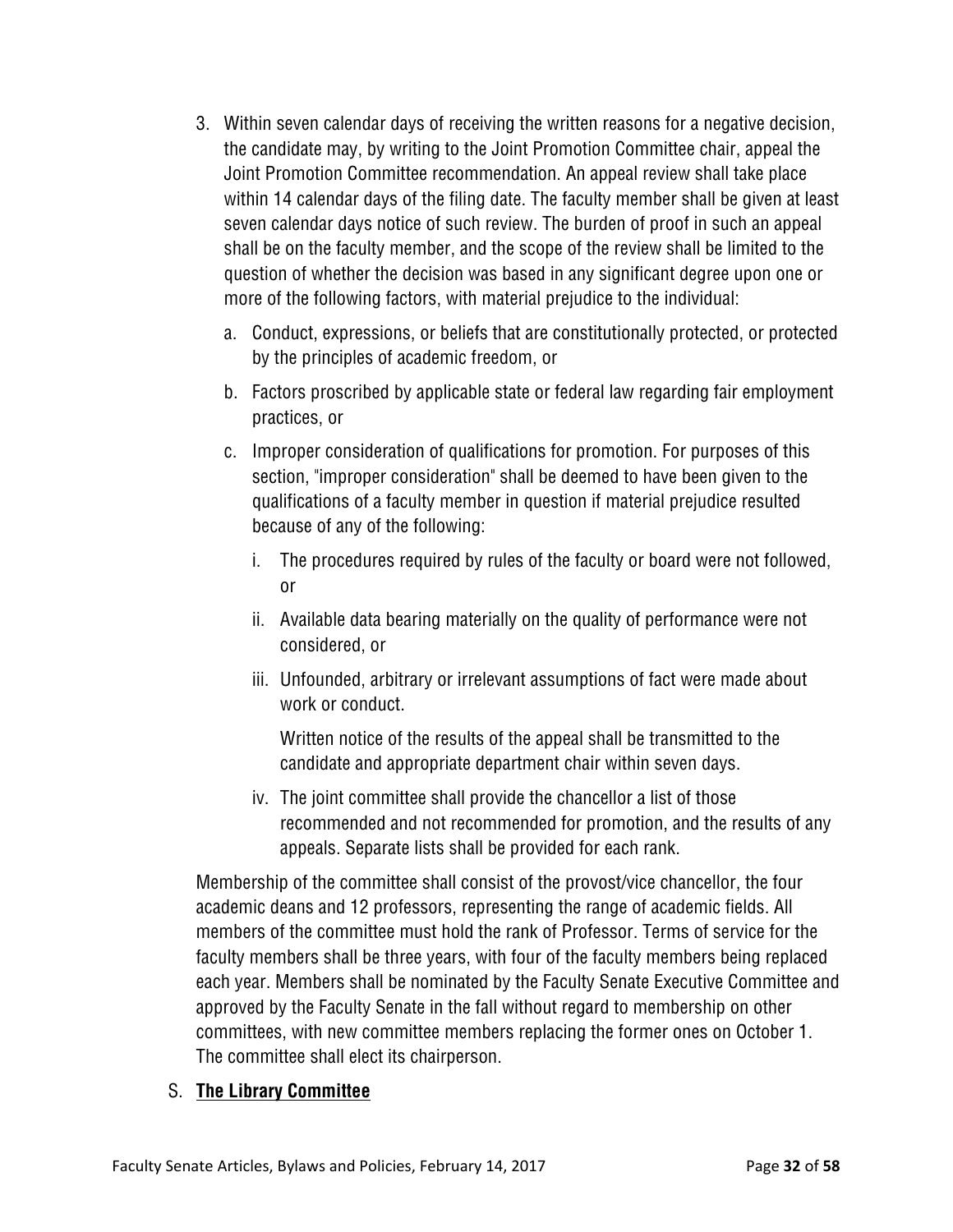3. Within seven calendar days of receiving the written reasons for a negative decision, the candidate may, by writing to the Joint Promotion Committee chair, appeal the Joint Promotion Committee recommendation. An appeal review shall take place within 14 calendar days of the filing date. The faculty member shall be given at least seven calendar days notice of such review. The burden of proof in such an appeal shall be on the faculty member, and the scope of the review shall be limited to the question of whether the decision was based in any significant degree upon one or more of the following factors, with material prejudice to the individual:

   a. Conduct, expressions, or beliefs that are constitutionally protected, or protected by the principles of academic freedom, or

   b. Factors proscribed by applicable state or federal law regarding fair employment practices, or

   c. Improper consideration of qualifications for promotion. For purposes of this section, "improper consideration" shall be deemed to have been given to the qualifications of a faculty member in question if material prejudice resulted because of any of the following:

      i. The procedures required by rules of the faculty or board were not followed, or

      ii. Available data bearing materially on the quality of performance were not considered, or

      iii. Unfounded, arbitrary or irrelevant assumptions of fact were made about work or conduct.

         Written notice of the results of the appeal shall be transmitted to the candidate and appropriate department chair within seven days.

      iv. The joint committee shall provide the chancellor a list of those recommended and not recommended for promotion, and the results of any appeals. Separate lists shall be provided for each rank.

Membership of the committee shall consist of the provost/vice chancellor, the four academic deans and 12 professors, representing the range of academic fields. All members of the committee must hold the rank of Professor. Terms of service for the faculty members shall be three years, with four of the faculty members being replaced each year. Members shall be nominated by the Faculty Senate Executive Committee and approved by the Faculty Senate in the fall without regard to membership on other committees, with new committee members replacing the former ones on October 1. The committee shall elect its chairperson.

S. **The Library Committee**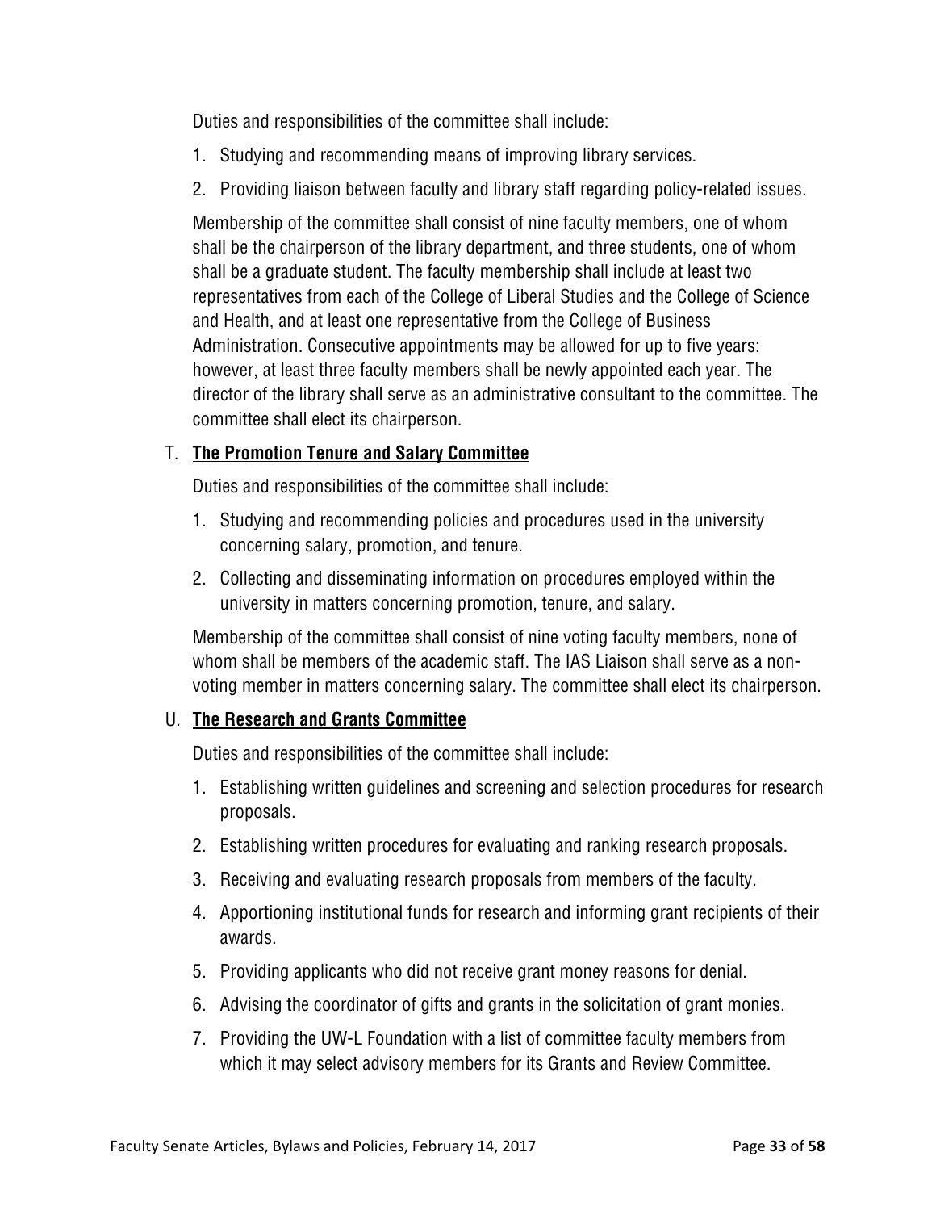Duties and responsibilities of the committee shall include:

1. Studying and recommending means of improving library services.
2. Providing liaison between faculty and library staff regarding policy-related issues.

Membership of the committee shall consist of nine faculty members, one of whom shall be the chairperson of the library department, and three students, one of whom shall be a graduate student. The faculty membership shall include at least two representatives from each of the College of Liberal Studies and the College of Science and Health, and at least one representative from the College of Business Administration. Consecutive appointments may be allowed for up to five years: however, at least three faculty members shall be newly appointed each year. The director of the library shall serve as an administrative consultant to the committee. The committee shall elect its chairperson.

T. **The Promotion Tenure and Salary Committee**

Duties and responsibilities of the committee shall include:

1. Studying and recommending policies and procedures used in the university concerning salary, promotion, and tenure.
2. Collecting and disseminating information on procedures employed within the university in matters concerning promotion, tenure, and salary.

Membership of the committee shall consist of nine voting faculty members, none of whom shall be members of the academic staff. The IAS Liaison shall serve as a non-voting member in matters concerning salary. The committee shall elect its chairperson.

U. **The Research and Grants Committee**

Duties and responsibilities of the committee shall include:

1. Establishing written guidelines and screening and selection procedures for research proposals.
2. Establishing written procedures for evaluating and ranking research proposals.
3. Receiving and evaluating research proposals from members of the faculty.
4. Apportioning institutional funds for research and informing grant recipients of their awards.
5. Providing applicants who did not receive grant money reasons for denial.
6. Advising the coordinator of gifts and grants in the solicitation of grant monies.
7. Providing the UW-L Foundation with a list of committee faculty members from which it may select advisory members for its Grants and Review Committee.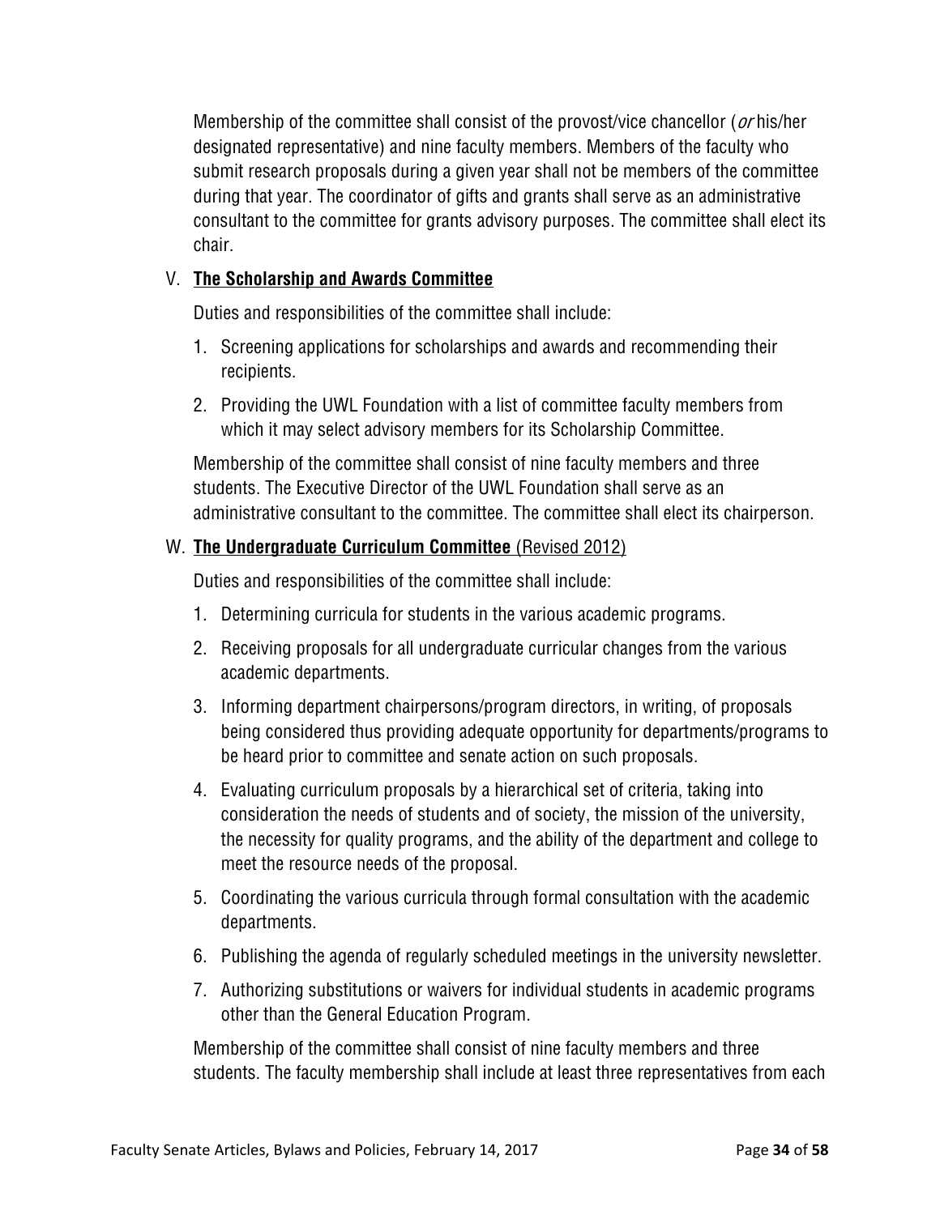Membership of the committee shall consist of the provost/vice chancellor (*or* his/her designated representative) and nine faculty members. Members of the faculty who submit research proposals during a given year shall not be members of the committee during that year. The coordinator of gifts and grants shall serve as an administrative consultant to the committee for grants advisory purposes. The committee shall elect its chair.

V. **The Scholarship and Awards Committee**

Duties and responsibilities of the committee shall include:

1. Screening applications for scholarships and awards and recommending their recipients.
2. Providing the UWL Foundation with a list of committee faculty members from which it may select advisory members for its Scholarship Committee.

Membership of the committee shall consist of nine faculty members and three students. The Executive Director of the UWL Foundation shall serve as an administrative consultant to the committee. The committee shall elect its chairperson.

W. **The Undergraduate Curriculum Committee** (Revised 2012)

Duties and responsibilities of the committee shall include:

1. Determining curricula for students in the various academic programs.
2. Receiving proposals for all undergraduate curricular changes from the various academic departments.
3. Informing department chairpersons/program directors, in writing, of proposals being considered thus providing adequate opportunity for departments/programs to be heard prior to committee and senate action on such proposals.
4. Evaluating curriculum proposals by a hierarchical set of criteria, taking into consideration the needs of students and of society, the mission of the university, the necessity for quality programs, and the ability of the department and college to meet the resource needs of the proposal.
5. Coordinating the various curricula through formal consultation with the academic departments.
6. Publishing the agenda of regularly scheduled meetings in the university newsletter.
7. Authorizing substitutions or waivers for individual students in academic programs other than the General Education Program.

Membership of the committee shall consist of nine faculty members and three students. The faculty membership shall include at least three representatives from each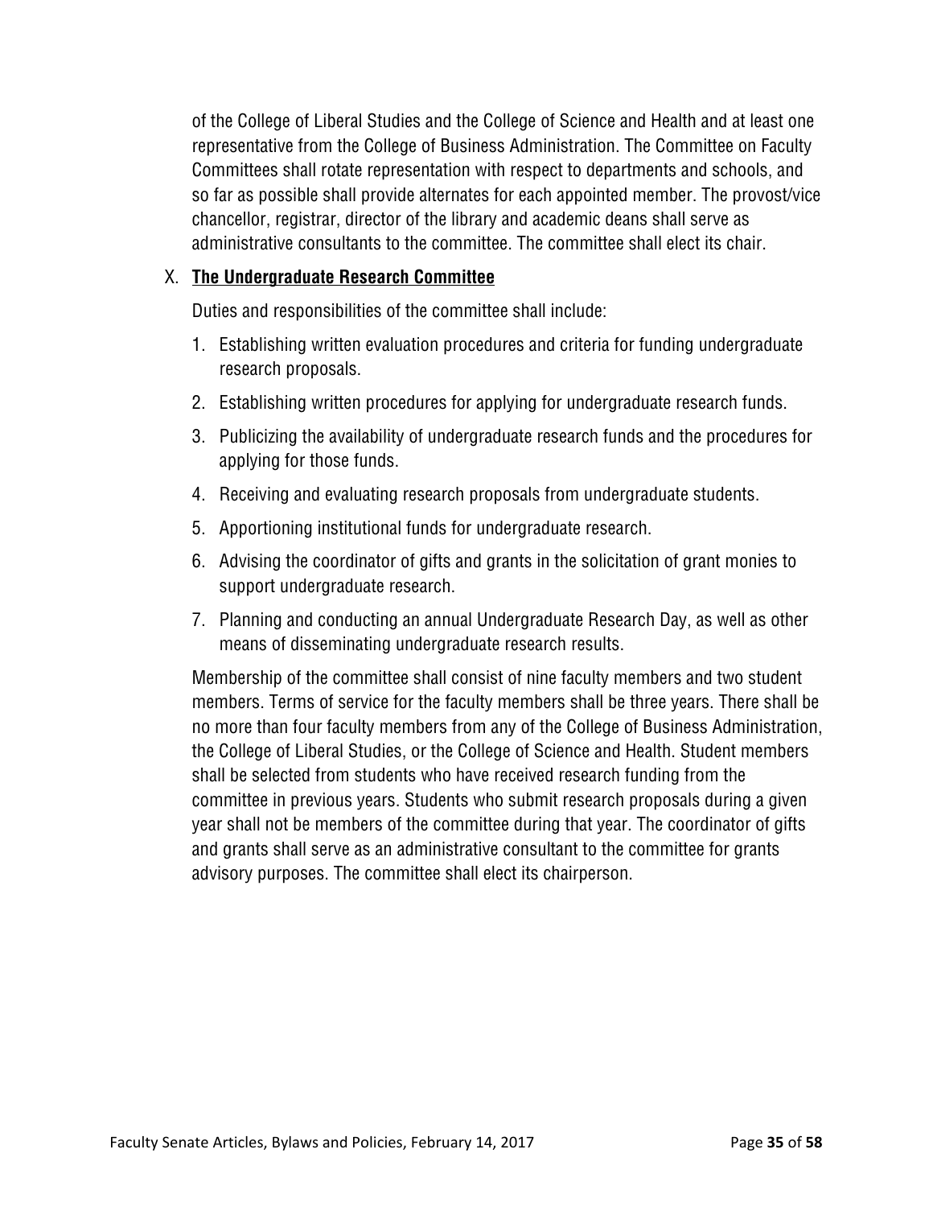of the College of Liberal Studies and the College of Science and Health and at least one representative from the College of Business Administration. The Committee on Faculty Committees shall rotate representation with respect to departments and schools, and so far as possible shall provide alternates for each appointed member. The provost/vice chancellor, registrar, director of the library and academic deans shall serve as administrative consultants to the committee. The committee shall elect its chair.

X. **The Undergraduate Research Committee**

Duties and responsibilities of the committee shall include:

1. Establishing written evaluation procedures and criteria for funding undergraduate research proposals.
2. Establishing written procedures for applying for undergraduate research funds.
3. Publicizing the availability of undergraduate research funds and the procedures for applying for those funds.
4. Receiving and evaluating research proposals from undergraduate students.
5. Apportioning institutional funds for undergraduate research.
6. Advising the coordinator of gifts and grants in the solicitation of grant monies to support undergraduate research.
7. Planning and conducting an annual Undergraduate Research Day, as well as other means of disseminating undergraduate research results.

Membership of the committee shall consist of nine faculty members and two student members. Terms of service for the faculty members shall be three years. There shall be no more than four faculty members from any of the College of Business Administration, the College of Liberal Studies, or the College of Science and Health. Student members shall be selected from students who have received research funding from the committee in previous years. Students who submit research proposals during a given year shall not be members of the committee during that year. The coordinator of gifts and grants shall serve as an administrative consultant to the committee for grants advisory purposes. The committee shall elect its chairperson.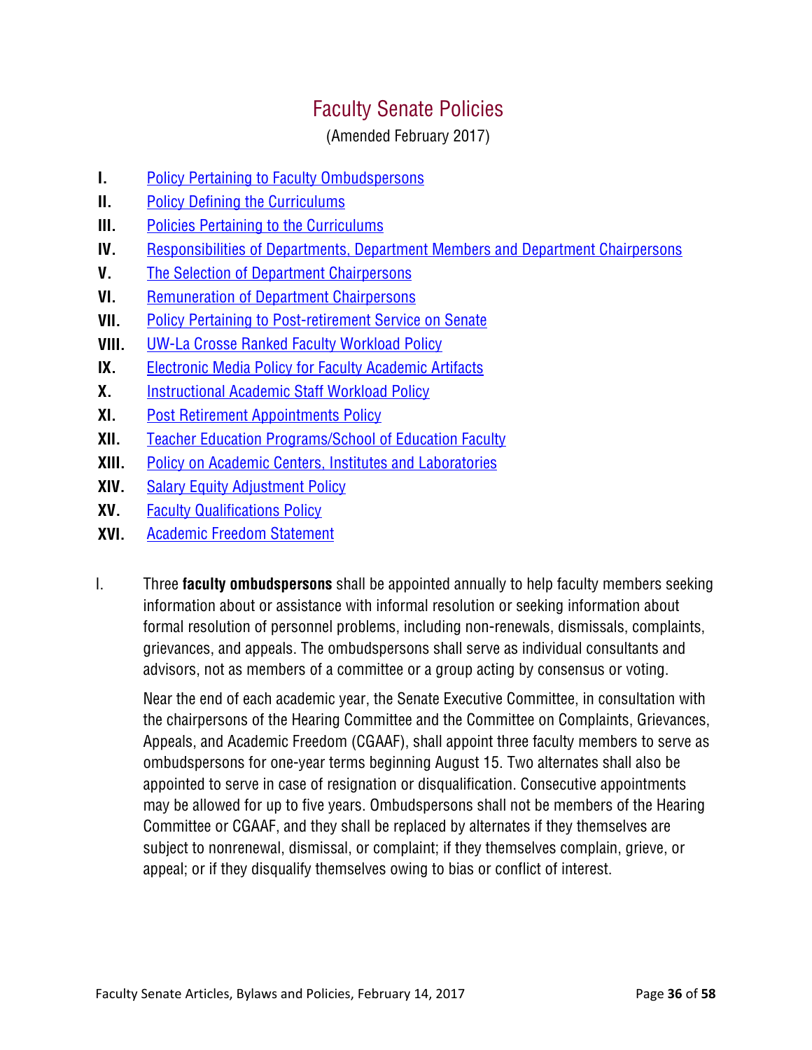# Faculty Senate Policies

(Amended February 2017)

**I.** Policy Pertaining to Faculty Ombudspersons
**II.** Policy Defining the Curriculums
**III.** Policies Pertaining to the Curriculums
**IV.** Responsibilities of Departments, Department Members and Department Chairpersons
**V.** The Selection of Department Chairpersons
**VI.** Remuneration of Department Chairpersons
**VII.** Policy Pertaining to Post-retirement Service on Senate
**VIII.** UW-La Crosse Ranked Faculty Workload Policy
**IX.** Electronic Media Policy for Faculty Academic Artifacts
**X.** Instructional Academic Staff Workload Policy
**XI.** Post Retirement Appointments Policy
**XII.** Teacher Education Programs/School of Education Faculty
**XIII.** Policy on Academic Centers, Institutes and Laboratories
**XIV.** Salary Equity Adjustment Policy
**XV.** Faculty Qualifications Policy
**XVI.** Academic Freedom Statement

I. Three **faculty ombudspersons** shall be appointed annually to help faculty members seeking information about or assistance with informal resolution or seeking information about formal resolution of personnel problems, including non-renewals, dismissals, complaints, grievances, and appeals. The ombudspersons shall serve as individual consultants and advisors, not as members of a committee or a group acting by consensus or voting.

Near the end of each academic year, the Senate Executive Committee, in consultation with the chairpersons of the Hearing Committee and the Committee on Complaints, Grievances, Appeals, and Academic Freedom (CGAAF), shall appoint three faculty members to serve as ombudspersons for one-year terms beginning August 15. Two alternates shall also be appointed to serve in case of resignation or disqualification. Consecutive appointments may be allowed for up to five years. Ombudspersons shall not be members of the Hearing Committee or CGAAF, and they shall be replaced by alternates if they themselves are subject to nonrenewal, dismissal, or complaint; if they themselves complain, grieve, or appeal; or if they disqualify themselves owing to bias or conflict of interest.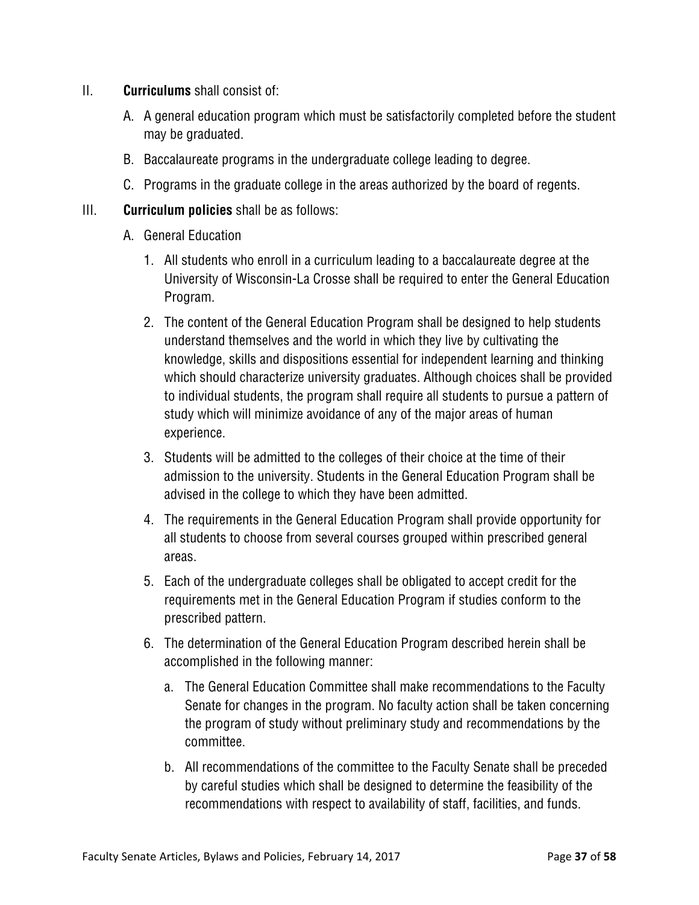II. **Curriculums** shall consist of:

A. A general education program which must be satisfactorily completed before the student may be graduated.

B. Baccalaureate programs in the undergraduate college leading to degree.

C. Programs in the graduate college in the areas authorized by the board of regents.

III. **Curriculum policies** shall be as follows:

A. General Education

1. All students who enroll in a curriculum leading to a baccalaureate degree at the University of Wisconsin-La Crosse shall be required to enter the General Education Program.

2. The content of the General Education Program shall be designed to help students understand themselves and the world in which they live by cultivating the knowledge, skills and dispositions essential for independent learning and thinking which should characterize university graduates. Although choices shall be provided to individual students, the program shall require all students to pursue a pattern of study which will minimize avoidance of any of the major areas of human experience.

3. Students will be admitted to the colleges of their choice at the time of their admission to the university. Students in the General Education Program shall be advised in the college to which they have been admitted.

4. The requirements in the General Education Program shall provide opportunity for all students to choose from several courses grouped within prescribed general areas.

5. Each of the undergraduate colleges shall be obligated to accept credit for the requirements met in the General Education Program if studies conform to the prescribed pattern.

6. The determination of the General Education Program described herein shall be accomplished in the following manner:

   a. The General Education Committee shall make recommendations to the Faculty Senate for changes in the program. No faculty action shall be taken concerning the program of study without preliminary study and recommendations by the committee.

   b. All recommendations of the committee to the Faculty Senate shall be preceded by careful studies which shall be designed to determine the feasibility of the recommendations with respect to availability of staff, facilities, and funds.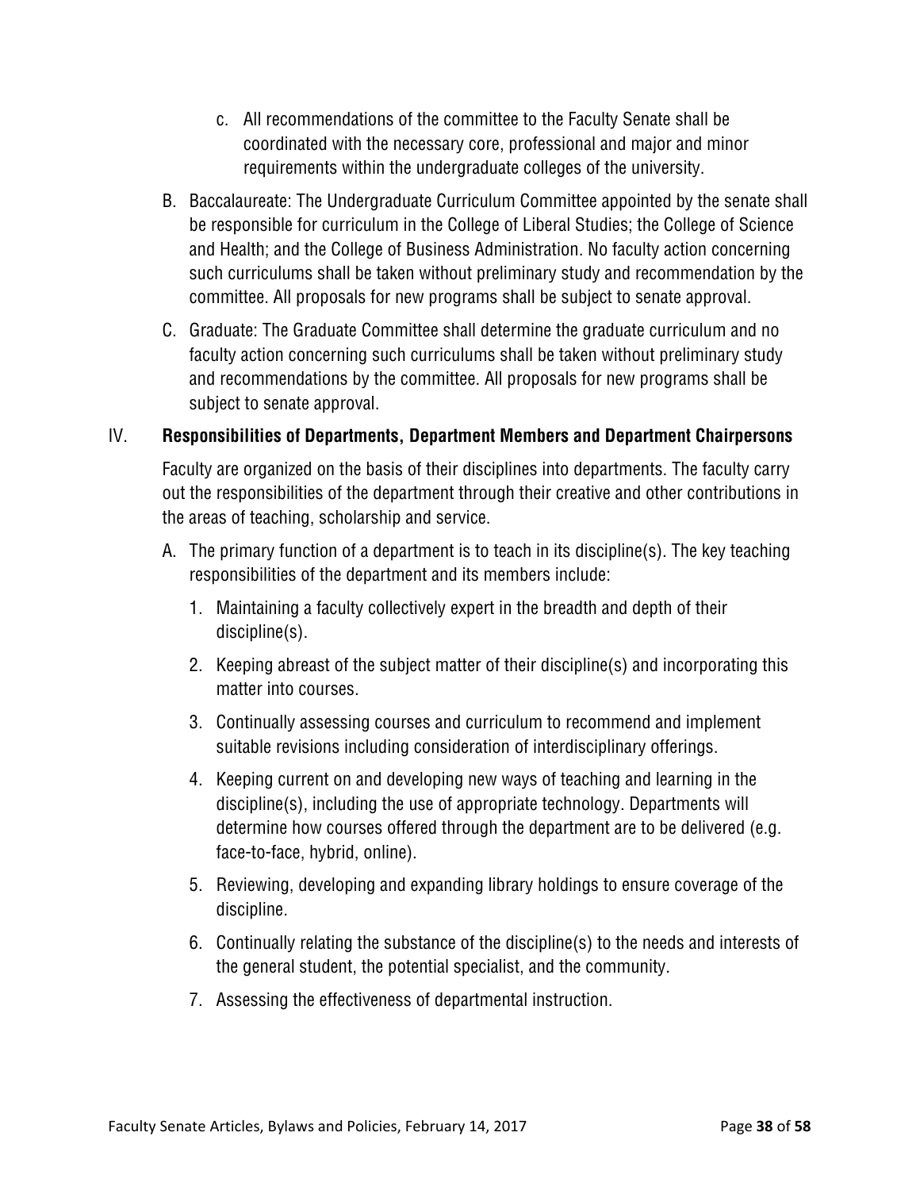c. All recommendations of the committee to the Faculty Senate shall be coordinated with the necessary core, professional and major and minor requirements within the undergraduate colleges of the university.

B. Baccalaureate: The Undergraduate Curriculum Committee appointed by the senate shall be responsible for curriculum in the College of Liberal Studies; the College of Science and Health; and the College of Business Administration. No faculty action concerning such curriculums shall be taken without preliminary study and recommendation by the committee. All proposals for new programs shall be subject to senate approval.

C. Graduate: The Graduate Committee shall determine the graduate curriculum and no faculty action concerning such curriculums shall be taken without preliminary study and recommendations by the committee. All proposals for new programs shall be subject to senate approval.

## IV. Responsibilities of Departments, Department Members and Department Chairpersons

Faculty are organized on the basis of their disciplines into departments. The faculty carry out the responsibilities of the department through their creative and other contributions in the areas of teaching, scholarship and service.

A. The primary function of a department is to teach in its discipline(s). The key teaching responsibilities of the department and its members include:

1. Maintaining a faculty collectively expert in the breadth and depth of their discipline(s).
2. Keeping abreast of the subject matter of their discipline(s) and incorporating this matter into courses.
3. Continually assessing courses and curriculum to recommend and implement suitable revisions including consideration of interdisciplinary offerings.
4. Keeping current on and developing new ways of teaching and learning in the discipline(s), including the use of appropriate technology. Departments will determine how courses offered through the department are to be delivered (e.g. face-to-face, hybrid, online).
5. Reviewing, developing and expanding library holdings to ensure coverage of the discipline.
6. Continually relating the substance of the discipline(s) to the needs and interests of the general student, the potential specialist, and the community.
7. Assessing the effectiveness of departmental instruction.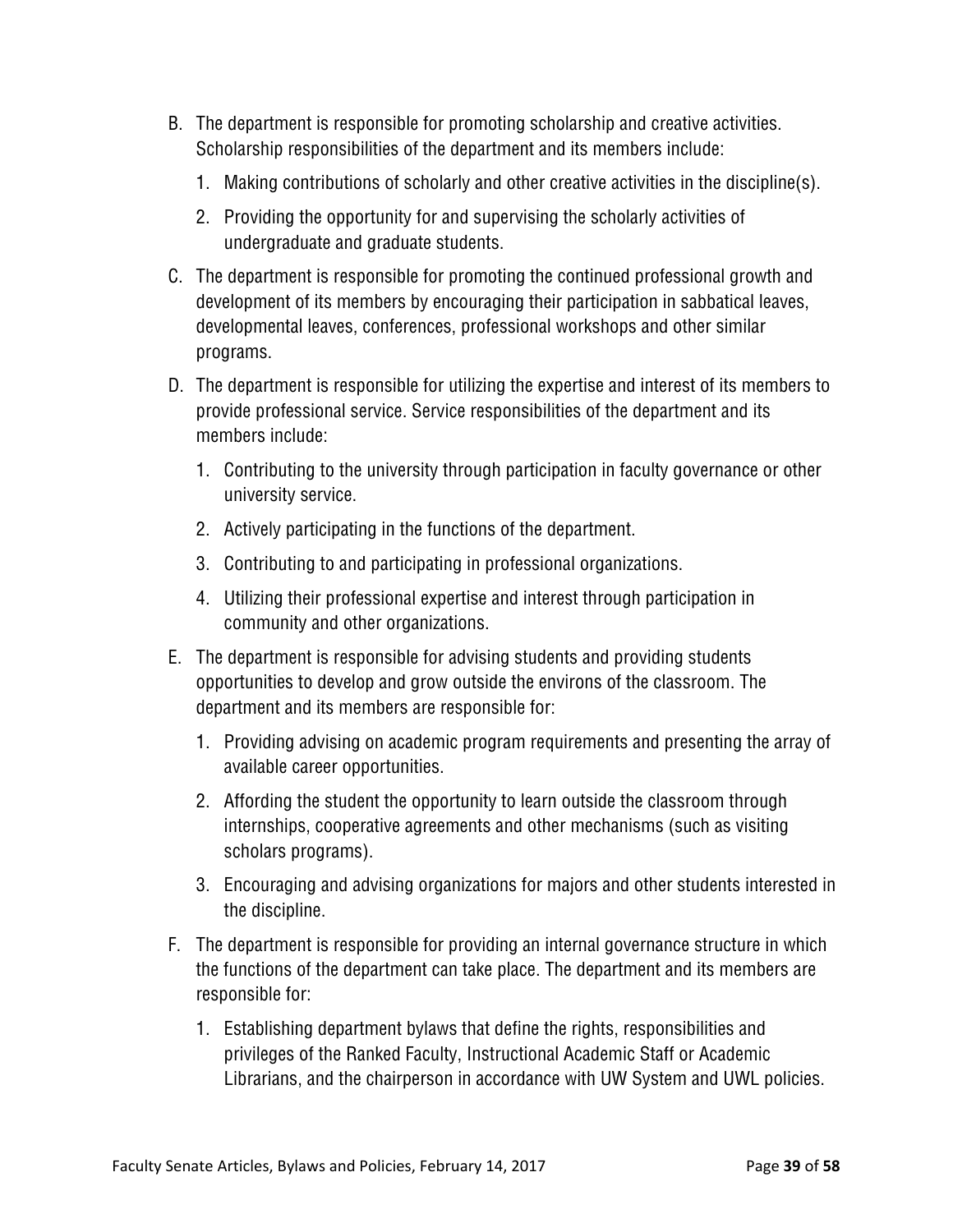B. The department is responsible for promoting scholarship and creative activities. Scholarship responsibilities of the department and its members include:

   1. Making contributions of scholarly and other creative activities in the discipline(s).

   2. Providing the opportunity for and supervising the scholarly activities of undergraduate and graduate students.

C. The department is responsible for promoting the continued professional growth and development of its members by encouraging their participation in sabbatical leaves, developmental leaves, conferences, professional workshops and other similar programs.

D. The department is responsible for utilizing the expertise and interest of its members to provide professional service. Service responsibilities of the department and its members include:

   1. Contributing to the university through participation in faculty governance or other university service.

   2. Actively participating in the functions of the department.

   3. Contributing to and participating in professional organizations.

   4. Utilizing their professional expertise and interest through participation in community and other organizations.

E. The department is responsible for advising students and providing students opportunities to develop and grow outside the environs of the classroom. The department and its members are responsible for:

   1. Providing advising on academic program requirements and presenting the array of available career opportunities.

   2. Affording the student the opportunity to learn outside the classroom through internships, cooperative agreements and other mechanisms (such as visiting scholars programs).

   3. Encouraging and advising organizations for majors and other students interested in the discipline.

F. The department is responsible for providing an internal governance structure in which the functions of the department can take place. The department and its members are responsible for:

   1. Establishing department bylaws that define the rights, responsibilities and privileges of the Ranked Faculty, Instructional Academic Staff or Academic Librarians, and the chairperson in accordance with UW System and UWL policies.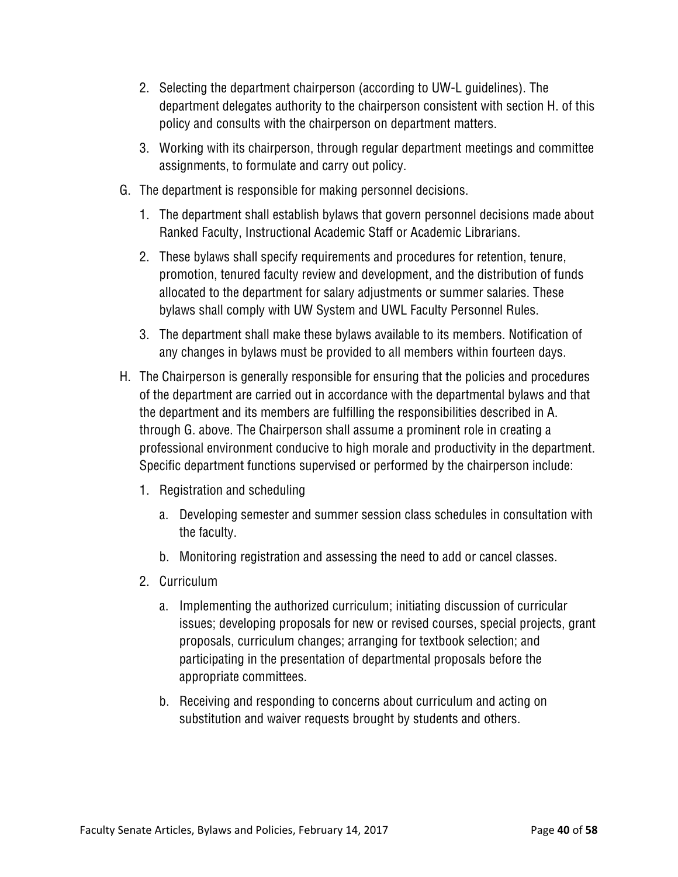2. Selecting the department chairperson (according to UW-L guidelines). The department delegates authority to the chairperson consistent with section H. of this policy and consults with the chairperson on department matters.
3. Working with its chairperson, through regular department meetings and committee assignments, to formulate and carry out policy.

G. The department is responsible for making personnel decisions.

1. The department shall establish bylaws that govern personnel decisions made about Ranked Faculty, Instructional Academic Staff or Academic Librarians.
2. These bylaws shall specify requirements and procedures for retention, tenure, promotion, tenured faculty review and development, and the distribution of funds allocated to the department for salary adjustments or summer salaries. These bylaws shall comply with UW System and UWL Faculty Personnel Rules.
3. The department shall make these bylaws available to its members. Notification of any changes in bylaws must be provided to all members within fourteen days.

H. The Chairperson is generally responsible for ensuring that the policies and procedures of the department are carried out in accordance with the departmental bylaws and that the department and its members are fulfilling the responsibilities described in A. through G. above. The Chairperson shall assume a prominent role in creating a professional environment conducive to high morale and productivity in the department. Specific department functions supervised or performed by the chairperson include:

1. Registration and scheduling
   a. Developing semester and summer session class schedules in consultation with the faculty.
   b. Monitoring registration and assessing the need to add or cancel classes.
2. Curriculum
   a. Implementing the authorized curriculum; initiating discussion of curricular issues; developing proposals for new or revised courses, special projects, grant proposals, curriculum changes; arranging for textbook selection; and participating in the presentation of departmental proposals before the appropriate committees.
   b. Receiving and responding to concerns about curriculum and acting on substitution and waiver requests brought by students and others.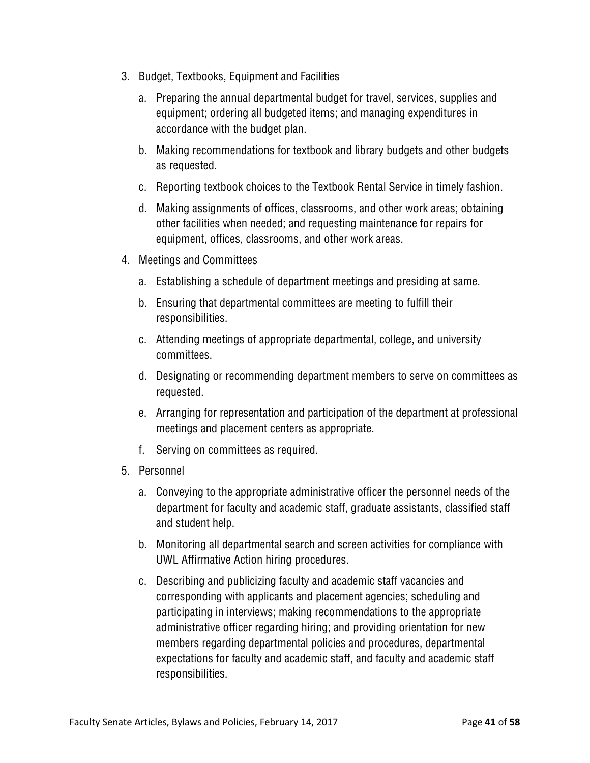3. Budget, Textbooks, Equipment and Facilities
   a. Preparing the annual departmental budget for travel, services, supplies and equipment; ordering all budgeted items; and managing expenditures in accordance with the budget plan.
   b. Making recommendations for textbook and library budgets and other budgets as requested.
   c. Reporting textbook choices to the Textbook Rental Service in timely fashion.
   d. Making assignments of offices, classrooms, and other work areas; obtaining other facilities when needed; and requesting maintenance for repairs for equipment, offices, classrooms, and other work areas.
4. Meetings and Committees
   a. Establishing a schedule of department meetings and presiding at same.
   b. Ensuring that departmental committees are meeting to fulfill their responsibilities.
   c. Attending meetings of appropriate departmental, college, and university committees.
   d. Designating or recommending department members to serve on committees as requested.
   e. Arranging for representation and participation of the department at professional meetings and placement centers as appropriate.
   f. Serving on committees as required.
5. Personnel
   a. Conveying to the appropriate administrative officer the personnel needs of the department for faculty and academic staff, graduate assistants, classified staff and student help.
   b. Monitoring all departmental search and screen activities for compliance with UWL Affirmative Action hiring procedures.
   c. Describing and publicizing faculty and academic staff vacancies and corresponding with applicants and placement agencies; scheduling and participating in interviews; making recommendations to the appropriate administrative officer regarding hiring; and providing orientation for new members regarding departmental policies and procedures, departmental expectations for faculty and academic staff, and faculty and academic staff responsibilities.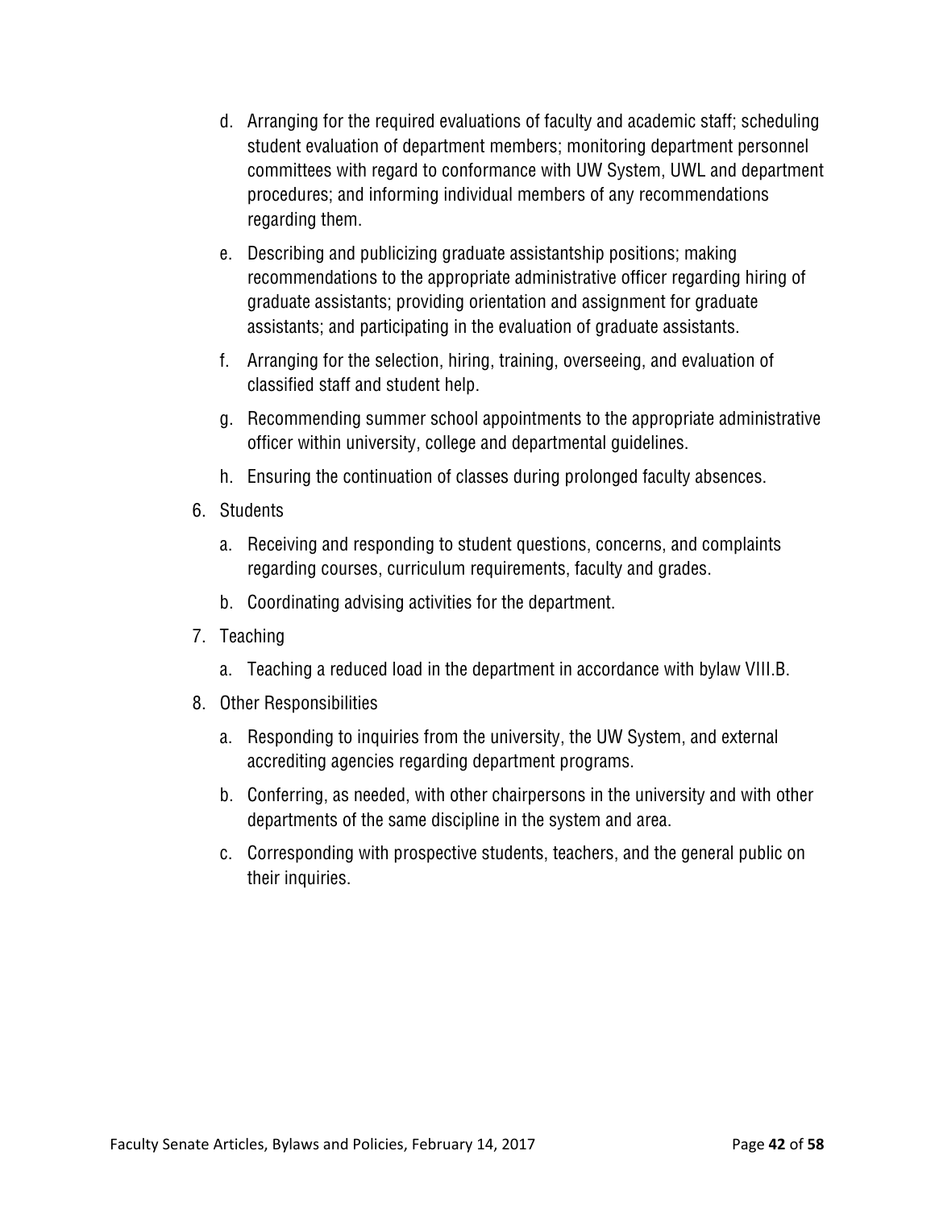d. Arranging for the required evaluations of faculty and academic staff; scheduling student evaluation of department members; monitoring department personnel committees with regard to conformance with UW System, UWL and department procedures; and informing individual members of any recommendations regarding them.

   e. Describing and publicizing graduate assistantship positions; making recommendations to the appropriate administrative officer regarding hiring of graduate assistants; providing orientation and assignment for graduate assistants; and participating in the evaluation of graduate assistants.

   f. Arranging for the selection, hiring, training, overseeing, and evaluation of classified staff and student help.

   g. Recommending summer school appointments to the appropriate administrative officer within university, college and departmental guidelines.

   h. Ensuring the continuation of classes during prolonged faculty absences.

6. Students

   a. Receiving and responding to student questions, concerns, and complaints regarding courses, curriculum requirements, faculty and grades.

   b. Coordinating advising activities for the department.

7. Teaching

   a. Teaching a reduced load in the department in accordance with bylaw VIII.B.

8. Other Responsibilities

   a. Responding to inquiries from the university, the UW System, and external accrediting agencies regarding department programs.

   b. Conferring, as needed, with other chairpersons in the university and with other departments of the same discipline in the system and area.

   c. Corresponding with prospective students, teachers, and the general public on their inquiries.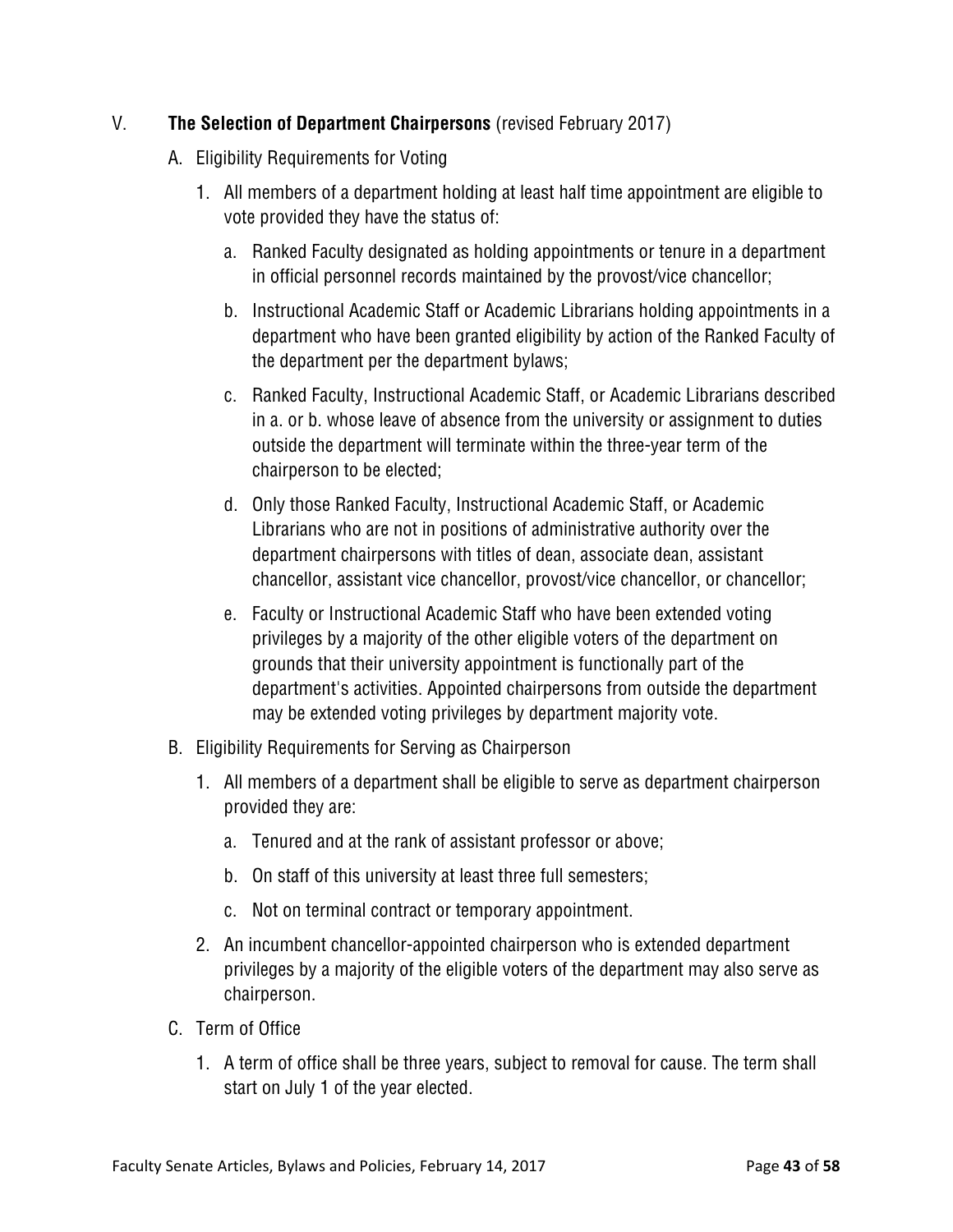## V. **The Selection of Department Chairpersons** (revised February 2017)

A. Eligibility Requirements for Voting

1. All members of a department holding at least half time appointment are eligible to vote provided they have the status of:

   a. Ranked Faculty designated as holding appointments or tenure in a department in official personnel records maintained by the provost/vice chancellor;

   b. Instructional Academic Staff or Academic Librarians holding appointments in a department who have been granted eligibility by action of the Ranked Faculty of the department per the department bylaws;

   c. Ranked Faculty, Instructional Academic Staff, or Academic Librarians described in a. or b. whose leave of absence from the university or assignment to duties outside the department will terminate within the three-year term of the chairperson to be elected;

   d. Only those Ranked Faculty, Instructional Academic Staff, or Academic Librarians who are not in positions of administrative authority over the department chairpersons with titles of dean, associate dean, assistant chancellor, assistant vice chancellor, provost/vice chancellor, or chancellor;

   e. Faculty or Instructional Academic Staff who have been extended voting privileges by a majority of the other eligible voters of the department on grounds that their university appointment is functionally part of the department's activities. Appointed chairpersons from outside the department may be extended voting privileges by department majority vote.

B. Eligibility Requirements for Serving as Chairperson

1. All members of a department shall be eligible to serve as department chairperson provided they are:

   a. Tenured and at the rank of assistant professor or above;

   b. On staff of this university at least three full semesters;

   c. Not on terminal contract or temporary appointment.

2. An incumbent chancellor-appointed chairperson who is extended department privileges by a majority of the eligible voters of the department may also serve as chairperson.

C. Term of Office

1. A term of office shall be three years, subject to removal for cause. The term shall start on July 1 of the year elected.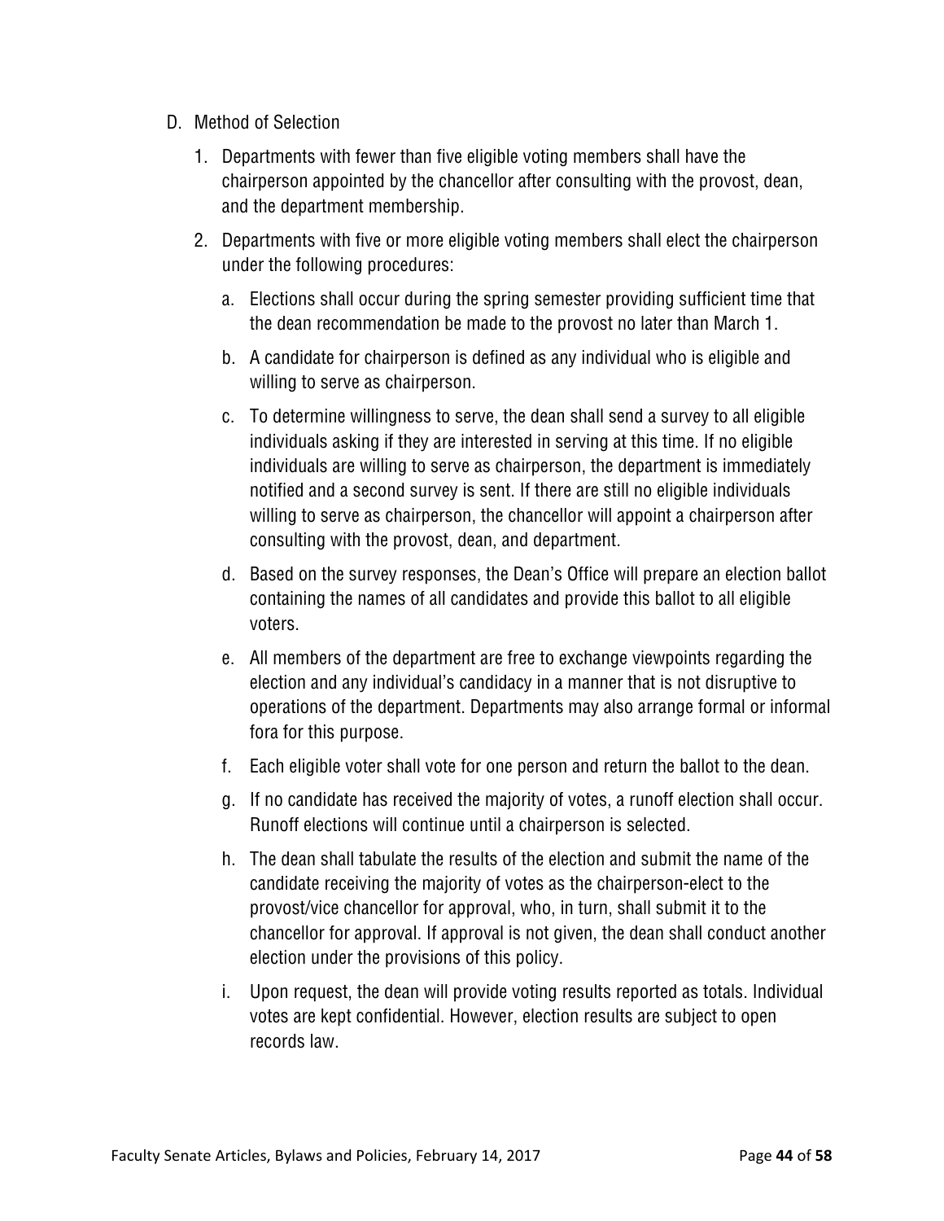D. Method of Selection

1. Departments with fewer than five eligible voting members shall have the chairperson appointed by the chancellor after consulting with the provost, dean, and the department membership.

2. Departments with five or more eligible voting members shall elect the chairperson under the following procedures:

   a. Elections shall occur during the spring semester providing sufficient time that the dean recommendation be made to the provost no later than March 1.

   b. A candidate for chairperson is defined as any individual who is eligible and willing to serve as chairperson.

   c. To determine willingness to serve, the dean shall send a survey to all eligible individuals asking if they are interested in serving at this time. If no eligible individuals are willing to serve as chairperson, the department is immediately notified and a second survey is sent. If there are still no eligible individuals willing to serve as chairperson, the chancellor will appoint a chairperson after consulting with the provost, dean, and department.

   d. Based on the survey responses, the Dean's Office will prepare an election ballot containing the names of all candidates and provide this ballot to all eligible voters.

   e. All members of the department are free to exchange viewpoints regarding the election and any individual's candidacy in a manner that is not disruptive to operations of the department. Departments may also arrange formal or informal fora for this purpose.

   f. Each eligible voter shall vote for one person and return the ballot to the dean.

   g. If no candidate has received the majority of votes, a runoff election shall occur. Runoff elections will continue until a chairperson is selected.

   h. The dean shall tabulate the results of the election and submit the name of the candidate receiving the majority of votes as the chairperson-elect to the provost/vice chancellor for approval, who, in turn, shall submit it to the chancellor for approval. If approval is not given, the dean shall conduct another election under the provisions of this policy.

   i. Upon request, the dean will provide voting results reported as totals. Individual votes are kept confidential. However, election results are subject to open records law.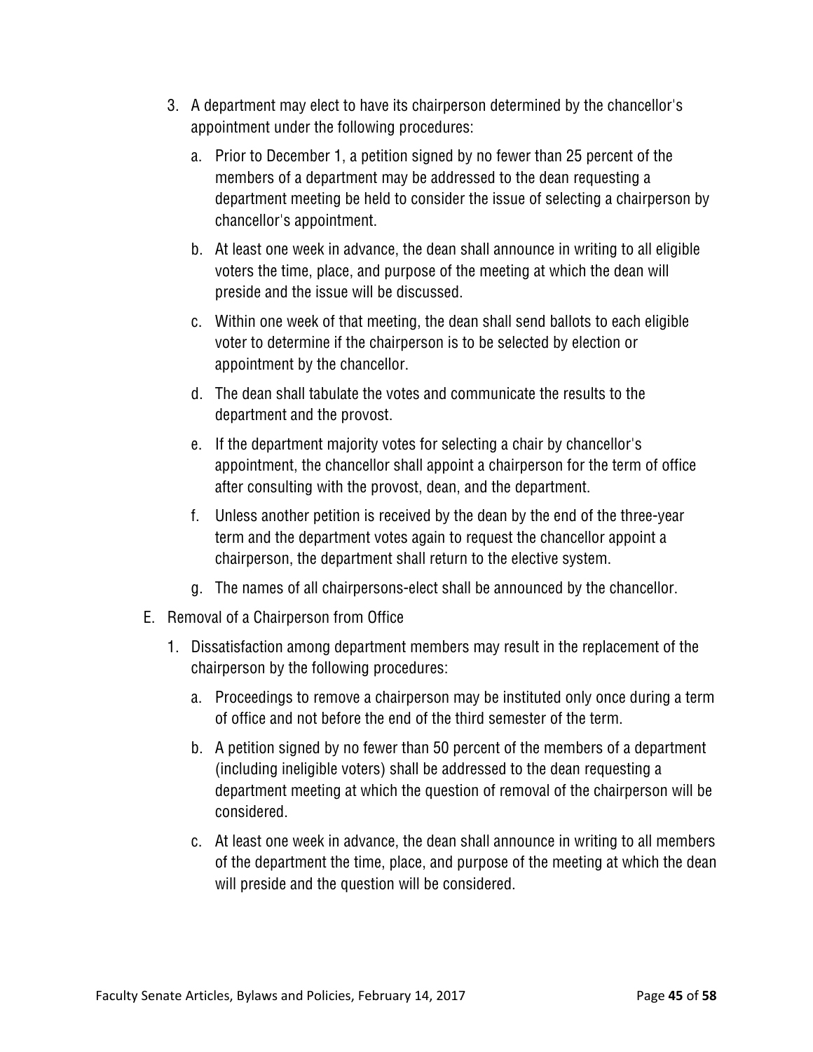3. A department may elect to have its chairperson determined by the chancellor's appointment under the following procedures:

   a. Prior to December 1, a petition signed by no fewer than 25 percent of the members of a department may be addressed to the dean requesting a department meeting be held to consider the issue of selecting a chairperson by chancellor's appointment.

   b. At least one week in advance, the dean shall announce in writing to all eligible voters the time, place, and purpose of the meeting at which the dean will preside and the issue will be discussed.

   c. Within one week of that meeting, the dean shall send ballots to each eligible voter to determine if the chairperson is to be selected by election or appointment by the chancellor.

   d. The dean shall tabulate the votes and communicate the results to the department and the provost.

   e. If the department majority votes for selecting a chair by chancellor's appointment, the chancellor shall appoint a chairperson for the term of office after consulting with the provost, dean, and the department.

   f. Unless another petition is received by the dean by the end of the three-year term and the department votes again to request the chancellor appoint a chairperson, the department shall return to the elective system.

   g. The names of all chairpersons-elect shall be announced by the chancellor.

E. Removal of a Chairperson from Office

1. Dissatisfaction among department members may result in the replacement of the chairperson by the following procedures:

   a. Proceedings to remove a chairperson may be instituted only once during a term of office and not before the end of the third semester of the term.

   b. A petition signed by no fewer than 50 percent of the members of a department (including ineligible voters) shall be addressed to the dean requesting a department meeting at which the question of removal of the chairperson will be considered.

   c. At least one week in advance, the dean shall announce in writing to all members of the department the time, place, and purpose of the meeting at which the dean will preside and the question will be considered.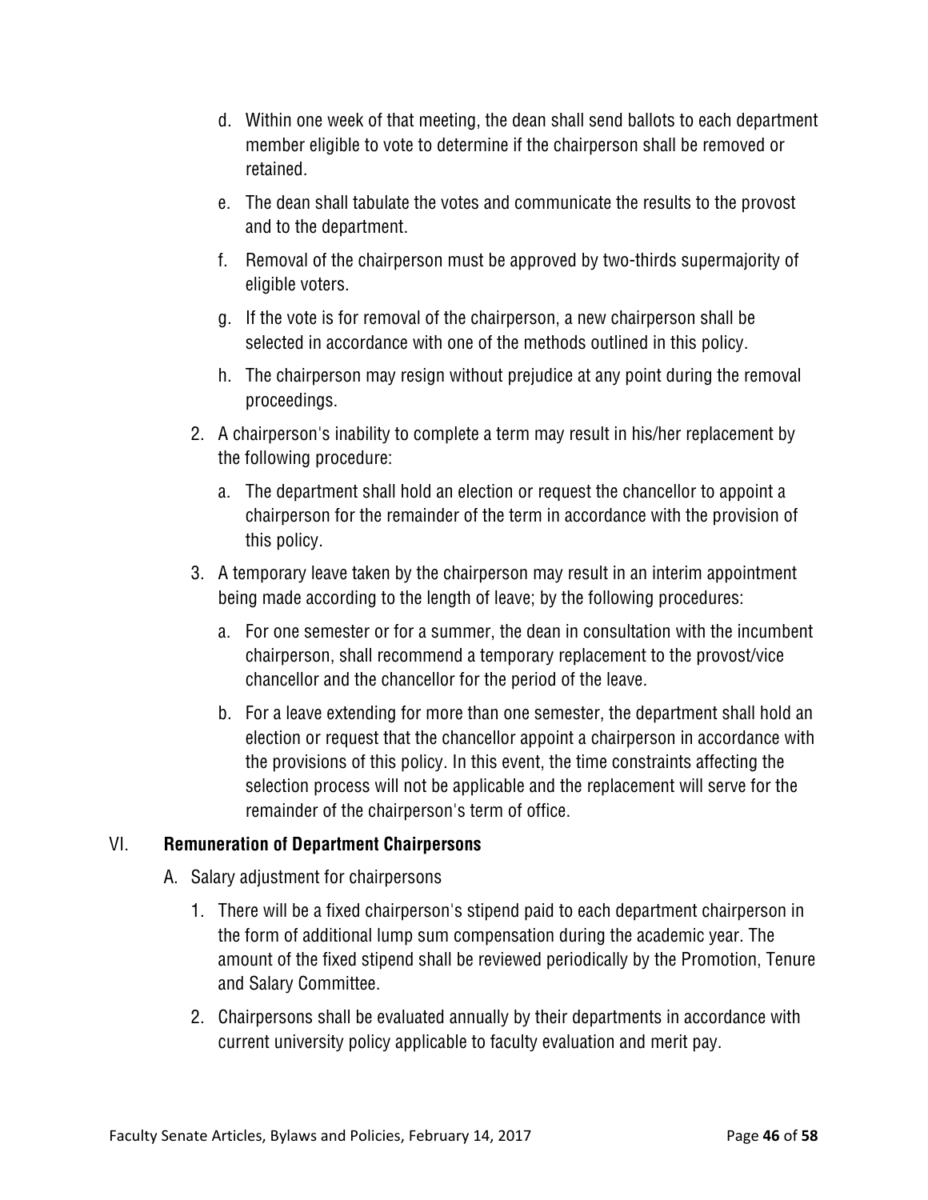d. Within one week of that meeting, the dean shall send ballots to each department member eligible to vote to determine if the chairperson shall be removed or retained.

e. The dean shall tabulate the votes and communicate the results to the provost and to the department.

f. Removal of the chairperson must be approved by two-thirds supermajority of eligible voters.

g. If the vote is for removal of the chairperson, a new chairperson shall be selected in accordance with one of the methods outlined in this policy.

h. The chairperson may resign without prejudice at any point during the removal proceedings.

2. A chairperson's inability to complete a term may result in his/her replacement by the following procedure:

   a. The department shall hold an election or request the chancellor to appoint a chairperson for the remainder of the term in accordance with the provision of this policy.

3. A temporary leave taken by the chairperson may result in an interim appointment being made according to the length of leave; by the following procedures:

   a. For one semester or for a summer, the dean in consultation with the incumbent chairperson, shall recommend a temporary replacement to the provost/vice chancellor and the chancellor for the period of the leave.

   b. For a leave extending for more than one semester, the department shall hold an election or request that the chancellor appoint a chairperson in accordance with the provisions of this policy. In this event, the time constraints affecting the selection process will not be applicable and the replacement will serve for the remainder of the chairperson's term of office.

## VI. Remuneration of Department Chairpersons

A. Salary adjustment for chairpersons

1. There will be a fixed chairperson's stipend paid to each department chairperson in the form of additional lump sum compensation during the academic year. The amount of the fixed stipend shall be reviewed periodically by the Promotion, Tenure and Salary Committee.

2. Chairpersons shall be evaluated annually by their departments in accordance with current university policy applicable to faculty evaluation and merit pay.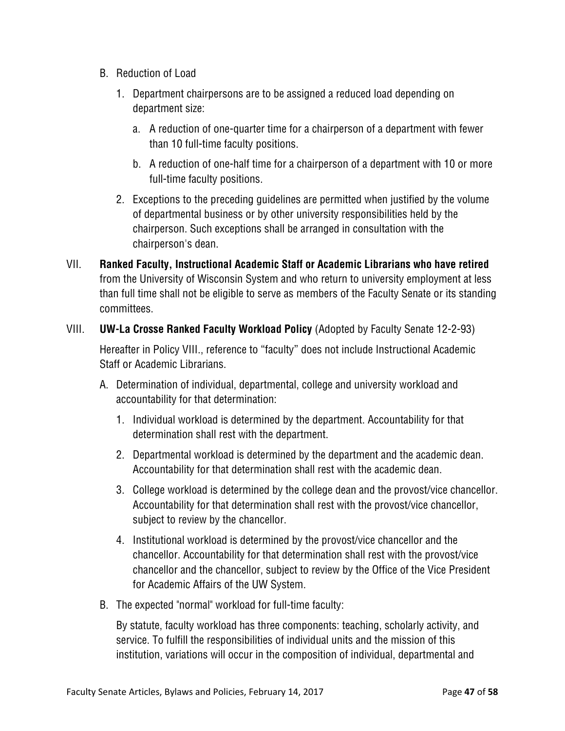B. Reduction of Load

   1. Department chairpersons are to be assigned a reduced load depending on department size:

      a. A reduction of one-quarter time for a chairperson of a department with fewer than 10 full-time faculty positions.

      b. A reduction of one-half time for a chairperson of a department with 10 or more full-time faculty positions.

   2. Exceptions to the preceding guidelines are permitted when justified by the volume of departmental business or by other university responsibilities held by the chairperson. Such exceptions shall be arranged in consultation with the chairperson's dean.

VII. **Ranked Faculty, Instructional Academic Staff or Academic Librarians who have retired** from the University of Wisconsin System and who return to university employment at less than full time shall not be eligible to serve as members of the Faculty Senate or its standing committees.

VIII. **UW-La Crosse Ranked Faculty Workload Policy** (Adopted by Faculty Senate 12-2-93)

Hereafter in Policy VIII., reference to "faculty" does not include Instructional Academic Staff or Academic Librarians.

A. Determination of individual, departmental, college and university workload and accountability for that determination:

   1. Individual workload is determined by the department. Accountability for that determination shall rest with the department.

   2. Departmental workload is determined by the department and the academic dean. Accountability for that determination shall rest with the academic dean.

   3. College workload is determined by the college dean and the provost/vice chancellor. Accountability for that determination shall rest with the provost/vice chancellor, subject to review by the chancellor.

   4. Institutional workload is determined by the provost/vice chancellor and the chancellor. Accountability for that determination shall rest with the provost/vice chancellor and the chancellor, subject to review by the Office of the Vice President for Academic Affairs of the UW System.

B. The expected "normal" workload for full-time faculty:

By statute, faculty workload has three components: teaching, scholarly activity, and service. To fulfill the responsibilities of individual units and the mission of this institution, variations will occur in the composition of individual, departmental and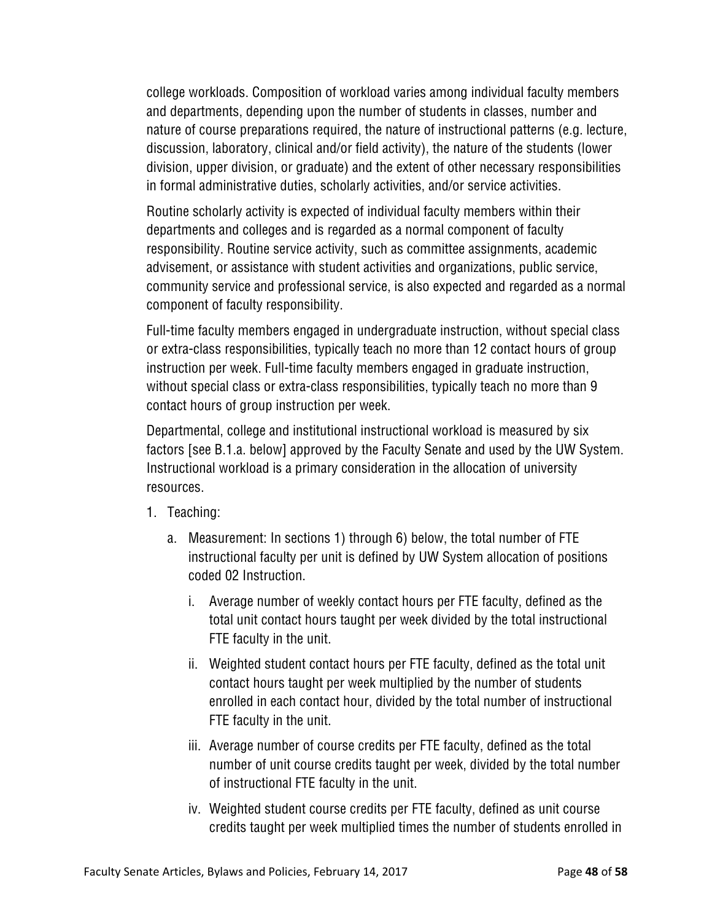college workloads. Composition of workload varies among individual faculty members and departments, depending upon the number of students in classes, number and nature of course preparations required, the nature of instructional patterns (e.g. lecture, discussion, laboratory, clinical and/or field activity), the nature of the students (lower division, upper division, or graduate) and the extent of other necessary responsibilities in formal administrative duties, scholarly activities, and/or service activities.

Routine scholarly activity is expected of individual faculty members within their departments and colleges and is regarded as a normal component of faculty responsibility. Routine service activity, such as committee assignments, academic advisement, or assistance with student activities and organizations, public service, community service and professional service, is also expected and regarded as a normal component of faculty responsibility.

Full-time faculty members engaged in undergraduate instruction, without special class or extra-class responsibilities, typically teach no more than 12 contact hours of group instruction per week. Full-time faculty members engaged in graduate instruction, without special class or extra-class responsibilities, typically teach no more than 9 contact hours of group instruction per week.

Departmental, college and institutional instructional workload is measured by six factors [see B.1.a. below] approved by the Faculty Senate and used by the UW System. Instructional workload is a primary consideration in the allocation of university resources.

1. Teaching:
   a. Measurement: In sections 1) through 6) below, the total number of FTE instructional faculty per unit is defined by UW System allocation of positions coded 02 Instruction.
      i. Average number of weekly contact hours per FTE faculty, defined as the total unit contact hours taught per week divided by the total instructional FTE faculty in the unit.
      ii. Weighted student contact hours per FTE faculty, defined as the total unit contact hours taught per week multiplied by the number of students enrolled in each contact hour, divided by the total number of instructional FTE faculty in the unit.
      iii. Average number of course credits per FTE faculty, defined as the total number of unit course credits taught per week, divided by the total number of instructional FTE faculty in the unit.
      iv. Weighted student course credits per FTE faculty, defined as unit course credits taught per week multiplied times the number of students enrolled in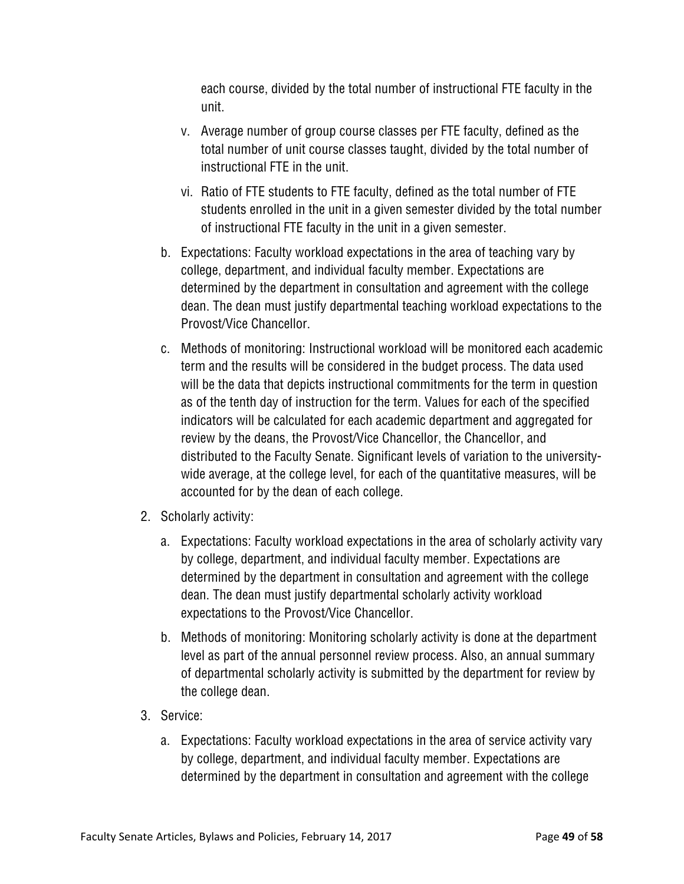each course, divided by the total number of instructional FTE faculty in the unit.

v. Average number of group course classes per FTE faculty, defined as the total number of unit course classes taught, divided by the total number of instructional FTE in the unit.

vi. Ratio of FTE students to FTE faculty, defined as the total number of FTE students enrolled in the unit in a given semester divided by the total number of instructional FTE faculty in the unit in a given semester.

b. Expectations: Faculty workload expectations in the area of teaching vary by college, department, and individual faculty member. Expectations are determined by the department in consultation and agreement with the college dean. The dean must justify departmental teaching workload expectations to the Provost/Vice Chancellor.

c. Methods of monitoring: Instructional workload will be monitored each academic term and the results will be considered in the budget process. The data used will be the data that depicts instructional commitments for the term in question as of the tenth day of instruction for the term. Values for each of the specified indicators will be calculated for each academic department and aggregated for review by the deans, the Provost/Vice Chancellor, the Chancellor, and distributed to the Faculty Senate. Significant levels of variation to the university-wide average, at the college level, for each of the quantitative measures, will be accounted for by the dean of each college.

2. Scholarly activity:

   a. Expectations: Faculty workload expectations in the area of scholarly activity vary by college, department, and individual faculty member. Expectations are determined by the department in consultation and agreement with the college dean. The dean must justify departmental scholarly activity workload expectations to the Provost/Vice Chancellor.

   b. Methods of monitoring: Monitoring scholarly activity is done at the department level as part of the annual personnel review process. Also, an annual summary of departmental scholarly activity is submitted by the department for review by the college dean.

3. Service:

   a. Expectations: Faculty workload expectations in the area of service activity vary by college, department, and individual faculty member. Expectations are determined by the department in consultation and agreement with the college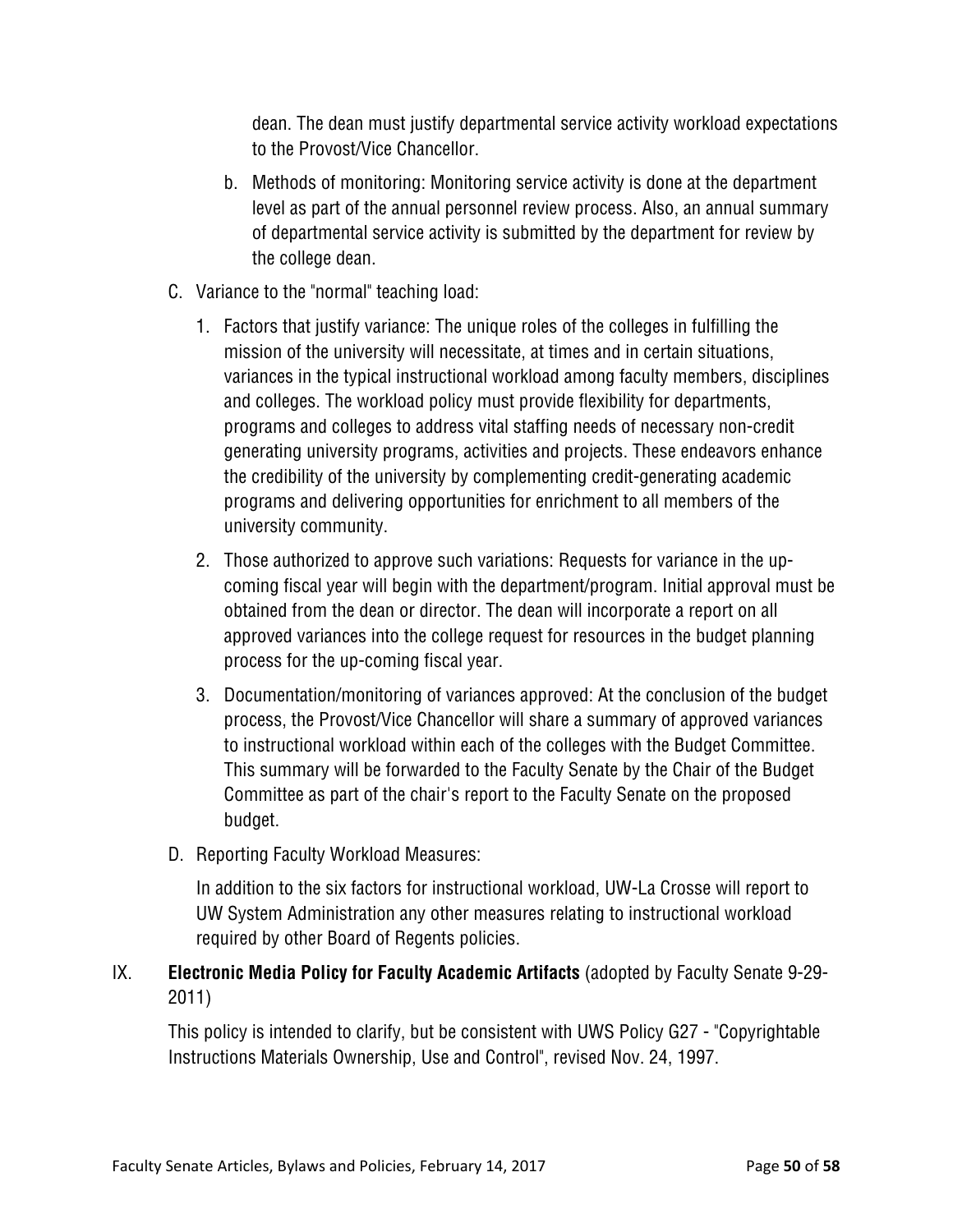dean. The dean must justify departmental service activity workload expectations to the Provost/Vice Chancellor.

b. Methods of monitoring: Monitoring service activity is done at the department level as part of the annual personnel review process. Also, an annual summary of departmental service activity is submitted by the department for review by the college dean.

C. Variance to the "normal" teaching load:

1. Factors that justify variance: The unique roles of the colleges in fulfilling the mission of the university will necessitate, at times and in certain situations, variances in the typical instructional workload among faculty members, disciplines and colleges. The workload policy must provide flexibility for departments, programs and colleges to address vital staffing needs of necessary non-credit generating university programs, activities and projects. These endeavors enhance the credibility of the university by complementing credit-generating academic programs and delivering opportunities for enrichment to all members of the university community.

2. Those authorized to approve such variations: Requests for variance in the up-coming fiscal year will begin with the department/program. Initial approval must be obtained from the dean or director. The dean will incorporate a report on all approved variances into the college request for resources in the budget planning process for the up-coming fiscal year.

3. Documentation/monitoring of variances approved: At the conclusion of the budget process, the Provost/Vice Chancellor will share a summary of approved variances to instructional workload within each of the colleges with the Budget Committee. This summary will be forwarded to the Faculty Senate by the Chair of the Budget Committee as part of the chair's report to the Faculty Senate on the proposed budget.

D. Reporting Faculty Workload Measures:

In addition to the six factors for instructional workload, UW-La Crosse will report to UW System Administration any other measures relating to instructional workload required by other Board of Regents policies.

## IX. **Electronic Media Policy for Faculty Academic Artifacts** (adopted by Faculty Senate 9-29-2011)

This policy is intended to clarify, but be consistent with UWS Policy G27 - "Copyrightable Instructions Materials Ownership, Use and Control", revised Nov. 24, 1997.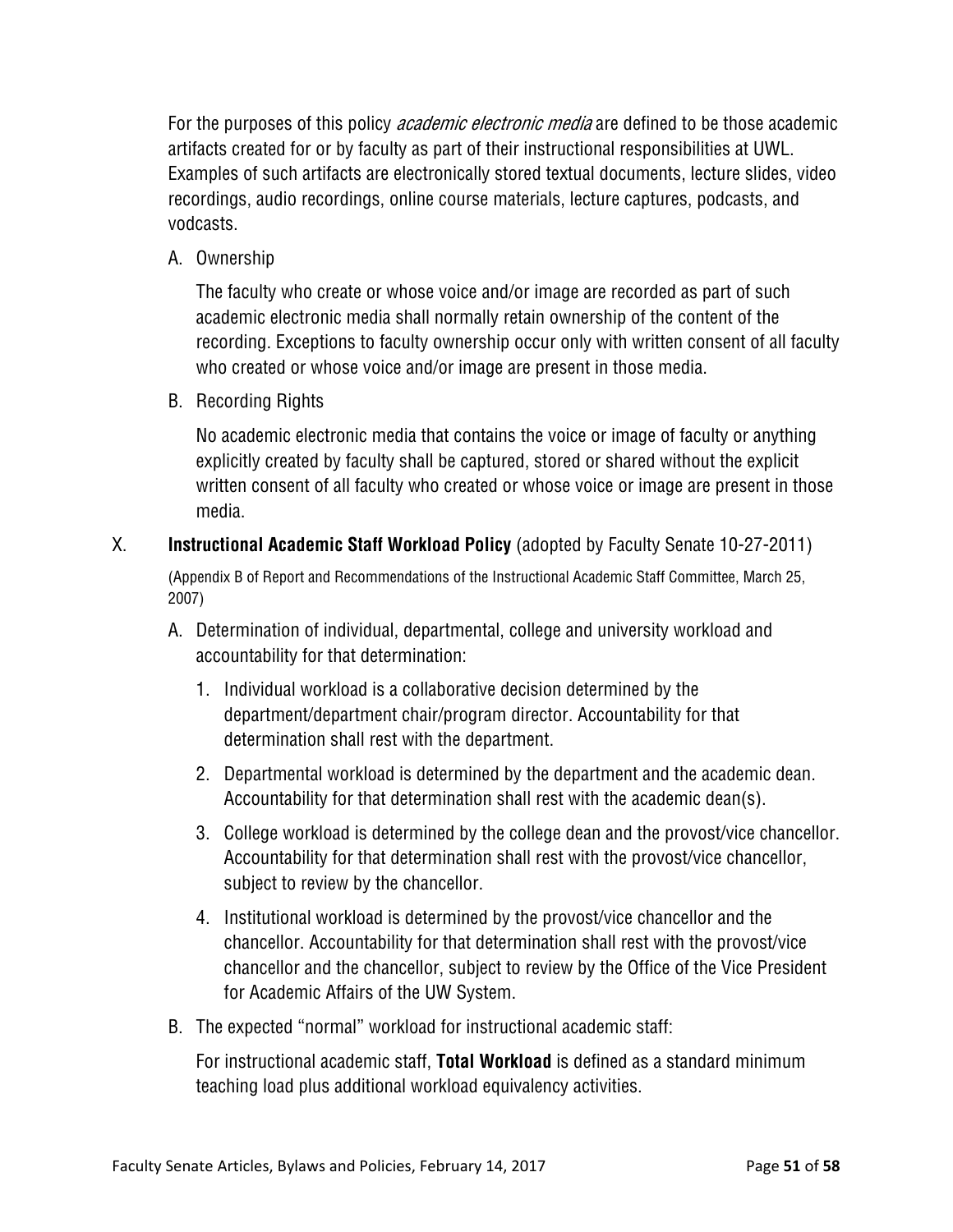For the purposes of this policy *academic electronic media* are defined to be those academic artifacts created for or by faculty as part of their instructional responsibilities at UWL. Examples of such artifacts are electronically stored textual documents, lecture slides, video recordings, audio recordings, online course materials, lecture captures, podcasts, and vodcasts.

A. Ownership

The faculty who create or whose voice and/or image are recorded as part of such academic electronic media shall normally retain ownership of the content of the recording. Exceptions to faculty ownership occur only with written consent of all faculty who created or whose voice and/or image are present in those media.

B. Recording Rights

No academic electronic media that contains the voice or image of faculty or anything explicitly created by faculty shall be captured, stored or shared without the explicit written consent of all faculty who created or whose voice or image are present in those media.

X. **Instructional Academic Staff Workload Policy** (adopted by Faculty Senate 10-27-2011)

(Appendix B of Report and Recommendations of the Instructional Academic Staff Committee, March 25, 2007)

A. Determination of individual, departmental, college and university workload and accountability for that determination:

1. Individual workload is a collaborative decision determined by the department/department chair/program director. Accountability for that determination shall rest with the department.
2. Departmental workload is determined by the department and the academic dean. Accountability for that determination shall rest with the academic dean(s).
3. College workload is determined by the college dean and the provost/vice chancellor. Accountability for that determination shall rest with the provost/vice chancellor, subject to review by the chancellor.
4. Institutional workload is determined by the provost/vice chancellor and the chancellor. Accountability for that determination shall rest with the provost/vice chancellor and the chancellor, subject to review by the Office of the Vice President for Academic Affairs of the UW System.

B. The expected "normal" workload for instructional academic staff:

For instructional academic staff, **Total Workload** is defined as a standard minimum teaching load plus additional workload equivalency activities.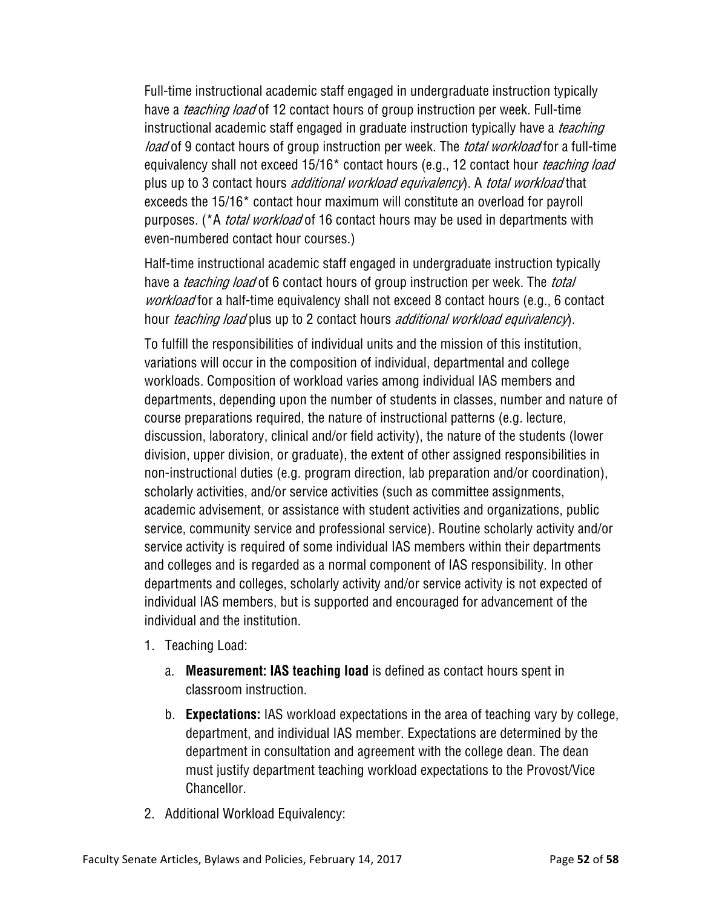Full-time instructional academic staff engaged in undergraduate instruction typically have a *teaching load* of 12 contact hours of group instruction per week. Full-time instructional academic staff engaged in graduate instruction typically have a *teaching load* of 9 contact hours of group instruction per week. The *total workload* for a full-time equivalency shall not exceed 15/16* contact hours (e.g., 12 contact hour *teaching load* plus up to 3 contact hours *additional workload equivalency*). A *total workload* that exceeds the 15/16* contact hour maximum will constitute an overload for payroll purposes. (*A *total workload* of 16 contact hours may be used in departments with even-numbered contact hour courses.)

Half-time instructional academic staff engaged in undergraduate instruction typically have a *teaching load* of 6 contact hours of group instruction per week. The *total workload* for a half-time equivalency shall not exceed 8 contact hours (e.g., 6 contact hour *teaching load* plus up to 2 contact hours *additional workload equivalency*).

To fulfill the responsibilities of individual units and the mission of this institution, variations will occur in the composition of individual, departmental and college workloads. Composition of workload varies among individual IAS members and departments, depending upon the number of students in classes, number and nature of course preparations required, the nature of instructional patterns (e.g. lecture, discussion, laboratory, clinical and/or field activity), the nature of the students (lower division, upper division, or graduate), the extent of other assigned responsibilities in non-instructional duties (e.g. program direction, lab preparation and/or coordination), scholarly activities, and/or service activities (such as committee assignments, academic advisement, or assistance with student activities and organizations, public service, community service and professional service). Routine scholarly activity and/or service activity is required of some individual IAS members within their departments and colleges and is regarded as a normal component of IAS responsibility. In other departments and colleges, scholarly activity and/or service activity is not expected of individual IAS members, but is supported and encouraged for advancement of the individual and the institution.

1. Teaching Load:
   a. **Measurement: IAS teaching load** is defined as contact hours spent in classroom instruction.
   b. **Expectations:** IAS workload expectations in the area of teaching vary by college, department, and individual IAS member. Expectations are determined by the department in consultation and agreement with the college dean. The dean must justify department teaching workload expectations to the Provost/Vice Chancellor.
2. Additional Workload Equivalency: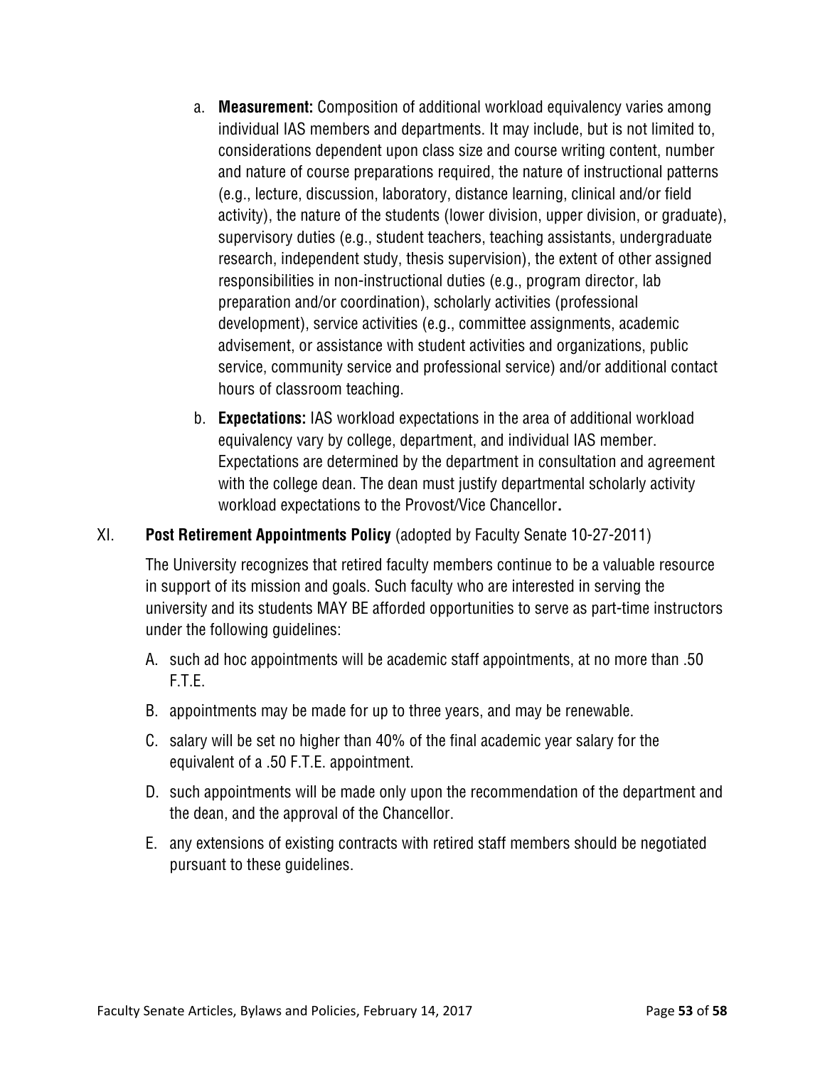a. **Measurement:** Composition of additional workload equivalency varies among individual IAS members and departments. It may include, but is not limited to, considerations dependent upon class size and course writing content, number and nature of course preparations required, the nature of instructional patterns (e.g., lecture, discussion, laboratory, distance learning, clinical and/or field activity), the nature of the students (lower division, upper division, or graduate), supervisory duties (e.g., student teachers, teaching assistants, undergraduate research, independent study, thesis supervision), the extent of other assigned responsibilities in non-instructional duties (e.g., program director, lab preparation and/or coordination), scholarly activities (professional development), service activities (e.g., committee assignments, academic advisement, or assistance with student activities and organizations, public service, community service and professional service) and/or additional contact hours of classroom teaching.

b. **Expectations:** IAS workload expectations in the area of additional workload equivalency vary by college, department, and individual IAS member. Expectations are determined by the department in consultation and agreement with the college dean. The dean must justify departmental scholarly activity workload expectations to the Provost/Vice Chancellor**.**

XI. **Post Retirement Appointments Policy** (adopted by Faculty Senate 10-27-2011)

The University recognizes that retired faculty members continue to be a valuable resource in support of its mission and goals. Such faculty who are interested in serving the university and its students MAY BE afforded opportunities to serve as part-time instructors under the following guidelines:

A. such ad hoc appointments will be academic staff appointments, at no more than .50 F.T.E.

B. appointments may be made for up to three years, and may be renewable.

C. salary will be set no higher than 40% of the final academic year salary for the equivalent of a .50 F.T.E. appointment.

D. such appointments will be made only upon the recommendation of the department and the dean, and the approval of the Chancellor.

E. any extensions of existing contracts with retired staff members should be negotiated pursuant to these guidelines.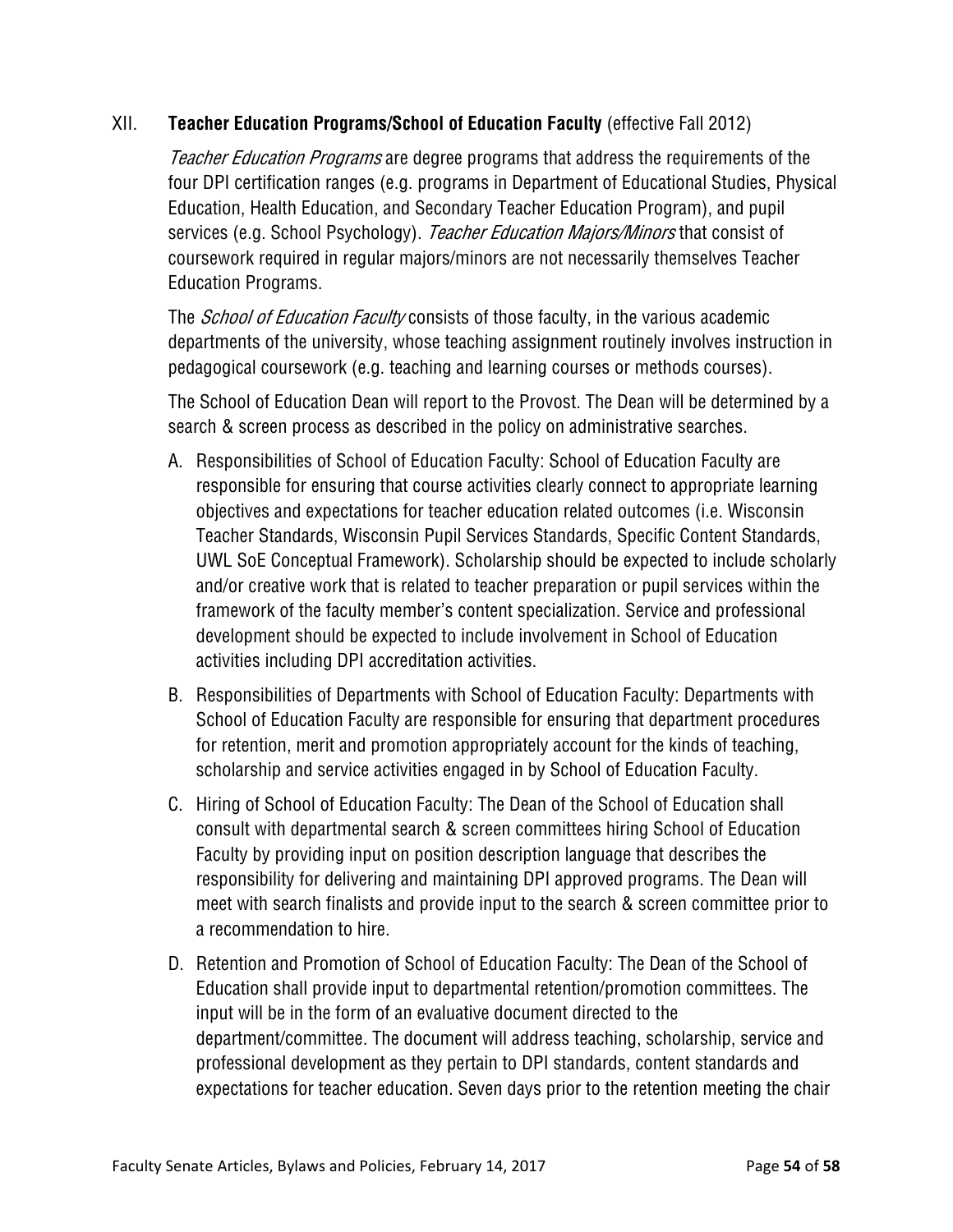## XII. **Teacher Education Programs/School of Education Faculty** (effective Fall 2012)

*Teacher Education Programs* are degree programs that address the requirements of the four DPI certification ranges (e.g. programs in Department of Educational Studies, Physical Education, Health Education, and Secondary Teacher Education Program), and pupil services (e.g. School Psychology). *Teacher Education Majors/Minors* that consist of coursework required in regular majors/minors are not necessarily themselves Teacher Education Programs.

The *School of Education Faculty* consists of those faculty, in the various academic departments of the university, whose teaching assignment routinely involves instruction in pedagogical coursework (e.g. teaching and learning courses or methods courses).

The School of Education Dean will report to the Provost. The Dean will be determined by a search & screen process as described in the policy on administrative searches.

A. Responsibilities of School of Education Faculty: School of Education Faculty are responsible for ensuring that course activities clearly connect to appropriate learning objectives and expectations for teacher education related outcomes (i.e. Wisconsin Teacher Standards, Wisconsin Pupil Services Standards, Specific Content Standards, UWL SoE Conceptual Framework). Scholarship should be expected to include scholarly and/or creative work that is related to teacher preparation or pupil services within the framework of the faculty member's content specialization. Service and professional development should be expected to include involvement in School of Education activities including DPI accreditation activities.

B. Responsibilities of Departments with School of Education Faculty: Departments with School of Education Faculty are responsible for ensuring that department procedures for retention, merit and promotion appropriately account for the kinds of teaching, scholarship and service activities engaged in by School of Education Faculty.

C. Hiring of School of Education Faculty: The Dean of the School of Education shall consult with departmental search & screen committees hiring School of Education Faculty by providing input on position description language that describes the responsibility for delivering and maintaining DPI approved programs. The Dean will meet with search finalists and provide input to the search & screen committee prior to a recommendation to hire.

D. Retention and Promotion of School of Education Faculty: The Dean of the School of Education shall provide input to departmental retention/promotion committees. The input will be in the form of an evaluative document directed to the department/committee. The document will address teaching, scholarship, service and professional development as they pertain to DPI standards, content standards and expectations for teacher education. Seven days prior to the retention meeting the chair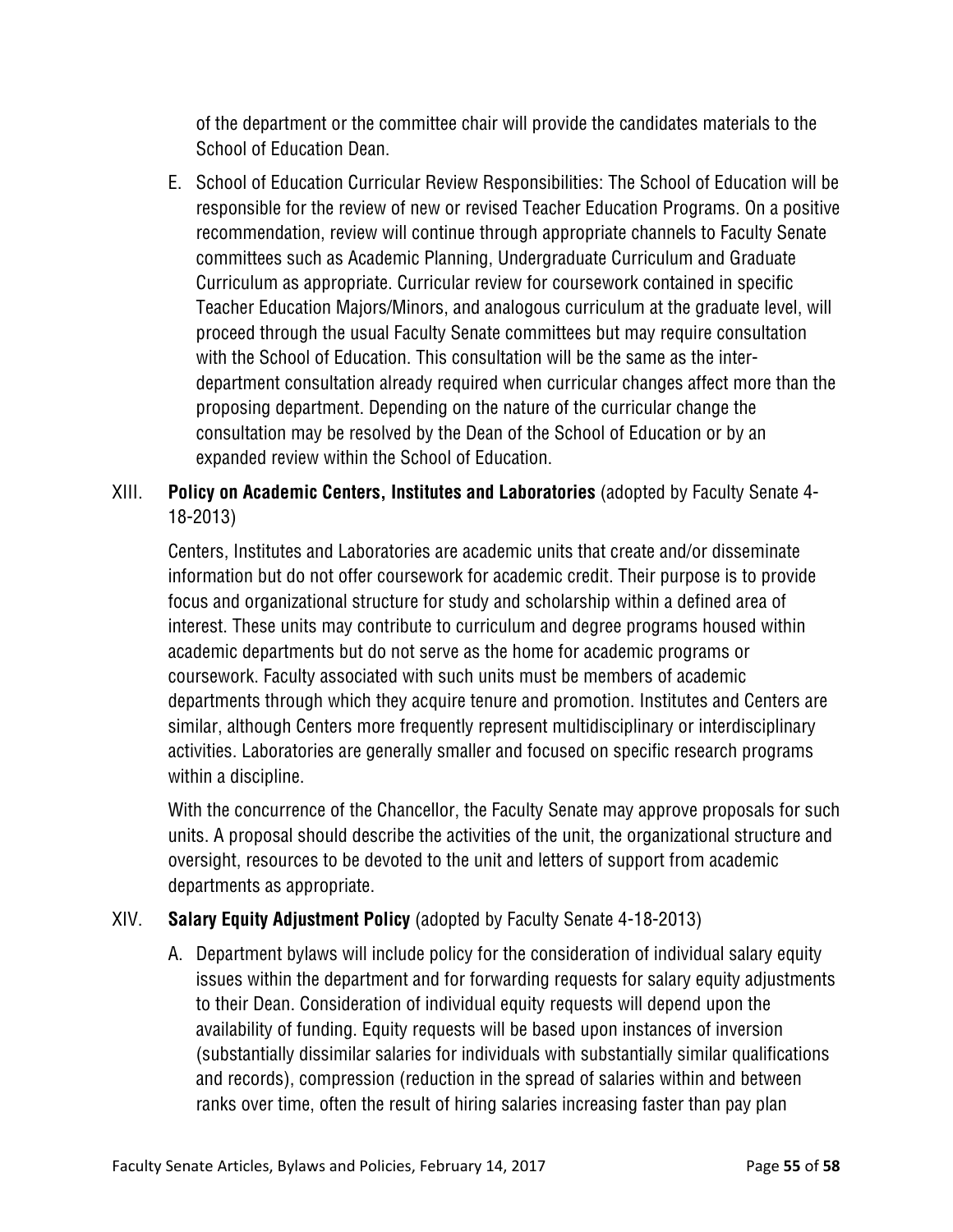of the department or the committee chair will provide the candidates materials to the School of Education Dean.

E. School of Education Curricular Review Responsibilities: The School of Education will be responsible for the review of new or revised Teacher Education Programs. On a positive recommendation, review will continue through appropriate channels to Faculty Senate committees such as Academic Planning, Undergraduate Curriculum and Graduate Curriculum as appropriate. Curricular review for coursework contained in specific Teacher Education Majors/Minors, and analogous curriculum at the graduate level, will proceed through the usual Faculty Senate committees but may require consultation with the School of Education. This consultation will be the same as the inter-department consultation already required when curricular changes affect more than the proposing department. Depending on the nature of the curricular change the consultation may be resolved by the Dean of the School of Education or by an expanded review within the School of Education.

XIII. **Policy on Academic Centers, Institutes and Laboratories** (adopted by Faculty Senate 4-18-2013)

Centers, Institutes and Laboratories are academic units that create and/or disseminate information but do not offer coursework for academic credit. Their purpose is to provide focus and organizational structure for study and scholarship within a defined area of interest. These units may contribute to curriculum and degree programs housed within academic departments but do not serve as the home for academic programs or coursework. Faculty associated with such units must be members of academic departments through which they acquire tenure and promotion. Institutes and Centers are similar, although Centers more frequently represent multidisciplinary or interdisciplinary activities. Laboratories are generally smaller and focused on specific research programs within a discipline.

With the concurrence of the Chancellor, the Faculty Senate may approve proposals for such units. A proposal should describe the activities of the unit, the organizational structure and oversight, resources to be devoted to the unit and letters of support from academic departments as appropriate.

XIV. **Salary Equity Adjustment Policy** (adopted by Faculty Senate 4-18-2013)

A. Department bylaws will include policy for the consideration of individual salary equity issues within the department and for forwarding requests for salary equity adjustments to their Dean. Consideration of individual equity requests will depend upon the availability of funding. Equity requests will be based upon instances of inversion (substantially dissimilar salaries for individuals with substantially similar qualifications and records), compression (reduction in the spread of salaries within and between ranks over time, often the result of hiring salaries increasing faster than pay plan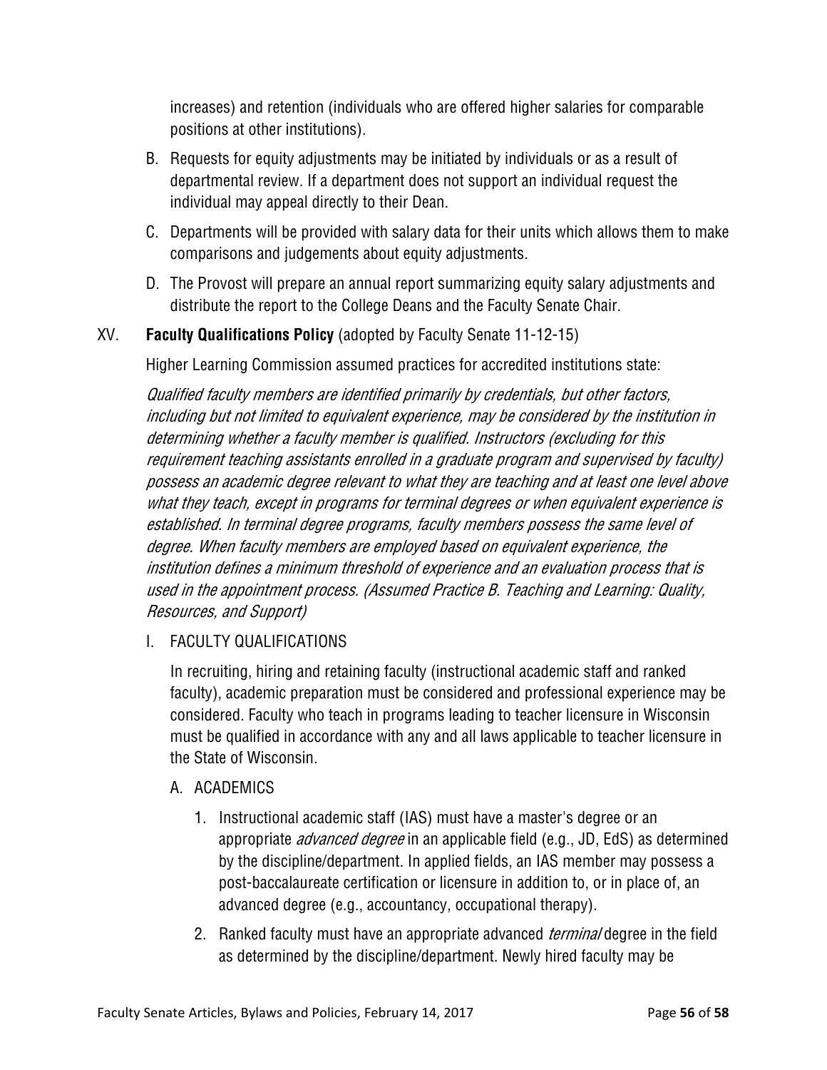increases) and retention (individuals who are offered higher salaries for comparable positions at other institutions).

B. Requests for equity adjustments may be initiated by individuals or as a result of departmental review. If a department does not support an individual request the individual may appeal directly to their Dean.

C. Departments will be provided with salary data for their units which allows them to make comparisons and judgements about equity adjustments.

D. The Provost will prepare an annual report summarizing equity salary adjustments and distribute the report to the College Deans and the Faculty Senate Chair.

## XV. **Faculty Qualifications Policy** (adopted by Faculty Senate 11-12-15)

Higher Learning Commission assumed practices for accredited institutions state:

*Qualified faculty members are identified primarily by credentials, but other factors, including but not limited to equivalent experience, may be considered by the institution in determining whether a faculty member is qualified. Instructors (excluding for this requirement teaching assistants enrolled in a graduate program and supervised by faculty) possess an academic degree relevant to what they are teaching and at least one level above what they teach, except in programs for terminal degrees or when equivalent experience is established. In terminal degree programs, faculty members possess the same level of degree. When faculty members are employed based on equivalent experience, the institution defines a minimum threshold of experience and an evaluation process that is used in the appointment process. (Assumed Practice B. Teaching and Learning: Quality, Resources, and Support)*

### I. FACULTY QUALIFICATIONS

In recruiting, hiring and retaining faculty (instructional academic staff and ranked faculty), academic preparation must be considered and professional experience may be considered. Faculty who teach in programs leading to teacher licensure in Wisconsin must be qualified in accordance with any and all laws applicable to teacher licensure in the State of Wisconsin.

#### A. ACADEMICS

1. Instructional academic staff (IAS) must have a master's degree or an appropriate *advanced degree* in an applicable field (e.g., JD, EdS) as determined by the discipline/department. In applied fields, an IAS member may possess a post-baccalaureate certification or licensure in addition to, or in place of, an advanced degree (e.g., accountancy, occupational therapy).

2. Ranked faculty must have an appropriate advanced *terminal* degree in the field as determined by the discipline/department. Newly hired faculty may be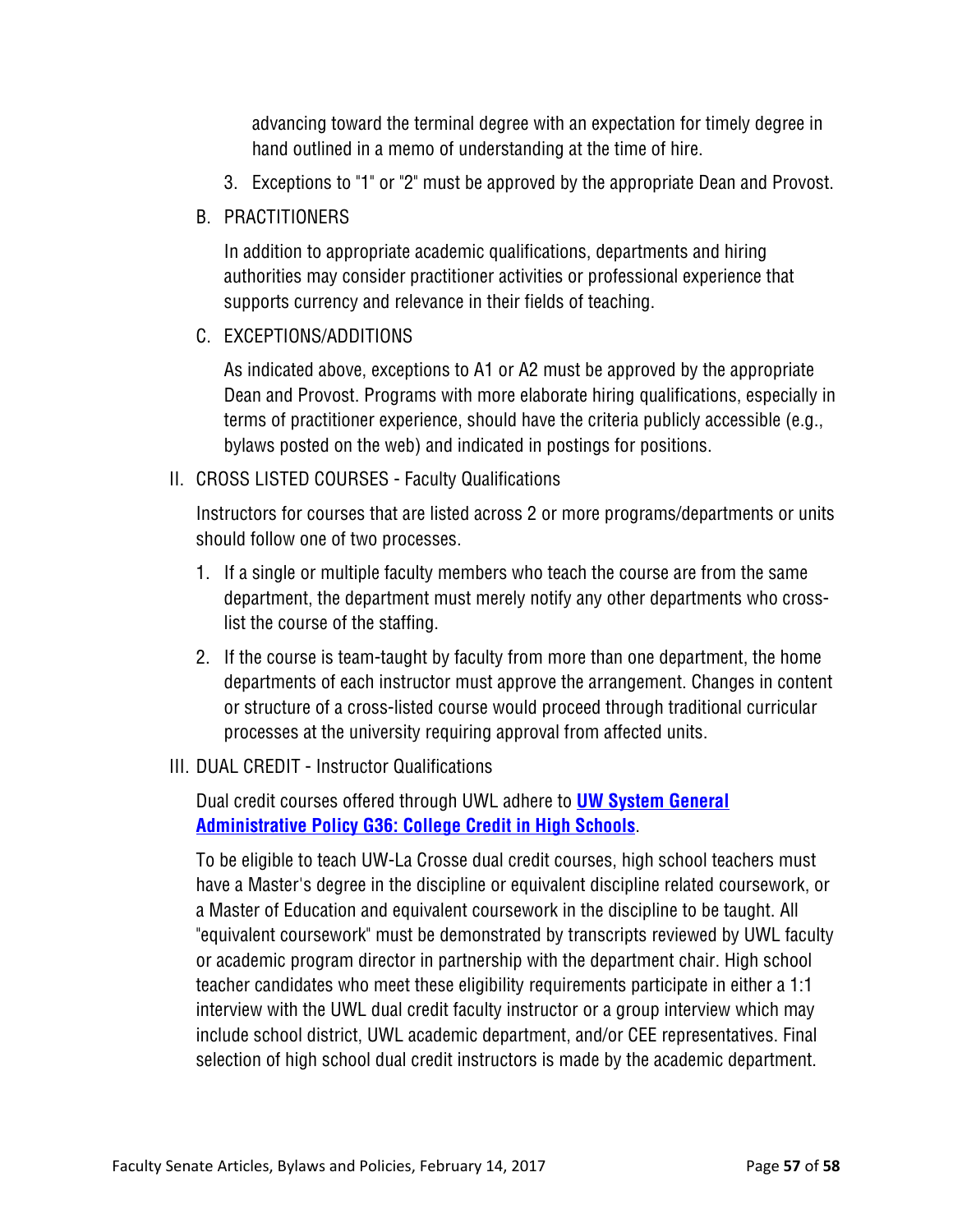advancing toward the terminal degree with an expectation for timely degree in hand outlined in a memo of understanding at the time of hire.

3. Exceptions to "1" or "2" must be approved by the appropriate Dean and Provost.

B. PRACTITIONERS

In addition to appropriate academic qualifications, departments and hiring authorities may consider practitioner activities or professional experience that supports currency and relevance in their fields of teaching.

C. EXCEPTIONS/ADDITIONS

As indicated above, exceptions to A1 or A2 must be approved by the appropriate Dean and Provost. Programs with more elaborate hiring qualifications, especially in terms of practitioner experience, should have the criteria publicly accessible (e.g., bylaws posted on the web) and indicated in postings for positions.

II. CROSS LISTED COURSES - Faculty Qualifications

Instructors for courses that are listed across 2 or more programs/departments or units should follow one of two processes.

1. If a single or multiple faculty members who teach the course are from the same department, the department must merely notify any other departments who cross-list the course of the staffing.
2. If the course is team-taught by faculty from more than one department, the home departments of each instructor must approve the arrangement. Changes in content or structure of a cross-listed course would proceed through traditional curricular processes at the university requiring approval from affected units.

III. DUAL CREDIT - Instructor Qualifications

Dual credit courses offered through UWL adhere to **UW System General Administrative Policy G36: College Credit in High Schools**.

To be eligible to teach UW-La Crosse dual credit courses, high school teachers must have a Master's degree in the discipline or equivalent discipline related coursework, or a Master of Education and equivalent coursework in the discipline to be taught. All "equivalent coursework" must be demonstrated by transcripts reviewed by UWL faculty or academic program director in partnership with the department chair. High school teacher candidates who meet these eligibility requirements participate in either a 1:1 interview with the UWL dual credit faculty instructor or a group interview which may include school district, UWL academic department, and/or CEE representatives. Final selection of high school dual credit instructors is made by the academic department.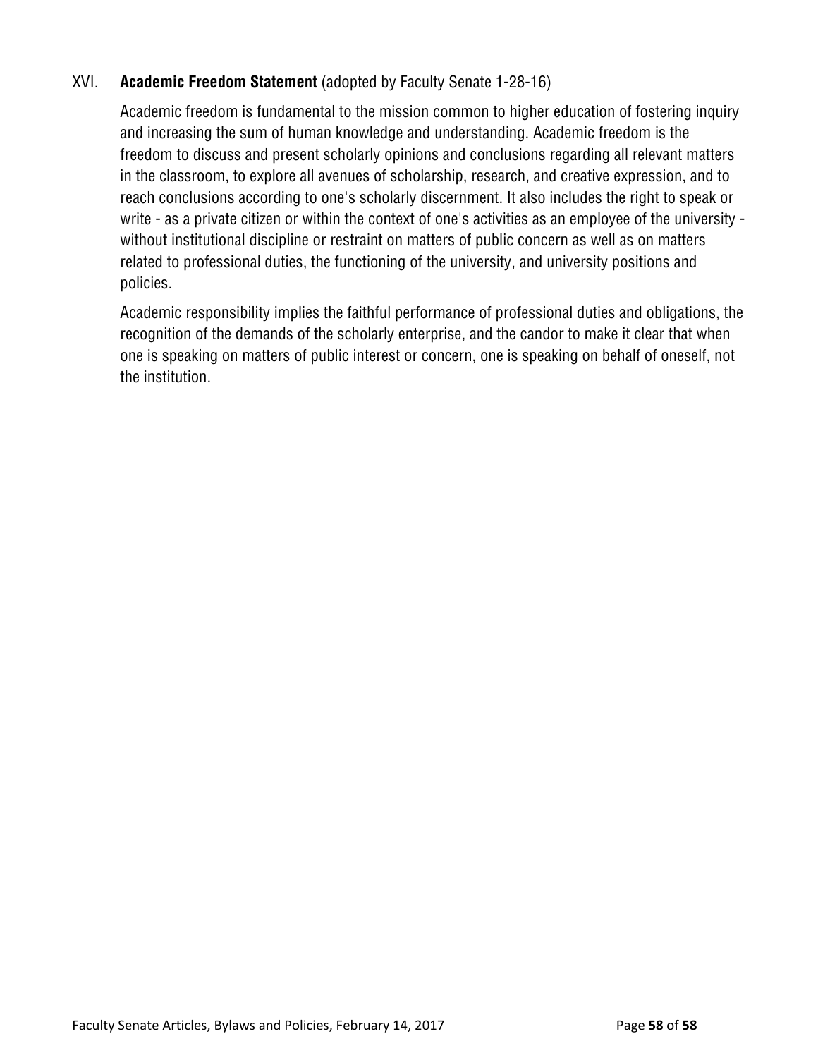## XVI. **Academic Freedom Statement** (adopted by Faculty Senate 1-28-16)

Academic freedom is fundamental to the mission common to higher education of fostering inquiry and increasing the sum of human knowledge and understanding. Academic freedom is the freedom to discuss and present scholarly opinions and conclusions regarding all relevant matters in the classroom, to explore all avenues of scholarship, research, and creative expression, and to reach conclusions according to one's scholarly discernment. It also includes the right to speak or write - as a private citizen or within the context of one's activities as an employee of the university - without institutional discipline or restraint on matters of public concern as well as on matters related to professional duties, the functioning of the university, and university positions and policies.

Academic responsibility implies the faithful performance of professional duties and obligations, the recognition of the demands of the scholarly enterprise, and the candor to make it clear that when one is speaking on matters of public interest or concern, one is speaking on behalf of oneself, not the institution.